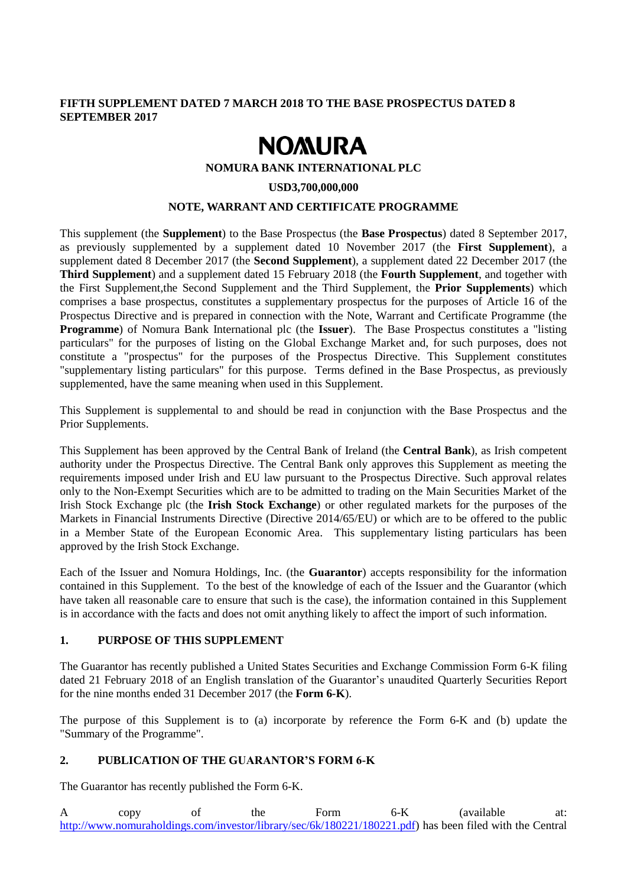**FIFTH SUPPLEMENT DATED 7 MARCH 2018 TO THE BASE PROSPECTUS DATED 8 SEPTEMBER 2017**

# NOMURA

**NOMURA BANK INTERNATIONAL PLC**

**USD3,700,000,000**

**NOTE, WARRANT AND CERTIFICATE PROGRAMME**

This supplement (the **Supplement**) to the Base Prospectus (the **Base Prospectus**) dated 8 September 2017, as previously supplemented by a supplement dated 10 November 2017 (the **First Supplement**), a supplement dated 8 December 2017 (the **Second Supplement**), a supplement dated 22 December 2017 (the **Third Supplement**) and a supplement dated 15 February 2018 (the **Fourth Supplement**, and together with the First Supplement,the Second Supplement and the Third Supplement, the **Prior Supplements**) which comprises a base prospectus, constitutes a supplementary prospectus for the purposes of Article 16 of the Prospectus Directive and is prepared in connection with the Note, Warrant and Certificate Programme (the **Programme**) of Nomura Bank International plc (the **Issuer**). The Base Prospectus constitutes a "listing particulars" for the purposes of listing on the Global Exchange Market and, for such purposes, does not constitute a "prospectus" for the purposes of the Prospectus Directive. This Supplement constitutes "supplementary listing particulars" for this purpose. Terms defined in the Base Prospectus, as previously supplemented, have the same meaning when used in this Supplement.

This Supplement is supplemental to and should be read in conjunction with the Base Prospectus and the Prior Supplements.

This Supplement has been approved by the Central Bank of Ireland (the **Central Bank**), as Irish competent authority under the Prospectus Directive. The Central Bank only approves this Supplement as meeting the requirements imposed under Irish and EU law pursuant to the Prospectus Directive. Such approval relates only to the Non-Exempt Securities which are to be admitted to trading on the Main Securities Market of the Irish Stock Exchange plc (the **Irish Stock Exchange**) or other regulated markets for the purposes of the Markets in Financial Instruments Directive (Directive 2014/65/EU) or which are to be offered to the public in a Member State of the European Economic Area. This supplementary listing particulars has been approved by the Irish Stock Exchange.

Each of the Issuer and Nomura Holdings, Inc. (the **Guarantor**) accepts responsibility for the information contained in this Supplement. To the best of the knowledge of each of the Issuer and the Guarantor (which have taken all reasonable care to ensure that such is the case), the information contained in this Supplement is in accordance with the facts and does not omit anything likely to affect the import of such information.

## 1. PURPOSE OF THIS SUPPLEMENT

The Guarantor has recently published a United States Securities and Exchange Commission Form 6-K filing dated 21 February 2018 of an English translation of the Guarantor's unaudited Quarterly Securities Report for the nine months ended 31 December 2017 (the **Form 6-K**).

The purpose of this Supplement is to (a) incorporate by reference the Form 6-K and (b) update the "Summary of the Programme".

## 2. PUBLICATION OF THE GUARANTOR'S FORM 6-K

The Guarantor has recently published the Form 6-K.

A copy of the Form 6-K (available at: http://www.nomuraholdings.com/investor/library/sec/6k/180221/180221.pdf) has been filed with the Central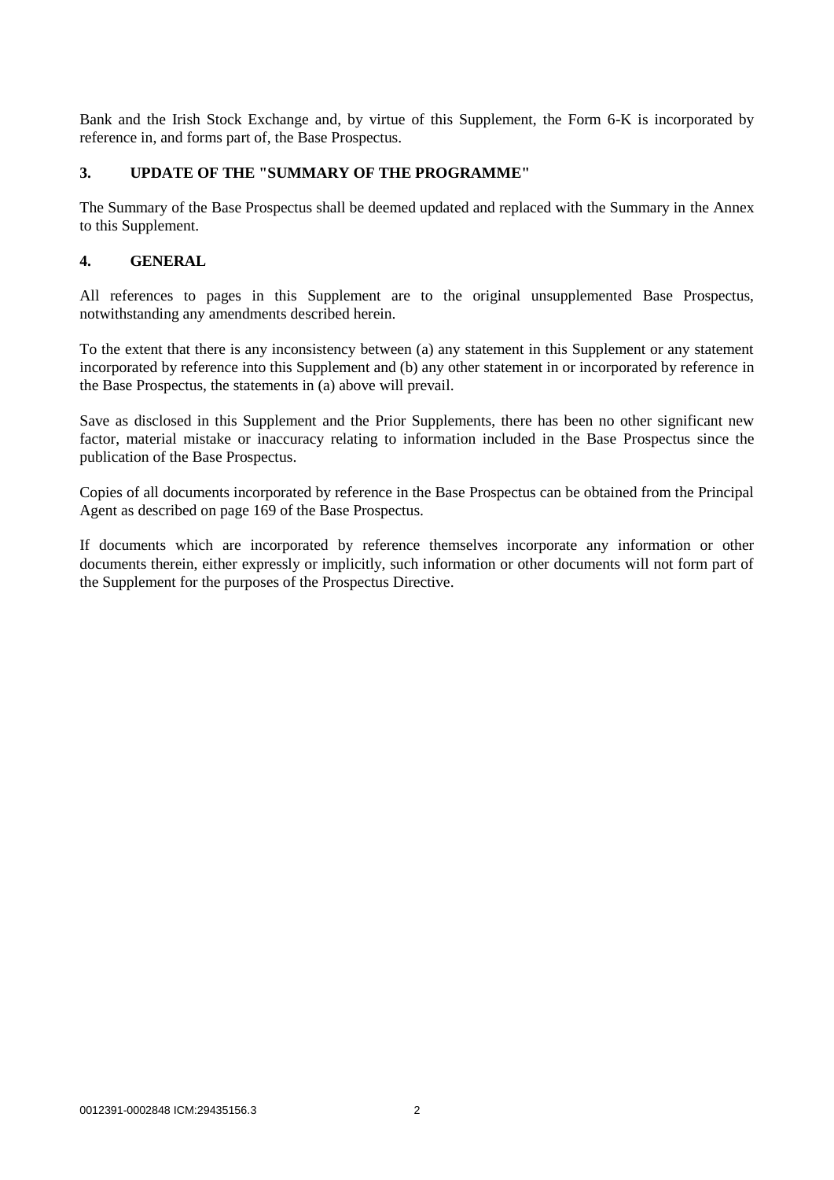Bank and the Irish Stock Exchange and, by virtue of this Supplement, the Form 6-K is incorporated by reference in, and forms part of, the Base Prospectus.

## 3. UPDATE OF THE "SUMMARY OF THE PROGRAMME"

The Summary of the Base Prospectus shall be deemed updated and replaced with the Summary in the Annex to this Supplement.

## 4. GENERAL

All references to pages in this Supplement are to the original unsupplemented Base Prospectus, notwithstanding any amendments described herein.

To the extent that there is any inconsistency between (a) any statement in this Supplement or any statement incorporated by reference into this Supplement and (b) any other statement in or incorporated by reference in the Base Prospectus, the statements in (a) above will prevail.

Save as disclosed in this Supplement and the Prior Supplements, there has been no other significant new factor, material mistake or inaccuracy relating to information included in the Base Prospectus since the publication of the Base Prospectus.

Copies of all documents incorporated by reference in the Base Prospectus can be obtained from the Principal Agent as described on page 169 of the Base Prospectus.

If documents which are incorporated by reference themselves incorporate any information or other documents therein, either expressly or implicitly, such information or other documents will not form part of the Supplement for the purposes of the Prospectus Directive.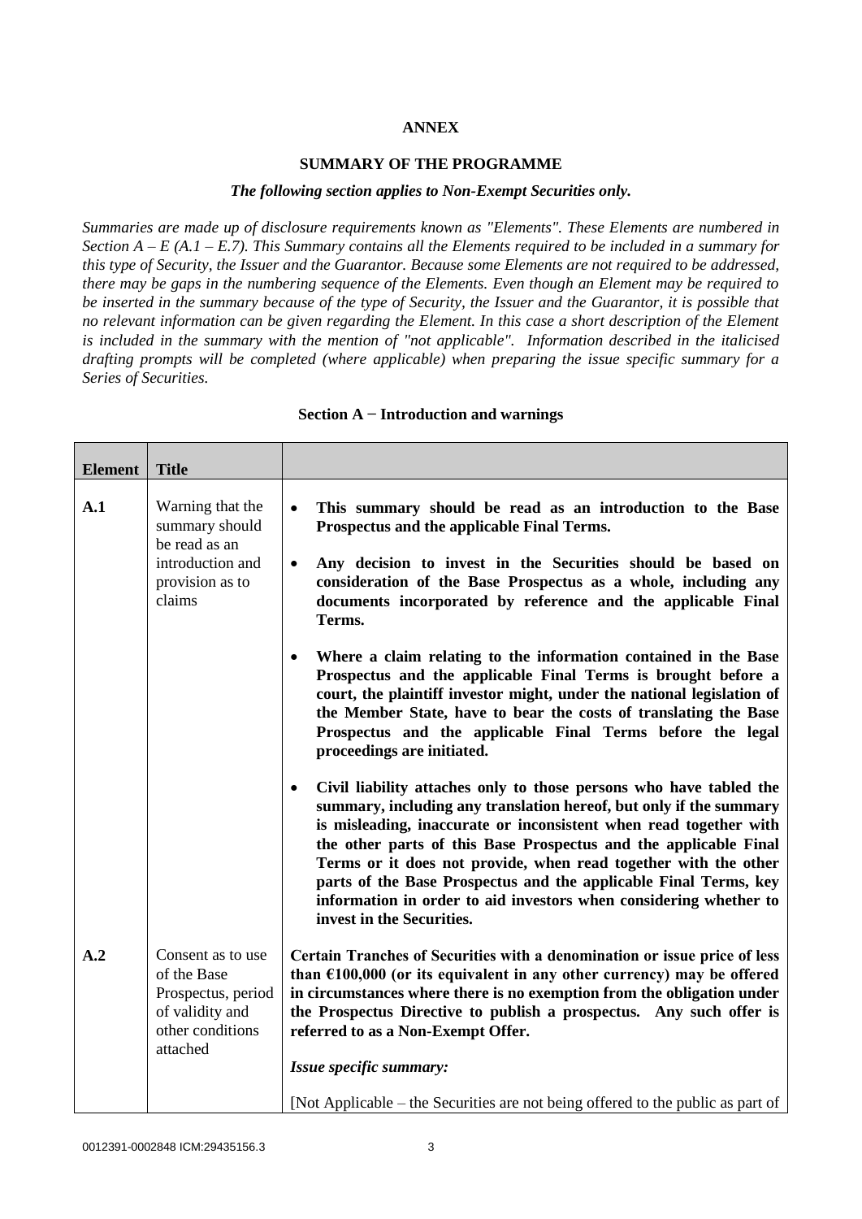**ANNEX**

**SUMMARY OF THE PROGRAMME**

***The following section applies to Non-Exempt Securities only.***

*Summaries are made up of disclosure requirements known as "Elements". These Elements are numbered in Section A – E (A.1 – E.7). This Summary contains all the Elements required to be included in a summary for this type of Security, the Issuer and the Guarantor. Because some Elements are not required to be addressed, there may be gaps in the numbering sequence of the Elements. Even though an Element may be required to be inserted in the summary because of the type of Security, the Issuer and the Guarantor, it is possible that no relevant information can be given regarding the Element. In this case a short description of the Element is included in the summary with the mention of "not applicable". Information described in the italicised drafting prompts will be completed (where applicable) when preparing the issue specific summary for a Series of Securities.*

**Section A − Introduction and warnings**

| **Element** | **Title** | |
|---|---|---|
| **A.1** | Warning that the summary should be read as an introduction and provision as to claims | • **This summary should be read as an introduction to the Base Prospectus and the applicable Final Terms.**<br><br>• **Any decision to invest in the Securities should be based on consideration of the Base Prospectus as a whole, including any documents incorporated by reference and the applicable Final Terms.**<br><br>• **Where a claim relating to the information contained in the Base Prospectus and the applicable Final Terms is brought before a court, the plaintiff investor might, under the national legislation of the Member State, have to bear the costs of translating the Base Prospectus and the applicable Final Terms before the legal proceedings are initiated.**<br><br>• **Civil liability attaches only to those persons who have tabled the summary, including any translation hereof, but only if the summary is misleading, inaccurate or inconsistent when read together with the other parts of this Base Prospectus and the applicable Final Terms or it does not provide, when read together with the other parts of the Base Prospectus and the applicable Final Terms, key information in order to aid investors when considering whether to invest in the Securities.** |
| **A.2** | Consent as to use of the Base Prospectus, period of validity and other conditions attached | **Certain Tranches of Securities with a denomination or issue price of less than €100,000 (or its equivalent in any other currency) may be offered in circumstances where there is no exemption from the obligation under the Prospectus Directive to publish a prospectus. Any such offer is referred to as a Non-Exempt Offer.**<br><br>***Issue specific summary:***<br><br>[Not Applicable – the Securities are not being offered to the public as part of |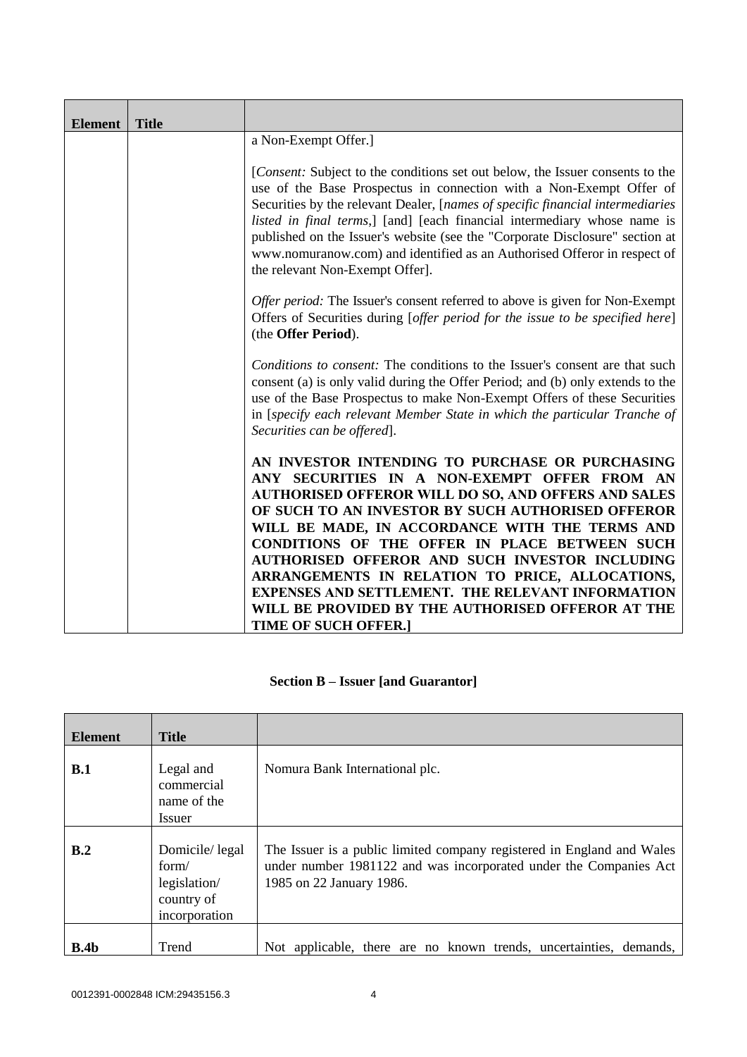| Element | Title | |
|---|---|---|
| | | a Non-Exempt Offer.]<br><br>[*Consent:* Subject to the conditions set out below, the Issuer consents to the use of the Base Prospectus in connection with a Non-Exempt Offer of Securities by the relevant Dealer, [*names of specific financial intermediaries listed in final terms,*] [and] [each financial intermediary whose name is published on the Issuer's website (see the "Corporate Disclosure" section at www.nomuranow.com) and identified as an Authorised Offeror in respect of the relevant Non-Exempt Offer].<br><br>*Offer period:* The Issuer's consent referred to above is given for Non-Exempt Offers of Securities during [*offer period for the issue to be specified here*] (the **Offer Period**).<br><br>*Conditions to consent:* The conditions to the Issuer's consent are that such consent (a) is only valid during the Offer Period; and (b) only extends to the use of the Base Prospectus to make Non-Exempt Offers of these Securities in [*specify each relevant Member State in which the particular Tranche of Securities can be offered*].<br><br>**AN INVESTOR INTENDING TO PURCHASE OR PURCHASING ANY SECURITIES IN A NON-EXEMPT OFFER FROM AN AUTHORISED OFFEROR WILL DO SO, AND OFFERS AND SALES OF SUCH TO AN INVESTOR BY SUCH AUTHORISED OFFEROR WILL BE MADE, IN ACCORDANCE WITH THE TERMS AND CONDITIONS OF THE OFFER IN PLACE BETWEEN SUCH AUTHORISED OFFEROR AND SUCH INVESTOR INCLUDING ARRANGEMENTS IN RELATION TO PRICE, ALLOCATIONS, EXPENSES AND SETTLEMENT. THE RELEVANT INFORMATION WILL BE PROVIDED BY THE AUTHORISED OFFEROR AT THE TIME OF SUCH OFFER.]** |

## Section B – Issuer [and Guarantor]

| Element | Title | |
|---|---|---|
| **B.1** | Legal and commercial name of the Issuer | Nomura Bank International plc. |
| **B.2** | Domicile/ legal form/ legislation/ country of incorporation | The Issuer is a public limited company registered in England and Wales under number 1981122 and was incorporated under the Companies Act 1985 on 22 January 1986. |
| **B.4b** | Trend | Not applicable, there are no known trends, uncertainties, demands, |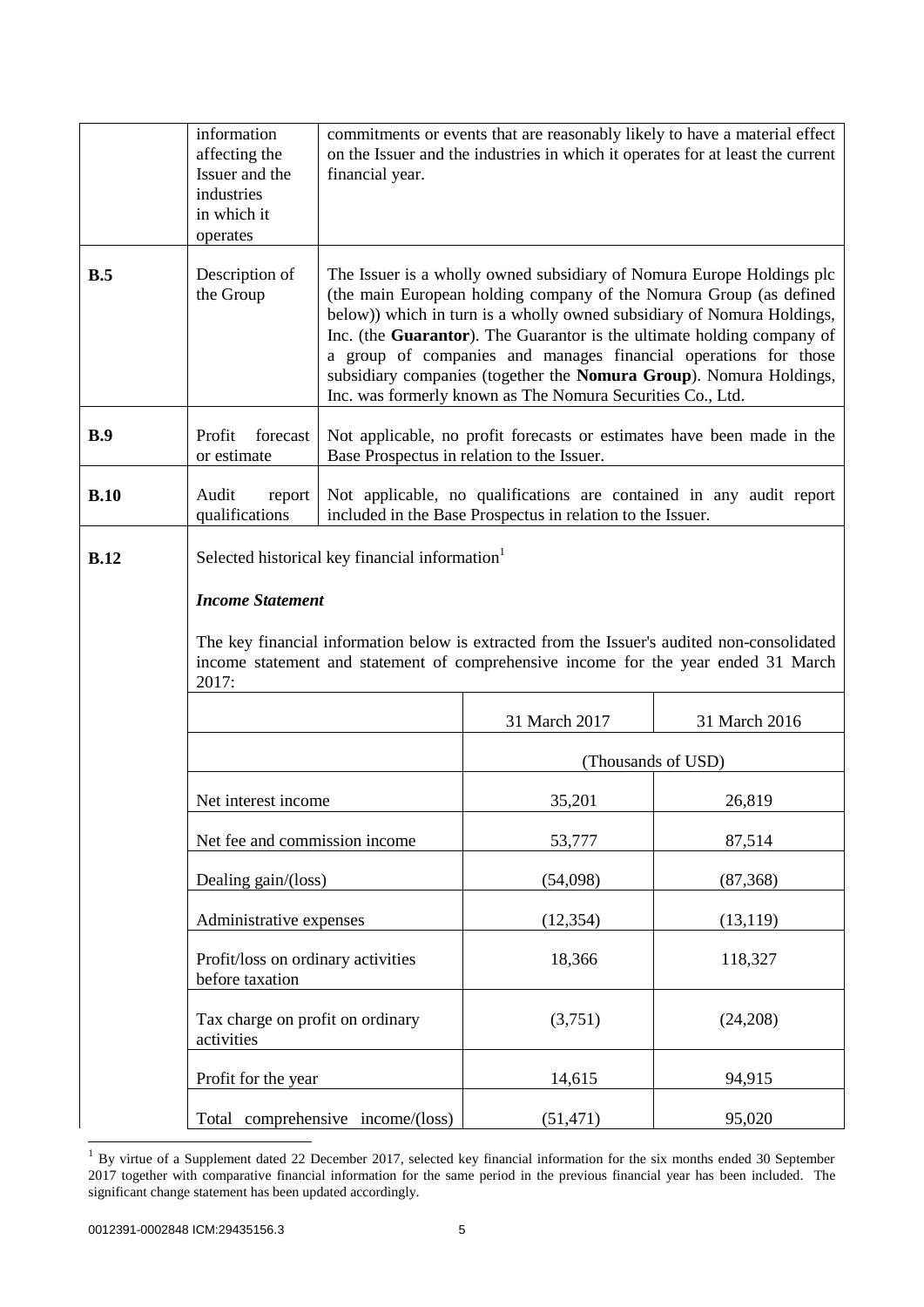| | information affecting the Issuer and the industries in which it operates | commitments or events that are reasonably likely to have a material effect on the Issuer and the industries in which it operates for at least the current financial year. |
|---|---|---|
| **B.5** | Description of the Group | The Issuer is a wholly owned subsidiary of Nomura Europe Holdings plc (the main European holding company of the Nomura Group (as defined below)) which in turn is a wholly owned subsidiary of Nomura Holdings, Inc. (the **Guarantor**). The Guarantor is the ultimate holding company of a group of companies and manages financial operations for those subsidiary companies (together the **Nomura Group**). Nomura Holdings, Inc. was formerly known as The Nomura Securities Co., Ltd. |
| **B.9** | Profit forecast or estimate | Not applicable, no profit forecasts or estimates have been made in the Base Prospectus in relation to the Issuer. |
| **B.10** | Audit report qualifications | Not applicable, no qualifications are contained in any audit report included in the Base Prospectus in relation to the Issuer. |
| **B.12** | Selected historical key financial information[1] | |

***Income Statement***

The key financial information below is extracted from the Issuer's audited non-consolidated income statement and statement of comprehensive income for the year ended 31 March 2017:

| | 31 March 2017 | 31 March 2016 |
|---|---|---|
| | (Thousands of USD) | |
| Net interest income | 35,201 | 26,819 |
| Net fee and commission income | 53,777 | 87,514 |
| Dealing gain/(loss) | (54,098) | (87,368) |
| Administrative expenses | (12,354) | (13,119) |
| Profit/loss on ordinary activities before taxation | 18,366 | 118,327 |
| Tax charge on profit on ordinary activities | (3,751) | (24,208) |
| Profit for the year | 14,615 | 94,915 |
| Total comprehensive income/(loss) | (51,471) | 95,020 |

[1] By virtue of a Supplement dated 22 December 2017, selected key financial information for the six months ended 30 September 2017 together with comparative financial information for the same period in the previous financial year has been included. The significant change statement has been updated accordingly.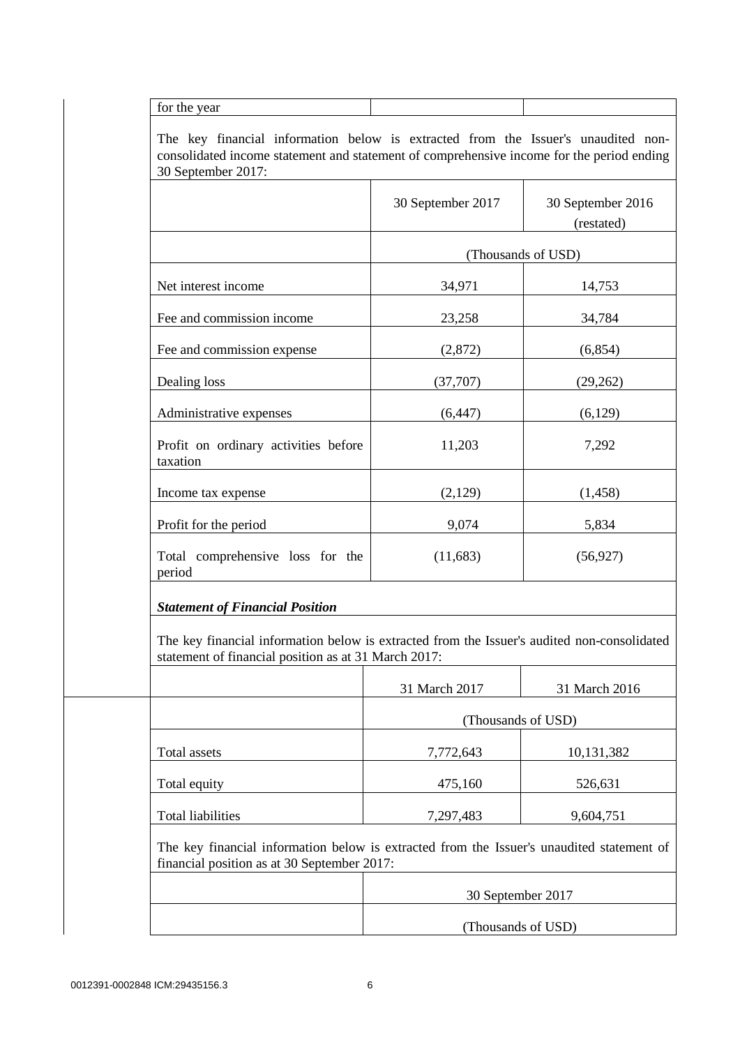| for the year | | |
|---|---|---|

The key financial information below is extracted from the Issuer's unaudited non-consolidated income statement and statement of comprehensive income for the period ending 30 September 2017:

| | 30 September 2017 | 30 September 2016 (restated) |
|---|---|---|
| | (Thousands of USD) | |
| Net interest income | 34,971 | 14,753 |
| Fee and commission income | 23,258 | 34,784 |
| Fee and commission expense | (2,872) | (6,854) |
| Dealing loss | (37,707) | (29,262) |
| Administrative expenses | (6,447) | (6,129) |
| Profit on ordinary activities before taxation | 11,203 | 7,292 |
| Income tax expense | (2,129) | (1,458) |
| Profit for the period | 9,074 | 5,834 |
| Total comprehensive loss for the period | (11,683) | (56,927) |

***Statement of Financial Position***

The key financial information below is extracted from the Issuer's audited non-consolidated statement of financial position as at 31 March 2017:

| | 31 March 2017 | 31 March 2016 |
|---|---|---|
| | (Thousands of USD) | |
| Total assets | 7,772,643 | 10,131,382 |
| Total equity | 475,160 | 526,631 |
| Total liabilities | 7,297,483 | 9,604,751 |

The key financial information below is extracted from the Issuer's unaudited statement of financial position as at 30 September 2017:

| | 30 September 2017 |
|---|---|
| | (Thousands of USD) |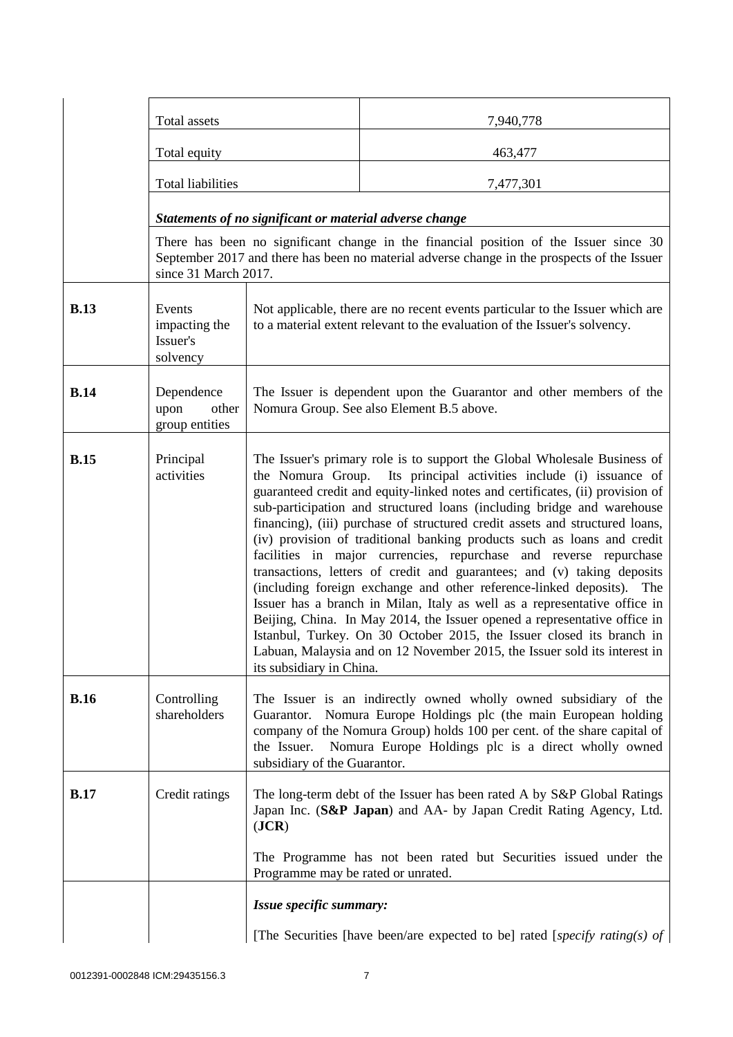| | | |
|---|---|---|
| | Total assets | 7,940,778 |
| | Total equity | 463,477 |
| | Total liabilities | 7,477,301 |

***Statements of no significant or material adverse change***

There has been no significant change in the financial position of the Issuer since 30 September 2017 and there has been no material adverse change in the prospects of the Issuer since 31 March 2017.

| | | |
|---|---|---|
| **B.13** | Events impacting the Issuer's solvency | Not applicable, there are no recent events particular to the Issuer which are to a material extent relevant to the evaluation of the Issuer's solvency. |
| **B.14** | Dependence upon other group entities | The Issuer is dependent upon the Guarantor and other members of the Nomura Group. See also Element B.5 above. |
| **B.15** | Principal activities | The Issuer's primary role is to support the Global Wholesale Business of the Nomura Group. Its principal activities include (i) issuance of guaranteed credit and equity-linked notes and certificates, (ii) provision of sub-participation and structured loans (including bridge and warehouse financing), (iii) purchase of structured credit assets and structured loans, (iv) provision of traditional banking products such as loans and credit facilities in major currencies, repurchase and reverse repurchase transactions, letters of credit and guarantees; and (v) taking deposits (including foreign exchange and other reference-linked deposits). The Issuer has a branch in Milan, Italy as well as a representative office in Beijing, China. In May 2014, the Issuer opened a representative office in Istanbul, Turkey. On 30 October 2015, the Issuer closed its branch in Labuan, Malaysia and on 12 November 2015, the Issuer sold its interest in its subsidiary in China. |
| **B.16** | Controlling shareholders | The Issuer is an indirectly owned wholly owned subsidiary of the Guarantor. Nomura Europe Holdings plc (the main European holding company of the Nomura Group) holds 100 per cent. of the share capital of the Issuer. Nomura Europe Holdings plc is a direct wholly owned subsidiary of the Guarantor. |
| **B.17** | Credit ratings | The long-term debt of the Issuer has been rated A by S&P Global Ratings Japan Inc. (**S&P Japan**) and AA- by Japan Credit Rating Agency, Ltd. (**JCR**)<br><br>The Programme has not been rated but Securities issued under the Programme may be rated or unrated. |
| | | ***Issue specific summary:***<br><br>[The Securities [have been/are expected to be] rated [*specify rating(s) of* |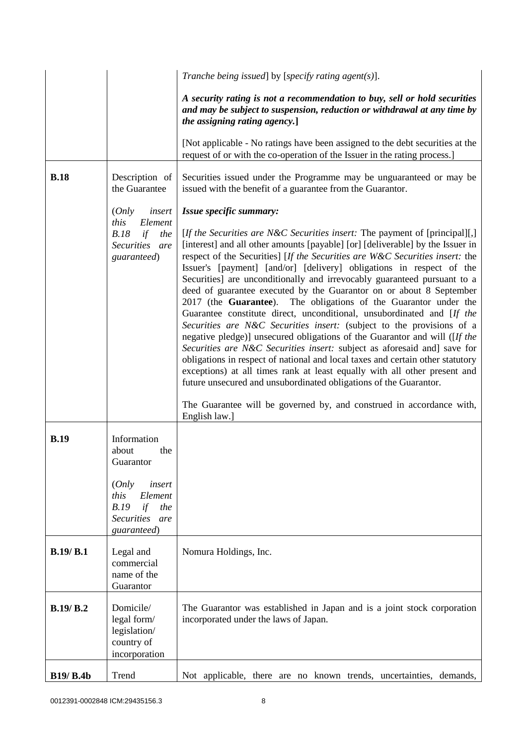| | | |
|---|---|---|
| | | *Tranche being issued*] by [*specify rating agent(s)*].<br><br>***A security rating is not a recommendation to buy, sell or hold securities and may be subject to suspension, reduction or withdrawal at any time by the assigning rating agency.*]**<br><br>[Not applicable - No ratings have been assigned to the debt securities at the request of or with the co-operation of the Issuer in the rating process.] |
| **B.18** | Description of the Guarantee<br><br>(*Only insert this Element B.18 if the Securities are guaranteed*) | Securities issued under the Programme may be unguaranteed or may be issued with the benefit of a guarantee from the Guarantor.<br><br>***Issue specific summary:***<br><br>[*If the Securities are N&C Securities insert:* The payment of [principal][,] [interest] and all other amounts [payable] [or] [deliverable] by the Issuer in respect of the Securities] [*If the Securities are W&C Securities insert:* the Issuer's [payment] [and/or] [delivery] obligations in respect of the Securities] are unconditionally and irrevocably guaranteed pursuant to a deed of guarantee executed by the Guarantor on or about 8 September 2017 (the **Guarantee**). The obligations of the Guarantor under the Guarantee constitute direct, unconditional, unsubordinated and [*If the Securities are N&C Securities insert:* (subject to the provisions of a negative pledge)] unsecured obligations of the Guarantor and will ([*If the Securities are N&C Securities insert:* subject as aforesaid and] save for obligations in respect of national and local taxes and certain other statutory exceptions) at all times rank at least equally with all other present and future unsecured and unsubordinated obligations of the Guarantor.<br><br>The Guarantee will be governed by, and construed in accordance with, English law.] |
| **B.19** | Information about the Guarantor<br><br>(*Only insert this Element B.19 if the Securities are guaranteed*) | |
| **B.19/ B.1** | Legal and commercial name of the Guarantor | Nomura Holdings, Inc. |
| **B.19/ B.2** | Domicile/ legal form/ legislation/ country of incorporation | The Guarantor was established in Japan and is a joint stock corporation incorporated under the laws of Japan. |
| **B19/ B.4b** | Trend | Not applicable, there are no known trends, uncertainties, demands, |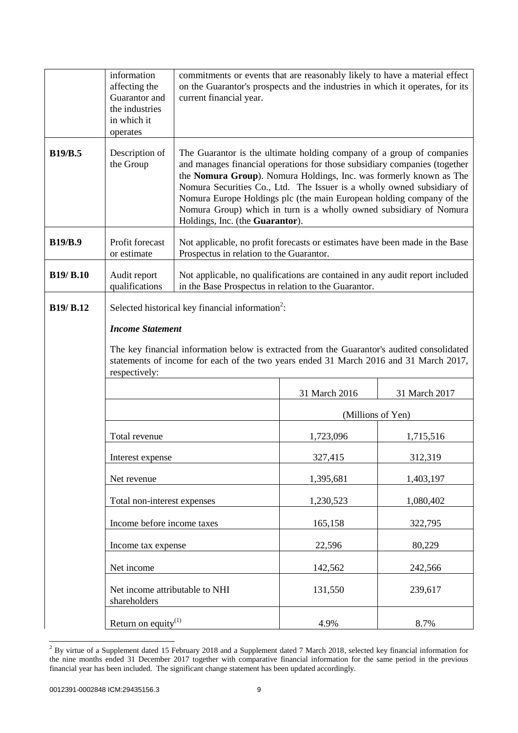| | | |
|---|---|---|
| | information affecting the Guarantor and the industries in which it operates | commitments or events that are reasonably likely to have a material effect on the Guarantor's prospects and the industries in which it operates, for its current financial year. |
| **B19/B.5** | Description of the Group | The Guarantor is the ultimate holding company of a group of companies and manages financial operations for those subsidiary companies (together the **Nomura Group**). Nomura Holdings, Inc. was formerly known as The Nomura Securities Co., Ltd. The Issuer is a wholly owned subsidiary of Nomura Europe Holdings plc (the main European holding company of the Nomura Group) which in turn is a wholly owned subsidiary of Nomura Holdings, Inc. (the **Guarantor**). |
| **B19/B.9** | Profit forecast or estimate | Not applicable, no profit forecasts or estimates have been made in the Base Prospectus in relation to the Guarantor. |
| **B19/ B.10** | Audit report qualifications | Not applicable, no qualifications are contained in any audit report included in the Base Prospectus in relation to the Guarantor. |

**B19/ B.12**

Selected historical key financial information[2]:

***Income Statement***

The key financial information below is extracted from the Guarantor's audited consolidated statements of income for each of the two years ended 31 March 2016 and 31 March 2017, respectively:

| | 31 March 2016 | 31 March 2017 |
|---|---|---|
| | (Millions of Yen) | |
| Total revenue | 1,723,096 | 1,715,516 |
| Interest expense | 327,415 | 312,319 |
| Net revenue | 1,395,681 | 1,403,197 |
| Total non-interest expenses | 1,230,523 | 1,080,402 |
| Income before income taxes | 165,158 | 322,795 |
| Income tax expense | 22,596 | 80,229 |
| Net income | 142,562 | 242,566 |
| Net income attributable to NHI shareholders | 131,550 | 239,617 |
| Return on equity[(1)] | 4.9% | 8.7% |

[2] By virtue of a Supplement dated 15 February 2018 and a Supplement dated 7 March 2018, selected key financial information for the nine months ended 31 December 2017 together with comparative financial information for the same period in the previous financial year has been included. The significant change statement has been updated accordingly.

0012391-0002848 ICM:29435156.3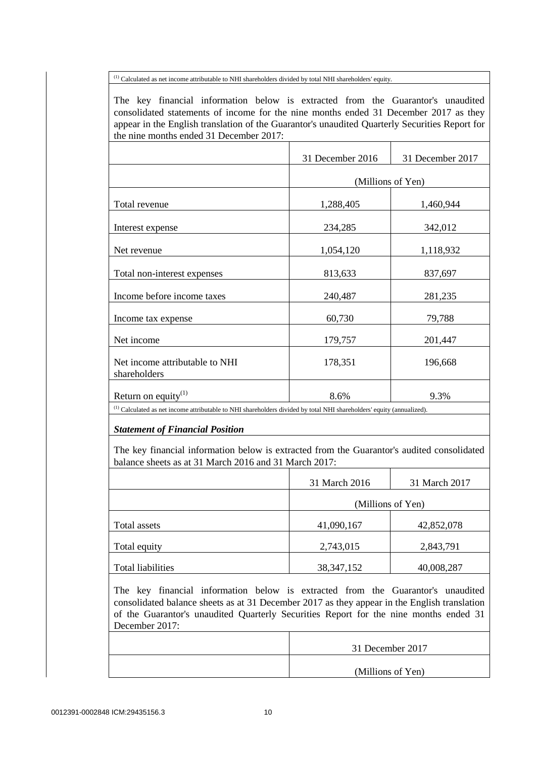[(1)] Calculated as net income attributable to NHI shareholders divided by total NHI shareholders' equity.

The key financial information below is extracted from the Guarantor's unaudited consolidated statements of income for the nine months ended 31 December 2017 as they appear in the English translation of the Guarantor's unaudited Quarterly Securities Report for the nine months ended 31 December 2017:

| | 31 December 2016 | 31 December 2017 |
|---|---|---|
| | (Millions of Yen) | |
| Total revenue | 1,288,405 | 1,460,944 |
| Interest expense | 234,285 | 342,012 |
| Net revenue | 1,054,120 | 1,118,932 |
| Total non-interest expenses | 813,633 | 837,697 |
| Income before income taxes | 240,487 | 281,235 |
| Income tax expense | 60,730 | 79,788 |
| Net income | 179,757 | 201,447 |
| Net income attributable to NHI shareholders | 178,351 | 196,668 |
| Return on equity[(1)] | 8.6% | 9.3% |

[(1)] Calculated as net income attributable to NHI shareholders divided by total NHI shareholders' equity (annualized).

***Statement of Financial Position***

The key financial information below is extracted from the Guarantor's audited consolidated balance sheets as at 31 March 2016 and 31 March 2017:

| | 31 March 2016 | 31 March 2017 |
|---|---|---|
| | (Millions of Yen) | |
| Total assets | 41,090,167 | 42,852,078 |
| Total equity | 2,743,015 | 2,843,791 |
| Total liabilities | 38,347,152 | 40,008,287 |

The key financial information below is extracted from the Guarantor's unaudited consolidated balance sheets as at 31 December 2017 as they appear in the English translation of the Guarantor's unaudited Quarterly Securities Report for the nine months ended 31 December 2017:

| | 31 December 2017 |
|---|---|
| | (Millions of Yen) |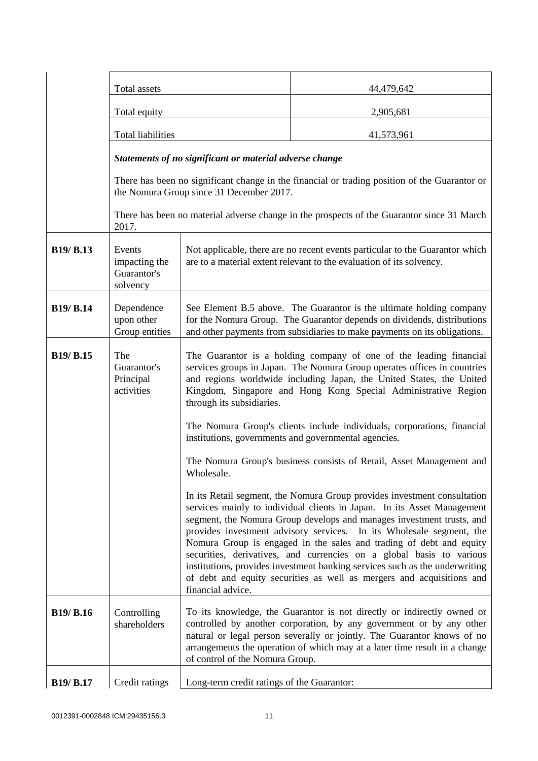| | | |
|---|---|---|
| | Total assets | 44,479,642 |
| | Total equity | 2,905,681 |
| | Total liabilities | 41,573,961 |

***Statements of no significant or material adverse change***

There has been no significant change in the financial or trading position of the Guarantor or the Nomura Group since 31 December 2017.

There has been no material adverse change in the prospects of the Guarantor since 31 March 2017.

| | | |
|---|---|---|
| **B19/ B.13** | Events impacting the Guarantor's solvency | Not applicable, there are no recent events particular to the Guarantor which are to a material extent relevant to the evaluation of its solvency. |
| **B19/ B.14** | Dependence upon other Group entities | See Element B.5 above. The Guarantor is the ultimate holding company for the Nomura Group. The Guarantor depends on dividends, distributions and other payments from subsidiaries to make payments on its obligations. |
| **B19/ B.15** | The Guarantor's Principal activities | The Guarantor is a holding company of one of the leading financial services groups in Japan. The Nomura Group operates offices in countries and regions worldwide including Japan, the United States, the United Kingdom, Singapore and Hong Kong Special Administrative Region through its subsidiaries.<br><br>The Nomura Group's clients include individuals, corporations, financial institutions, governments and governmental agencies.<br><br>The Nomura Group's business consists of Retail, Asset Management and Wholesale.<br><br>In its Retail segment, the Nomura Group provides investment consultation services mainly to individual clients in Japan. In its Asset Management segment, the Nomura Group develops and manages investment trusts, and provides investment advisory services. In its Wholesale segment, the Nomura Group is engaged in the sales and trading of debt and equity securities, derivatives, and currencies on a global basis to various institutions, provides investment banking services such as the underwriting of debt and equity securities as well as mergers and acquisitions and financial advice. |
| **B19/ B.16** | Controlling shareholders | To its knowledge, the Guarantor is not directly or indirectly owned or controlled by another corporation, by any government or by any other natural or legal person severally or jointly. The Guarantor knows of no arrangements the operation of which may at a later time result in a change of control of the Nomura Group. |
| **B19/ B.17** | Credit ratings | Long-term credit ratings of the Guarantor: |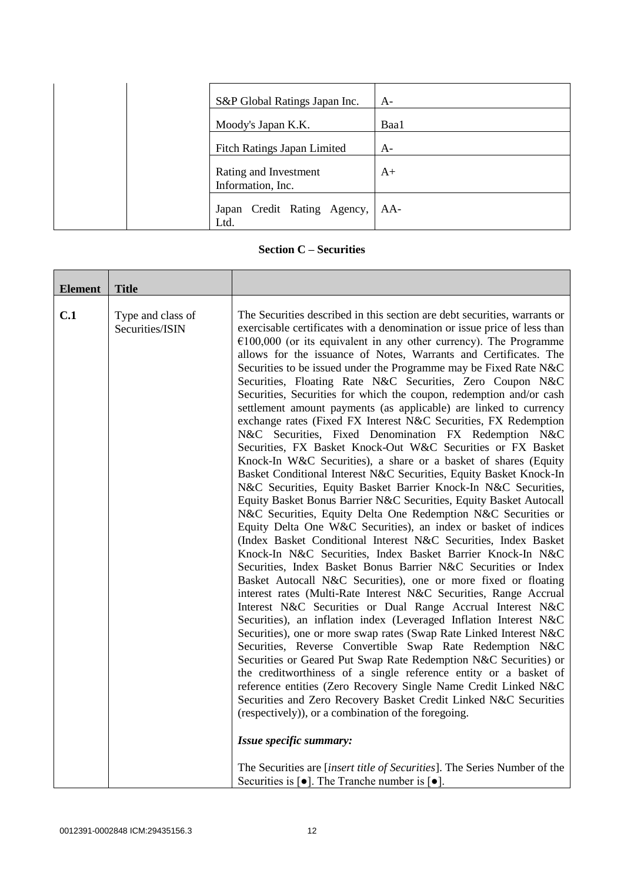| | | | |
|---|---|---|---|
| | | S&P Global Ratings Japan Inc. | A- |
| | | Moody's Japan K.K. | Baa1 |
| | | Fitch Ratings Japan Limited | A- |
| | | Rating and Investment Information, Inc. | A+ |
| | | Japan Credit Rating Agency, Ltd. | AA- |

**Section C – Securities**

| Element | Title | |
|---|---|---|
| **C.1** | Type and class of Securities/ISIN | The Securities described in this section are debt securities, warrants or exercisable certificates with a denomination or issue price of less than €100,000 (or its equivalent in any other currency). The Programme allows for the issuance of Notes, Warrants and Certificates. The Securities to be issued under the Programme may be Fixed Rate N&C Securities, Floating Rate N&C Securities, Zero Coupon N&C Securities, Securities for which the coupon, redemption and/or cash settlement amount payments (as applicable) are linked to currency exchange rates (Fixed FX Interest N&C Securities, FX Redemption N&C Securities, Fixed Denomination FX Redemption N&C Securities, FX Basket Knock-Out W&C Securities or FX Basket Knock-In W&C Securities), a share or a basket of shares (Equity Basket Conditional Interest N&C Securities, Equity Basket Knock-In N&C Securities, Equity Basket Barrier Knock-In N&C Securities, Equity Basket Bonus Barrier N&C Securities, Equity Basket Autocall N&C Securities, Equity Delta One Redemption N&C Securities or Equity Delta One W&C Securities), an index or basket of indices (Index Basket Conditional Interest N&C Securities, Index Basket Knock-In N&C Securities, Index Basket Barrier Knock-In N&C Securities, Index Basket Bonus Barrier N&C Securities or Index Basket Autocall N&C Securities), one or more fixed or floating interest rates (Multi-Rate Interest N&C Securities, Range Accrual Interest N&C Securities or Dual Range Accrual Interest N&C Securities), an inflation index (Leveraged Inflation Interest N&C Securities), one or more swap rates (Swap Rate Linked Interest N&C Securities, Reverse Convertible Swap Rate Redemption N&C Securities or Geared Put Swap Rate Redemption N&C Securities) or the creditworthiness of a single reference entity or a basket of reference entities (Zero Recovery Single Name Credit Linked N&C Securities and Zero Recovery Basket Credit Linked N&C Securities (respectively)), or a combination of the foregoing.<br><br>***Issue specific summary:***<br><br>The Securities are [*insert title of Securities*]. The Series Number of the Securities is [●]. The Tranche number is [●]. |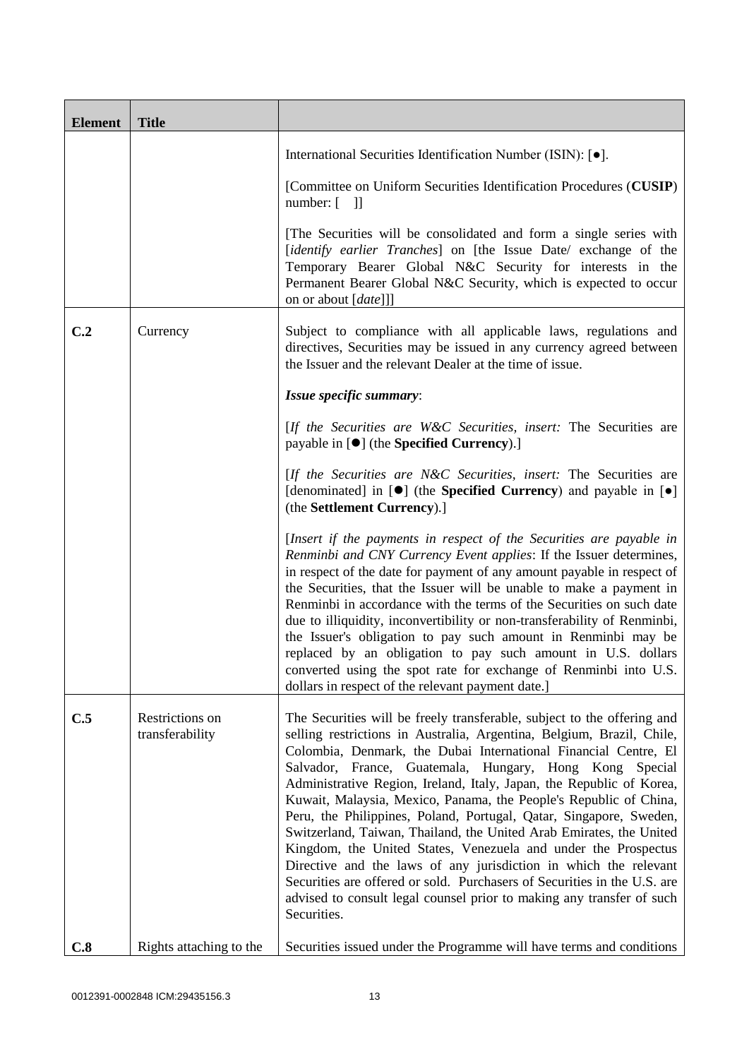| Element | Title | |
|---|---|---|
| | | International Securities Identification Number (ISIN): [●].<br><br>[Committee on Uniform Securities Identification Procedures (**CUSIP**) number: [ ]]<br><br>[The Securities will be consolidated and form a single series with [*identify earlier Tranches*] on [the Issue Date/ exchange of the Temporary Bearer Global N&C Security for interests in the Permanent Bearer Global N&C Security, which is expected to occur on or about [*date*]]] |
| **C.2** | Currency | Subject to compliance with all applicable laws, regulations and directives, Securities may be issued in any currency agreed between the Issuer and the relevant Dealer at the time of issue.<br><br>***Issue specific summary***:<br><br>[*If the Securities are W&C Securities, insert:* The Securities are payable in [●] (the **Specified Currency**).]<br><br>[*If the Securities are N&C Securities, insert:* The Securities are [denominated] in [●] (the **Specified Currency**) and payable in [●] (the **Settlement Currency**).]<br><br>[*Insert if the payments in respect of the Securities are payable in Renminbi and CNY Currency Event applies*: If the Issuer determines, in respect of the date for payment of any amount payable in respect of the Securities, that the Issuer will be unable to make a payment in Renminbi in accordance with the terms of the Securities on such date due to illiquidity, inconvertibility or non-transferability of Renminbi, the Issuer's obligation to pay such amount in Renminbi may be replaced by an obligation to pay such amount in U.S. dollars converted using the spot rate for exchange of Renminbi into U.S. dollars in respect of the relevant payment date.] |
| **C.5** | Restrictions on transferability | The Securities will be freely transferable, subject to the offering and selling restrictions in Australia, Argentina, Belgium, Brazil, Chile, Colombia, Denmark, the Dubai International Financial Centre, El Salvador, France, Guatemala, Hungary, Hong Kong Special Administrative Region, Ireland, Italy, Japan, the Republic of Korea, Kuwait, Malaysia, Mexico, Panama, the People's Republic of China, Peru, the Philippines, Poland, Portugal, Qatar, Singapore, Sweden, Switzerland, Taiwan, Thailand, the United Arab Emirates, the United Kingdom, the United States, Venezuela and under the Prospectus Directive and the laws of any jurisdiction in which the relevant Securities are offered or sold. Purchasers of Securities in the U.S. are advised to consult legal counsel prior to making any transfer of such Securities. |
| **C.8** | Rights attaching to the | Securities issued under the Programme will have terms and conditions |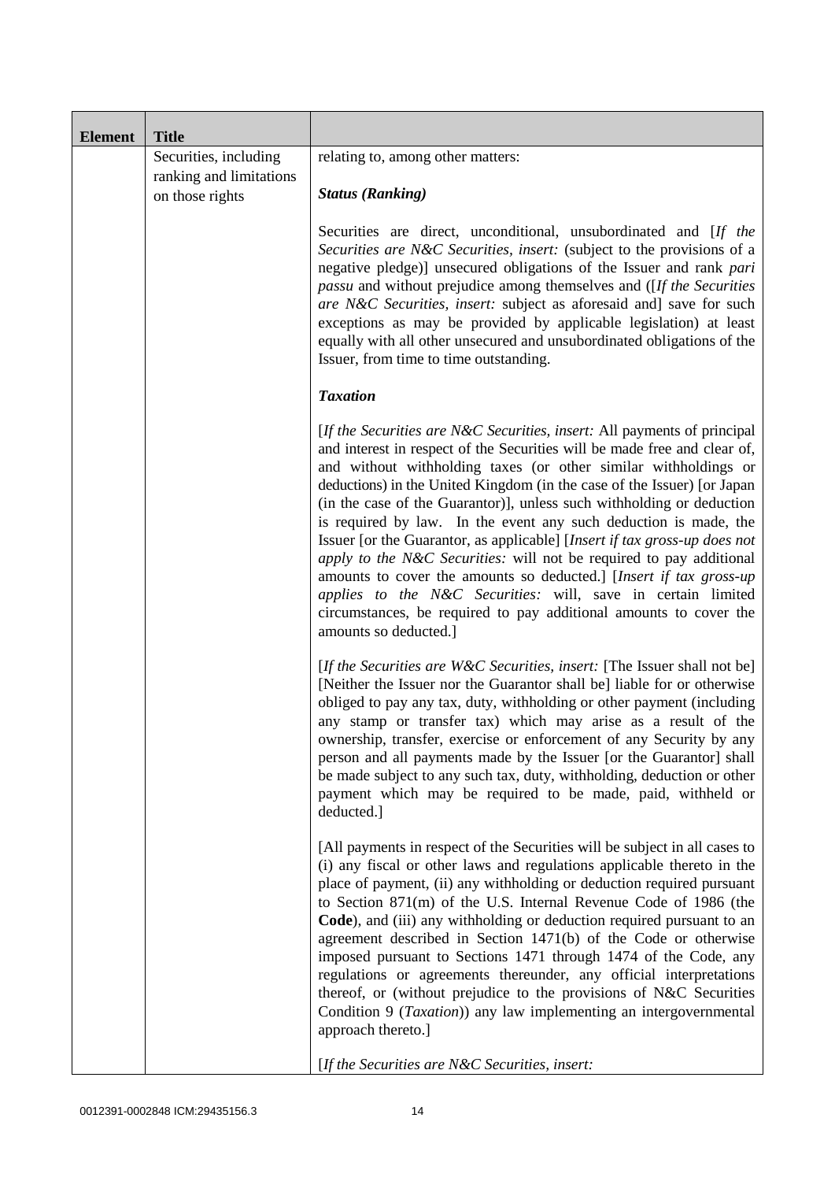| Element | Title | |
|---|---|---|
| | Securities, including ranking and limitations on those rights | relating to, among other matters:<br><br>***Status (Ranking)***<br><br>Securities are direct, unconditional, unsubordinated and [*If the Securities are N&C Securities, insert:* (subject to the provisions of a negative pledge)] unsecured obligations of the Issuer and rank *pari passu* and without prejudice among themselves and ([*If the Securities are N&C Securities, insert:* subject as aforesaid and] save for such exceptions as may be provided by applicable legislation) at least equally with all other unsecured and unsubordinated obligations of the Issuer, from time to time outstanding.<br><br>***Taxation***<br><br>[*If the Securities are N&C Securities, insert:* All payments of principal and interest in respect of the Securities will be made free and clear of, and without withholding taxes (or other similar withholdings or deductions) in the United Kingdom (in the case of the Issuer) [or Japan (in the case of the Guarantor)], unless such withholding or deduction is required by law. In the event any such deduction is made, the Issuer [or the Guarantor, as applicable] [*Insert if tax gross-up does not apply to the N&C Securities:* will not be required to pay additional amounts to cover the amounts so deducted.] [*Insert if tax gross-up applies to the N&C Securities:* will, save in certain limited circumstances, be required to pay additional amounts to cover the amounts so deducted.]<br><br>[*If the Securities are W&C Securities, insert:* [The Issuer shall not be] [Neither the Issuer nor the Guarantor shall be] liable for or otherwise obliged to pay any tax, duty, withholding or other payment (including any stamp or transfer tax) which may arise as a result of the ownership, transfer, exercise or enforcement of any Security by any person and all payments made by the Issuer [or the Guarantor] shall be made subject to any such tax, duty, withholding, deduction or other payment which may be required to be made, paid, withheld or deducted.]<br><br>[All payments in respect of the Securities will be subject in all cases to (i) any fiscal or other laws and regulations applicable thereto in the place of payment, (ii) any withholding or deduction required pursuant to Section 871(m) of the U.S. Internal Revenue Code of 1986 (the **Code**), and (iii) any withholding or deduction required pursuant to an agreement described in Section 1471(b) of the Code or otherwise imposed pursuant to Sections 1471 through 1474 of the Code, any regulations or agreements thereunder, any official interpretations thereof, or (without prejudice to the provisions of N&C Securities Condition 9 (*Taxation*)) any law implementing an intergovernmental approach thereto.]<br><br>[*If the Securities are N&C Securities, insert:* |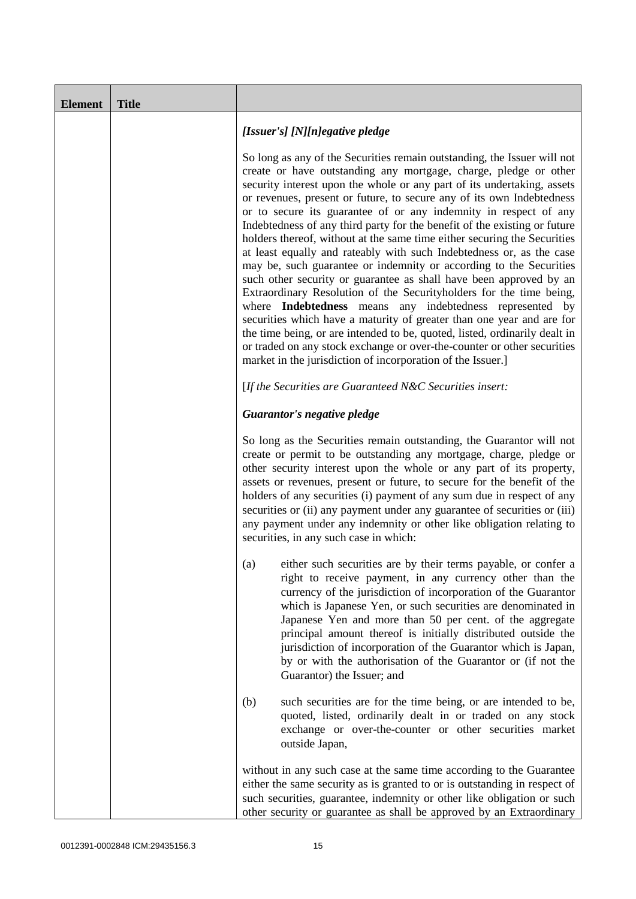| Element | Title | |
|---|---|---|
| | | *[Issuer's] [N][n]egative pledge*<br><br>So long as any of the Securities remain outstanding, the Issuer will not create or have outstanding any mortgage, charge, pledge or other security interest upon the whole or any part of its undertaking, assets or revenues, present or future, to secure any of its own Indebtedness or to secure its guarantee of or any indemnity in respect of any Indebtedness of any third party for the benefit of the existing or future holders thereof, without at the same time either securing the Securities at least equally and rateably with such Indebtedness or, as the case may be, such guarantee or indemnity or according to the Securities such other security or guarantee as shall have been approved by an Extraordinary Resolution of the Securityholders for the time being, where **Indebtedness** means any indebtedness represented by securities which have a maturity of greater than one year and are for the time being, or are intended to be, quoted, listed, ordinarily dealt in or traded on any stock exchange or over-the-counter or other securities market in the jurisdiction of incorporation of the Issuer.]<br><br>[*If the Securities are Guaranteed N&C Securities insert:*<br><br>***Guarantor's negative pledge***<br><br>So long as the Securities remain outstanding, the Guarantor will not create or permit to be outstanding any mortgage, charge, pledge or other security interest upon the whole or any part of its property, assets or revenues, present or future, to secure for the benefit of the holders of any securities (i) payment of any sum due in respect of any securities or (ii) any payment under any guarantee of securities or (iii) any payment under any indemnity or other like obligation relating to securities, in any such case in which:<br><br>(a) either such securities are by their terms payable, or confer a right to receive payment, in any currency other than the currency of the jurisdiction of incorporation of the Guarantor which is Japanese Yen, or such securities are denominated in Japanese Yen and more than 50 per cent. of the aggregate principal amount thereof is initially distributed outside the jurisdiction of incorporation of the Guarantor which is Japan, by or with the authorisation of the Guarantor or (if not the Guarantor) the Issuer; and<br><br>(b) such securities are for the time being, or are intended to be, quoted, listed, ordinarily dealt in or traded on any stock exchange or over-the-counter or other securities market outside Japan,<br><br>without in any such case at the same time according to the Guarantee either the same security as is granted to or is outstanding in respect of such securities, guarantee, indemnity or other like obligation or such other security or guarantee as shall be approved by an Extraordinary |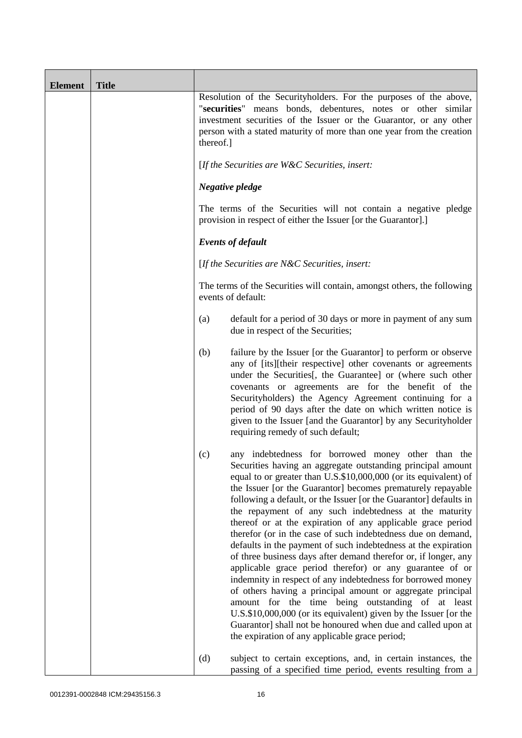| Element | Title | |
|---|---|---|
| | | Resolution of the Securityholders. For the purposes of the above, "**securities**" means bonds, debentures, notes or other similar investment securities of the Issuer or the Guarantor, or any other person with a stated maturity of more than one year from the creation thereof.]<br><br>[*If the Securities are W&C Securities, insert:*<br><br>***Negative pledge***<br><br>The terms of the Securities will not contain a negative pledge provision in respect of either the Issuer [or the Guarantor].]<br><br>***Events of default***<br><br>[*If the Securities are N&C Securities, insert:*<br><br>The terms of the Securities will contain, amongst others, the following events of default:<br><br>(a) default for a period of 30 days or more in payment of any sum due in respect of the Securities;<br><br>(b) failure by the Issuer [or the Guarantor] to perform or observe any of [its][their respective] other covenants or agreements under the Securities[, the Guarantee] or (where such other covenants or agreements are for the benefit of the Securityholders) the Agency Agreement continuing for a period of 90 days after the date on which written notice is given to the Issuer [and the Guarantor] by any Securityholder requiring remedy of such default;<br><br>(c) any indebtedness for borrowed money other than the Securities having an aggregate outstanding principal amount equal to or greater than U.S.$10,000,000 (or its equivalent) of the Issuer [or the Guarantor] becomes prematurely repayable following a default, or the Issuer [or the Guarantor] defaults in the repayment of any such indebtedness at the maturity thereof or at the expiration of any applicable grace period therefor (or in the case of such indebtedness due on demand, defaults in the payment of such indebtedness at the expiration of three business days after demand therefor or, if longer, any applicable grace period therefor) or any guarantee of or indemnity in respect of any indebtedness for borrowed money of others having a principal amount or aggregate principal amount for the time being outstanding of at least U.S.$10,000,000 (or its equivalent) given by the Issuer [or the Guarantor] shall not be honoured when due and called upon at the expiration of any applicable grace period;<br><br>(d) subject to certain exceptions, and, in certain instances, the passing of a specified time period, events resulting from a |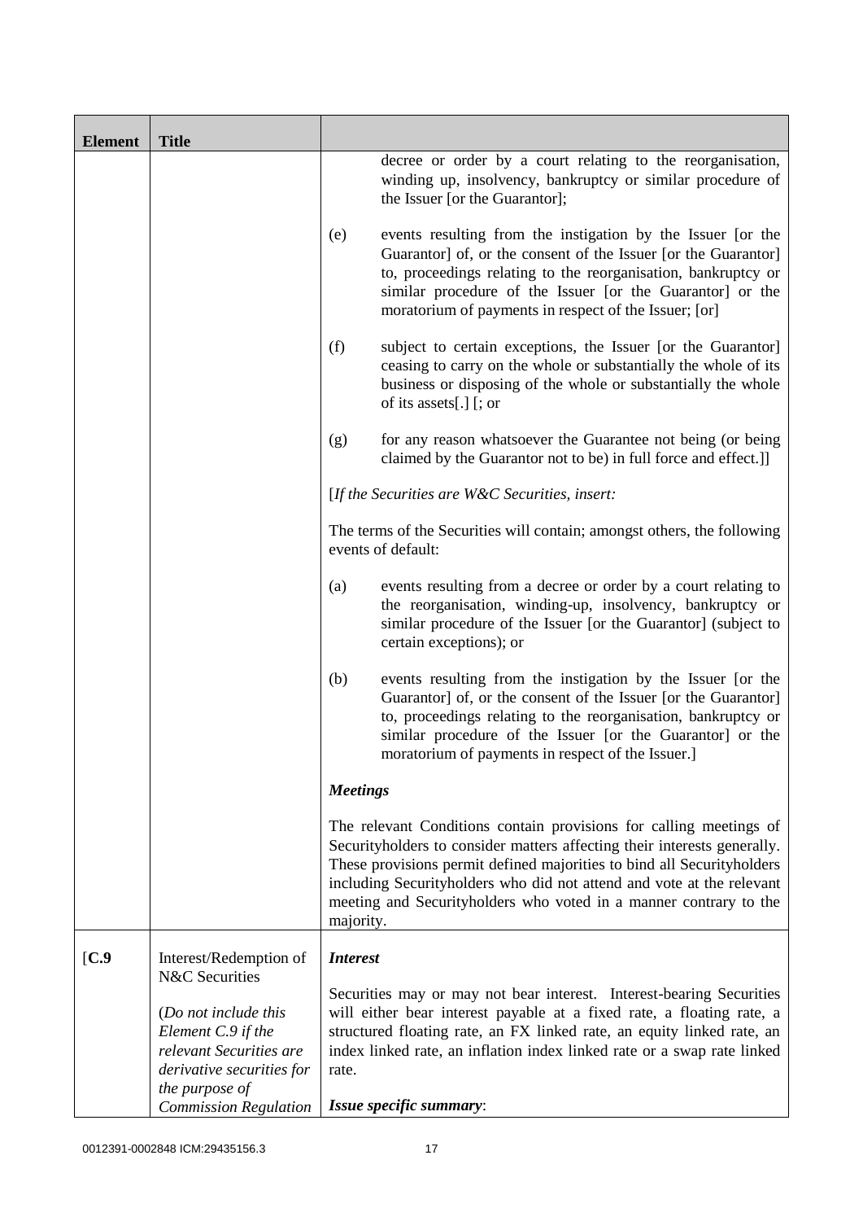| Element | Title | |
|---|---|---|
| | | decree or order by a court relating to the reorganisation, winding up, insolvency, bankruptcy or similar procedure of the Issuer [or the Guarantor];<br><br>(e) events resulting from the instigation by the Issuer [or the Guarantor] of, or the consent of the Issuer [or the Guarantor] to, proceedings relating to the reorganisation, bankruptcy or similar procedure of the Issuer [or the Guarantor] or the moratorium of payments in respect of the Issuer; [or]<br><br>(f) subject to certain exceptions, the Issuer [or the Guarantor] ceasing to carry on the whole or substantially the whole of its business or disposing of the whole or substantially the whole of its assets[.] [; or<br><br>(g) for any reason whatsoever the Guarantee not being (or being claimed by the Guarantor not to be) in full force and effect.]]<br><br>[*If the Securities are W&C Securities, insert:*<br><br>The terms of the Securities will contain; amongst others, the following events of default:<br><br>(a) events resulting from a decree or order by a court relating to the reorganisation, winding-up, insolvency, bankruptcy or similar procedure of the Issuer [or the Guarantor] (subject to certain exceptions); or<br><br>(b) events resulting from the instigation by the Issuer [or the Guarantor] of, or the consent of the Issuer [or the Guarantor] to, proceedings relating to the reorganisation, bankruptcy or similar procedure of the Issuer [or the Guarantor] or the moratorium of payments in respect of the Issuer.]<br><br>***Meetings***<br><br>The relevant Conditions contain provisions for calling meetings of Securityholders to consider matters affecting their interests generally. These provisions permit defined majorities to bind all Securityholders including Securityholders who did not attend and vote at the relevant meeting and Securityholders who voted in a manner contrary to the majority. |
| [**C.9** | Interest/Redemption of N&C Securities<br><br>(*Do not include this Element C.9 if the relevant Securities are derivative securities for the purpose of Commission Regulation* | ***Interest***<br><br>Securities may or may not bear interest. Interest-bearing Securities will either bear interest payable at a fixed rate, a floating rate, a structured floating rate, an FX linked rate, an equity linked rate, an index linked rate, an inflation index linked rate or a swap rate linked rate.<br><br>***Issue specific summary***: |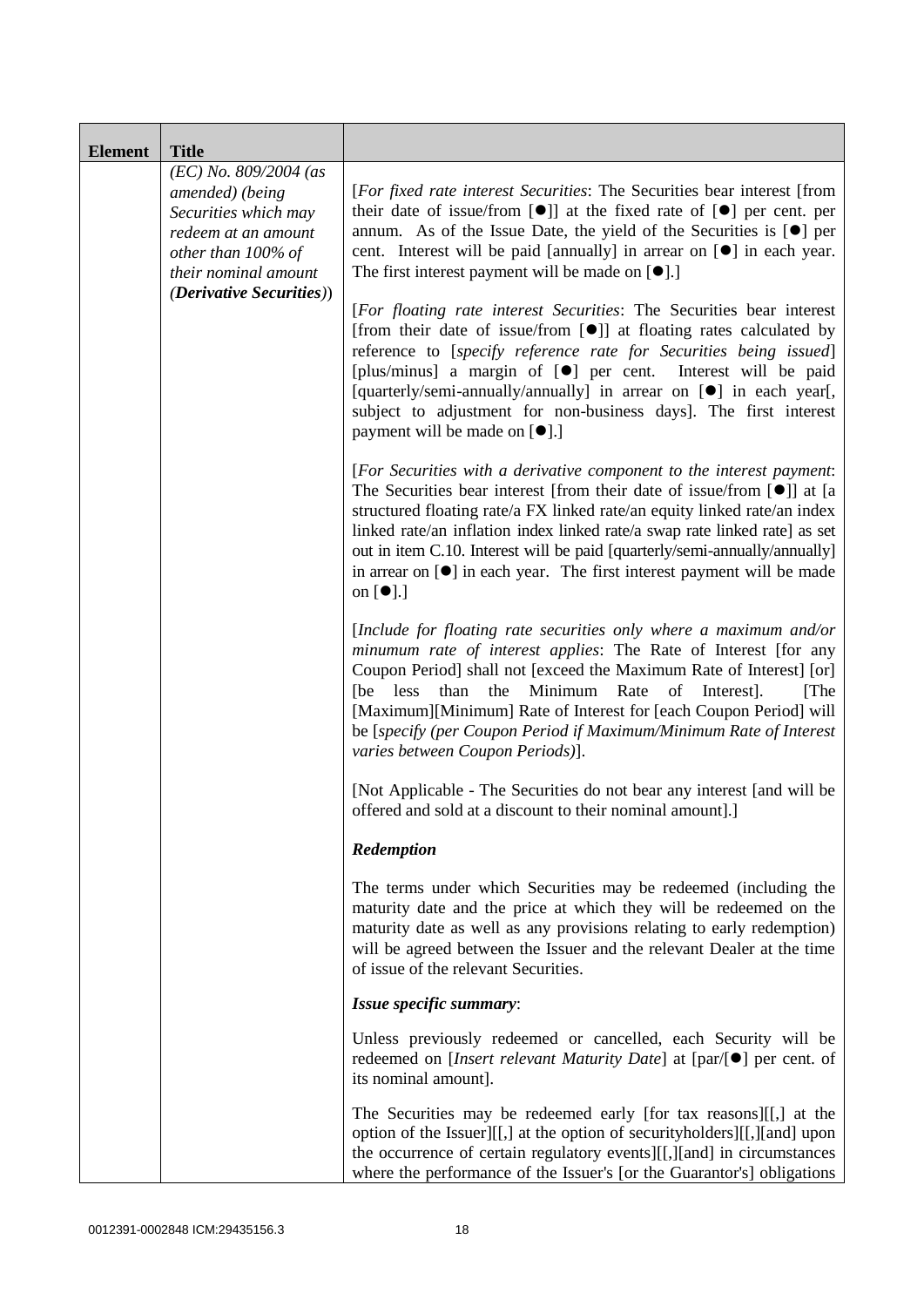| Element | Title | |
|---|---|---|
| | *(EC) No. 809/2004 (as amended) (being Securities which may redeem at an amount other than 100% of their nominal amount* (***Derivative Securities***)) | [*For fixed rate interest Securities*: The Securities bear interest [from their date of issue/from [●]] at the fixed rate of [●] per cent. per annum. As of the Issue Date, the yield of the Securities is [●] per cent. Interest will be paid [annually] in arrear on [●] in each year. The first interest payment will be made on [●].]<br><br>[*For floating rate interest Securities*: The Securities bear interest [from their date of issue/from [●]] at floating rates calculated by reference to [*specify reference rate for Securities being issued*] [plus/minus] a margin of [●] per cent. Interest will be paid [quarterly/semi-annually/annually] in arrear on [●] in each year[, subject to adjustment for non-business days]. The first interest payment will be made on [●].]<br><br>[*For Securities with a derivative component to the interest payment*: The Securities bear interest [from their date of issue/from [●]] at [a structured floating rate/a FX linked rate/an equity linked rate/an index linked rate/an inflation index linked rate/a swap rate linked rate] as set out in item C.10. Interest will be paid [quarterly/semi-annually/annually] in arrear on [●] in each year. The first interest payment will be made on [●].]<br><br>[*Include for floating rate securities only where a maximum and/or minumum rate of interest applies*: The Rate of Interest [for any Coupon Period] shall not [exceed the Maximum Rate of Interest] [or] [be less than the Minimum Rate of Interest]. [The [Maximum][Minimum] Rate of Interest for [each Coupon Period] will be [*specify (per Coupon Period if Maximum/Minimum Rate of Interest varies between Coupon Periods)*].<br><br>[Not Applicable - The Securities do not bear any interest [and will be offered and sold at a discount to their nominal amount].]<br><br>***Redemption***<br><br>The terms under which Securities may be redeemed (including the maturity date and the price at which they will be redeemed on the maturity date as well as any provisions relating to early redemption) will be agreed between the Issuer and the relevant Dealer at the time of issue of the relevant Securities.<br><br>***Issue specific summary***:<br><br>Unless previously redeemed or cancelled, each Security will be redeemed on [*Insert relevant Maturity Date*] at [par/[●] per cent. of its nominal amount].<br><br>The Securities may be redeemed early [for tax reasons][[,] at the option of the Issuer][[,] at the option of securityholders][[,][and] upon the occurrence of certain regulatory events][[,][and] in circumstances where the performance of the Issuer's [or the Guarantor's] obligations |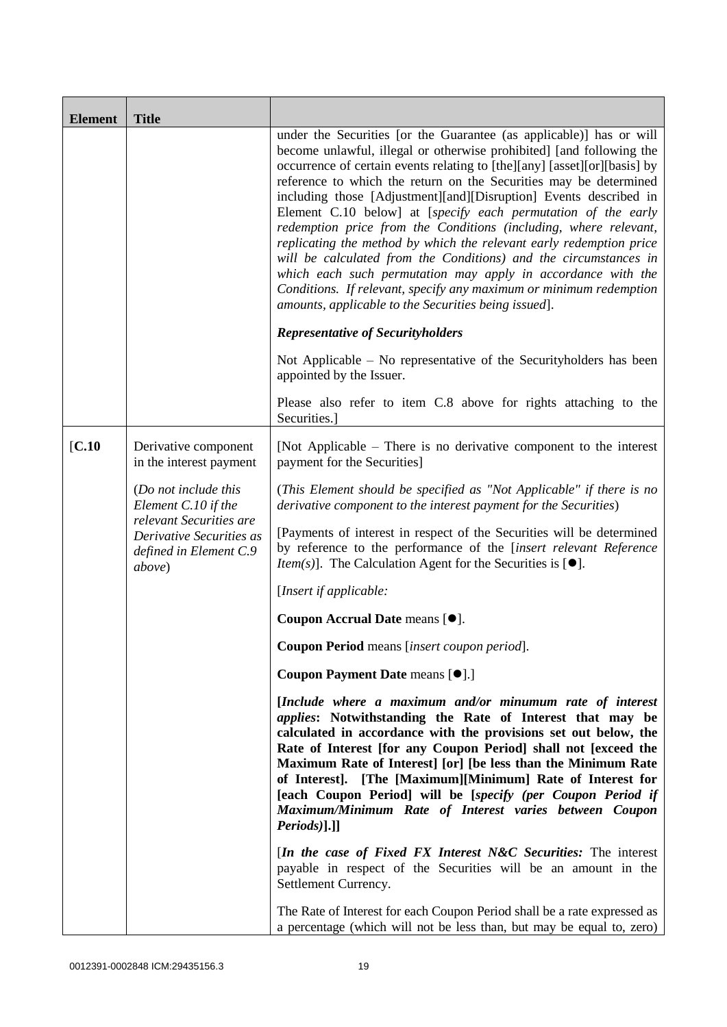| Element | Title | |
|---|---|---|
| | | under the Securities [or the Guarantee (as applicable)] has or will become unlawful, illegal or otherwise prohibited] [and following the occurrence of certain events relating to [the][any] [asset][or][basis] by reference to which the return on the Securities may be determined including those [Adjustment][and][Disruption] Events described in Element C.10 below] at [*specify each permutation of the early redemption price from the Conditions (including, where relevant, replicating the method by which the relevant early redemption price will be calculated from the Conditions) and the circumstances in which each such permutation may apply in accordance with the Conditions. If relevant, specify any maximum or minimum redemption amounts, applicable to the Securities being issued*].<br><br>***Representative of Securityholders***<br><br>Not Applicable – No representative of the Securityholders has been appointed by the Issuer.<br><br>Please also refer to item C.8 above for rights attaching to the Securities.] |
| [**C.10** | Derivative component in the interest payment<br><br>(*Do not include this Element C.10 if the relevant Securities are Derivative Securities as defined in Element C.9 above*) | [Not Applicable – There is no derivative component to the interest payment for the Securities]<br><br>(*This Element should be specified as "Not Applicable" if there is no derivative component to the interest payment for the Securities*)<br><br>[Payments of interest in respect of the Securities will be determined by reference to the performance of the [*insert relevant Reference Item(s)*]. The Calculation Agent for the Securities is [●].<br><br>[*Insert if applicable:*<br><br>**Coupon Accrual Date** means [●].<br><br>**Coupon Period** means [*insert coupon period*].<br><br>**Coupon Payment Date** means [●].]<br><br>**[*Include where a maximum and/or minumum rate of interest applies*: Notwithstanding the Rate of Interest that may be calculated in accordance with the provisions set out below, the Rate of Interest [for any Coupon Period] shall not [exceed the Maximum Rate of Interest] [or] [be less than the Minimum Rate of Interest]. [The [Maximum][Minimum] Rate of Interest for [each Coupon Period] will be [*specify (per Coupon Period if Maximum/Minimum Rate of Interest varies between Coupon Periods)*].]]**<br><br>[***In the case of Fixed FX Interest N&C Securities:*** The interest payable in respect of the Securities will be an amount in the Settlement Currency.<br><br>The Rate of Interest for each Coupon Period shall be a rate expressed as a percentage (which will not be less than, but may be equal to, zero) |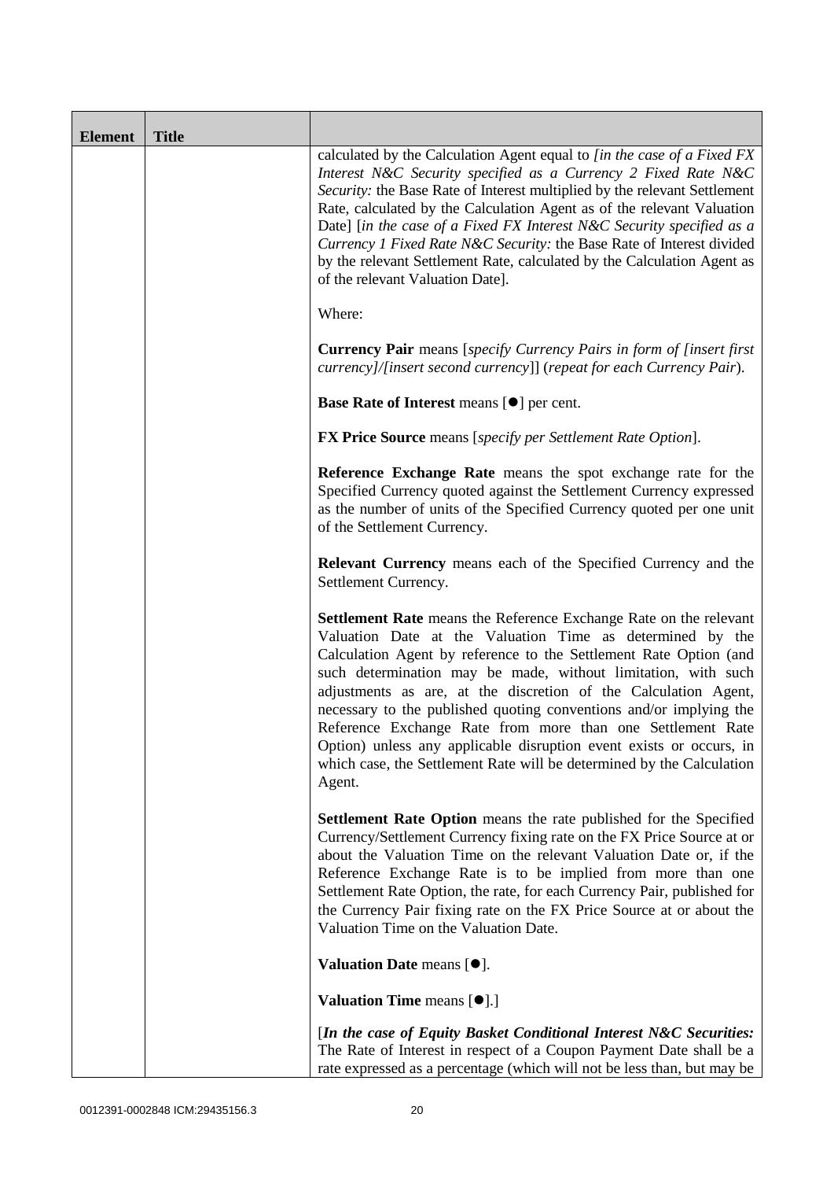| Element | Title | |
|---|---|---|
| | | calculated by the Calculation Agent equal to *[in the case of a Fixed FX Interest N&C Security specified as a Currency 2 Fixed Rate N&C Security:* the Base Rate of Interest multiplied by the relevant Settlement Rate, calculated by the Calculation Agent as of the relevant Valuation Date] [*in the case of a Fixed FX Interest N&C Security specified as a Currency 1 Fixed Rate N&C Security:* the Base Rate of Interest divided by the relevant Settlement Rate, calculated by the Calculation Agent as of the relevant Valuation Date].<br><br>Where:<br><br>**Currency Pair** means [*specify Currency Pairs in form of [insert first currency]/[insert second currency]*] (*repeat for each Currency Pair*).<br><br>**Base Rate of Interest** means [●] per cent.<br><br>**FX Price Source** means [*specify per Settlement Rate Option*].<br><br>**Reference Exchange Rate** means the spot exchange rate for the Specified Currency quoted against the Settlement Currency expressed as the number of units of the Specified Currency quoted per one unit of the Settlement Currency.<br><br>**Relevant Currency** means each of the Specified Currency and the Settlement Currency.<br><br>**Settlement Rate** means the Reference Exchange Rate on the relevant Valuation Date at the Valuation Time as determined by the Calculation Agent by reference to the Settlement Rate Option (and such determination may be made, without limitation, with such adjustments as are, at the discretion of the Calculation Agent, necessary to the published quoting conventions and/or implying the Reference Exchange Rate from more than one Settlement Rate Option) unless any applicable disruption event exists or occurs, in which case, the Settlement Rate will be determined by the Calculation Agent.<br><br>**Settlement Rate Option** means the rate published for the Specified Currency/Settlement Currency fixing rate on the FX Price Source at or about the Valuation Time on the relevant Valuation Date or, if the Reference Exchange Rate is to be implied from more than one Settlement Rate Option, the rate, for each Currency Pair, published for the Currency Pair fixing rate on the FX Price Source at or about the Valuation Time on the Valuation Date.<br><br>**Valuation Date** means [●].<br><br>**Valuation Time** means [●].]<br><br>[***In the case of Equity Basket Conditional Interest N&C Securities:*** The Rate of Interest in respect of a Coupon Payment Date shall be a rate expressed as a percentage (which will not be less than, but may be |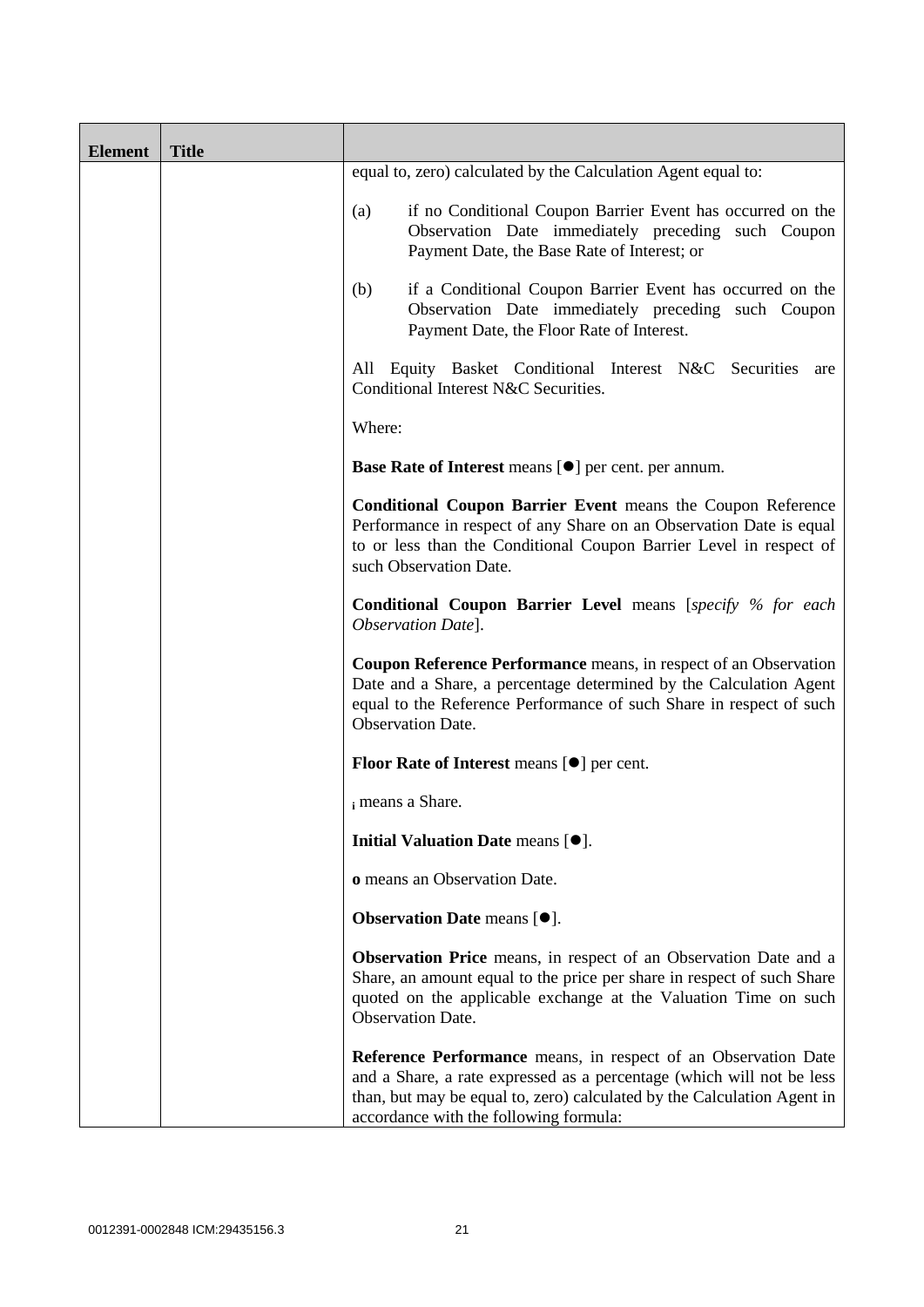| Element | Title | |
|---|---|---|
| | | equal to, zero) calculated by the Calculation Agent equal to:<br><br>(a) if no Conditional Coupon Barrier Event has occurred on the Observation Date immediately preceding such Coupon Payment Date, the Base Rate of Interest; or<br><br>(b) if a Conditional Coupon Barrier Event has occurred on the Observation Date immediately preceding such Coupon Payment Date, the Floor Rate of Interest.<br><br>All Equity Basket Conditional Interest N&C Securities are Conditional Interest N&C Securities.<br><br>Where:<br><br>**Base Rate of Interest** means [●] per cent. per annum.<br><br>**Conditional Coupon Barrier Event** means the Coupon Reference Performance in respect of any Share on an Observation Date is equal to or less than the Conditional Coupon Barrier Level in respect of such Observation Date.<br><br>**Conditional Coupon Barrier Level** means [*specify % for each Observation Date*].<br><br>**Coupon Reference Performance** means, in respect of an Observation Date and a Share, a percentage determined by the Calculation Agent equal to the Reference Performance of such Share in respect of such Observation Date.<br><br>**Floor Rate of Interest** means [●] per cent.<br><br>$_i$ means a Share.<br><br>**Initial Valuation Date** means [●].<br><br>**o** means an Observation Date.<br><br>**Observation Date** means [●].<br><br>**Observation Price** means, in respect of an Observation Date and a Share, an amount equal to the price per share in respect of such Share quoted on the applicable exchange at the Valuation Time on such Observation Date.<br><br>**Reference Performance** means, in respect of an Observation Date and a Share, a rate expressed as a percentage (which will not be less than, but may be equal to, zero) calculated by the Calculation Agent in accordance with the following formula: |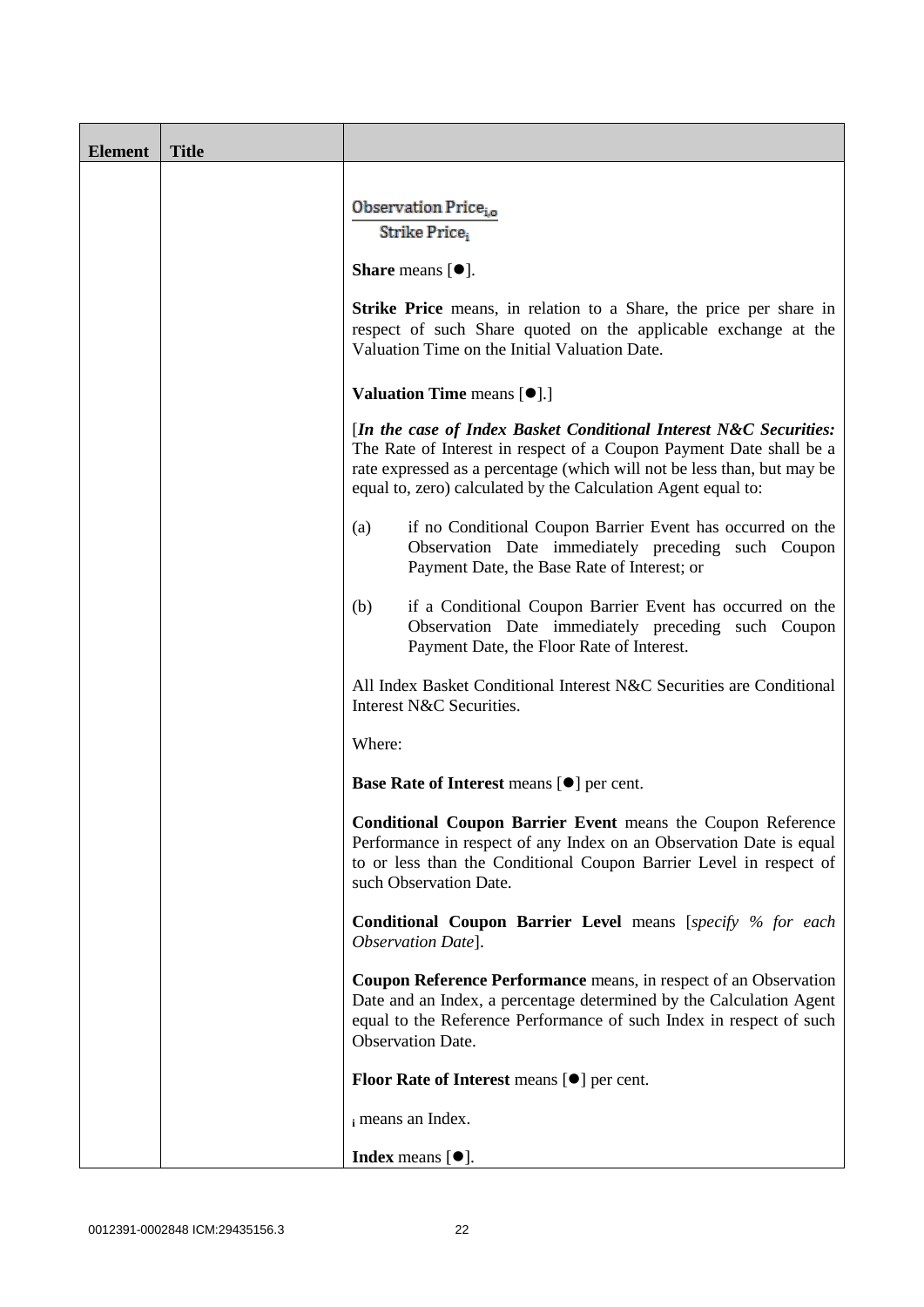| Element | Title | |
|---|---|---|
| | | $$\frac{\text{Observation Price}_{i,o}}{\text{Strike Price}_i}$$ **Share** means [●]. **Strike Price** means, in relation to a Share, the price per share in respect of such Share quoted on the applicable exchange at the Valuation Time on the Initial Valuation Date. **Valuation Time** means [●].] [*In the case of Index Basket Conditional Interest N&C Securities:* The Rate of Interest in respect of a Coupon Payment Date shall be a rate expressed as a percentage (which will not be less than, but may be equal to, zero) calculated by the Calculation Agent equal to: (a) if no Conditional Coupon Barrier Event has occurred on the Observation Date immediately preceding such Coupon Payment Date, the Base Rate of Interest; or (b) if a Conditional Coupon Barrier Event has occurred on the Observation Date immediately preceding such Coupon Payment Date, the Floor Rate of Interest. All Index Basket Conditional Interest N&C Securities are Conditional Interest N&C Securities. Where: **Base Rate of Interest** means [●] per cent. **Conditional Coupon Barrier Event** means the Coupon Reference Performance in respect of any Index on an Observation Date is equal to or less than the Conditional Coupon Barrier Level in respect of such Observation Date. **Conditional Coupon Barrier Level** means [*specify % for each Observation Date*]. **Coupon Reference Performance** means, in respect of an Observation Date and an Index, a percentage determined by the Calculation Agent equal to the Reference Performance of such Index in respect of such Observation Date. **Floor Rate of Interest** means [●] per cent. $_i$ means an Index. **Index** means [●]. |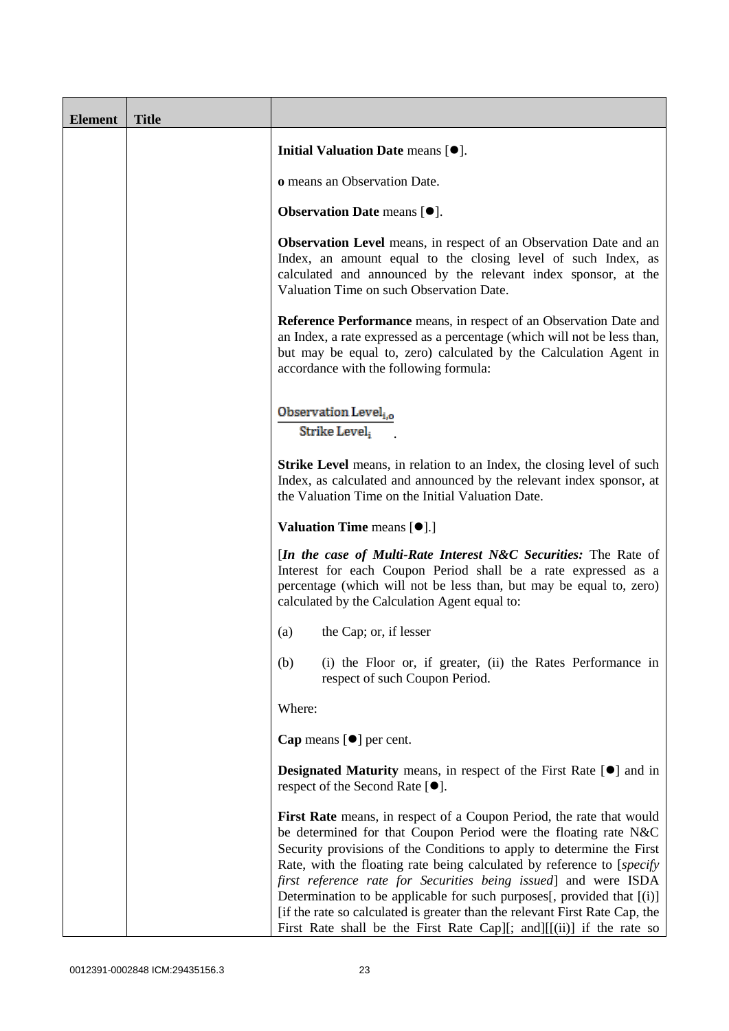| Element | Title | |
|---|---|---|
| | | **Initial Valuation Date** means [●]. <br><br> **o** means an Observation Date. <br><br> **Observation Date** means [●]. <br><br> **Observation Level** means, in respect of an Observation Date and an Index, an amount equal to the closing level of such Index, as calculated and announced by the relevant index sponsor, at the Valuation Time on such Observation Date. <br><br> **Reference Performance** means, in respect of an Observation Date and an Index, a rate expressed as a percentage (which will not be less than, but may be equal to, zero) calculated by the Calculation Agent in accordance with the following formula: <br><br> $\frac{\text{Observation Level}_{i,o}}{\text{Strike Level}_i}$. <br><br> **Strike Level** means, in relation to an Index, the closing level of such Index, as calculated and announced by the relevant index sponsor, at the Valuation Time on the Initial Valuation Date. <br><br> **Valuation Time** means [●].] <br><br> [***In the case of Multi-Rate Interest N&C Securities:*** The Rate of Interest for each Coupon Period shall be a rate expressed as a percentage (which will not be less than, but may be equal to, zero) calculated by the Calculation Agent equal to: <br><br> (a) the Cap; or, if lesser <br><br> (b) (i) the Floor or, if greater, (ii) the Rates Performance in respect of such Coupon Period. <br><br> Where: <br><br> **Cap** means [●] per cent. <br><br> **Designated Maturity** means, in respect of the First Rate [●] and in respect of the Second Rate [●]. <br><br> **First Rate** means, in respect of a Coupon Period, the rate that would be determined for that Coupon Period were the floating rate N&C Security provisions of the Conditions to apply to determine the First Rate, with the floating rate being calculated by reference to [*specify first reference rate for Securities being issued*] and were ISDA Determination to be applicable for such purposes[, provided that [(i)] [if the rate so calculated is greater than the relevant First Rate Cap, the First Rate shall be the First Rate Cap][; and][[(ii)] if the rate so |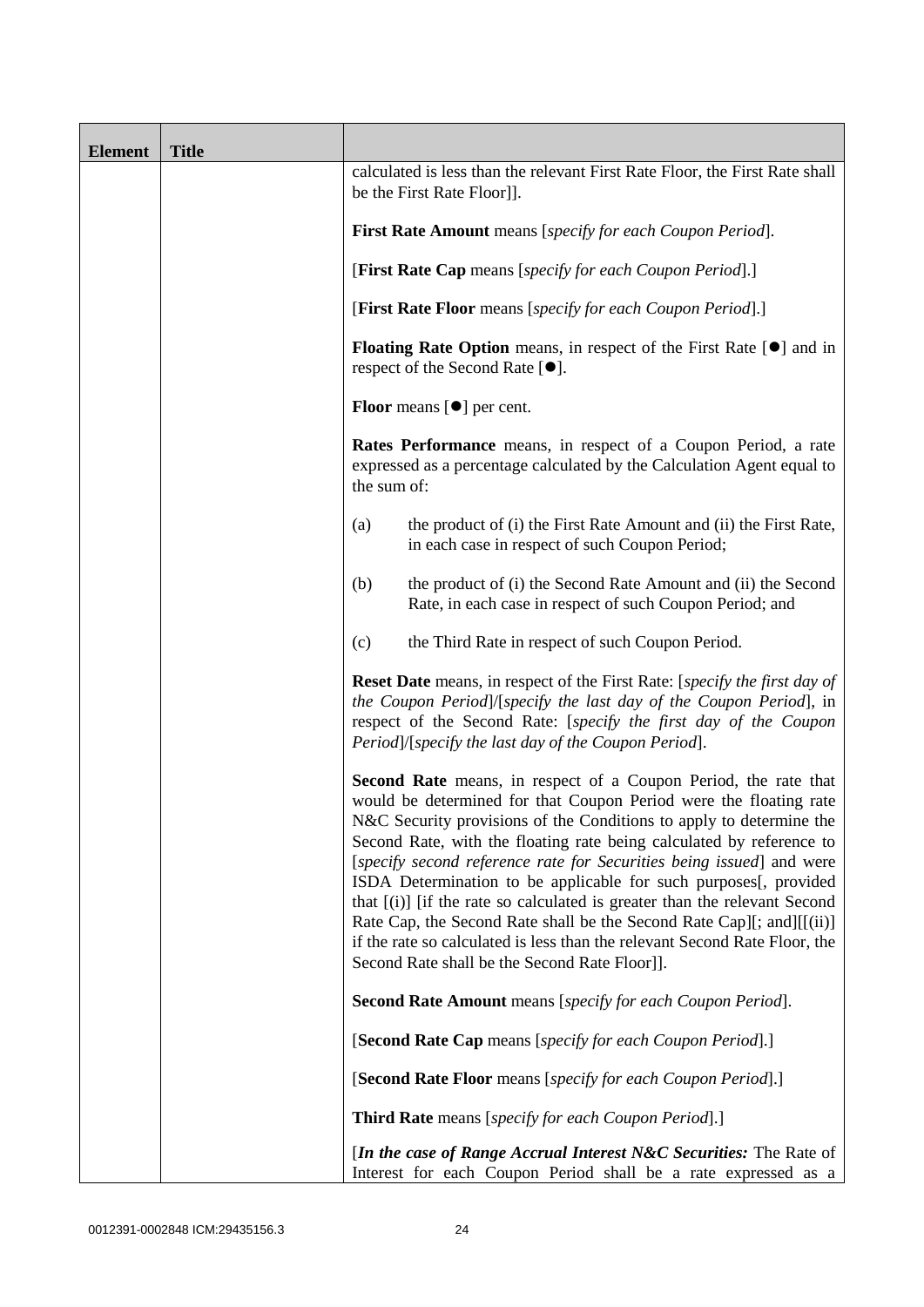| Element | Title | |
|---|---|---|
| | | calculated is less than the relevant First Rate Floor, the First Rate shall be the First Rate Floor]].<br><br>**First Rate Amount** means [*specify for each Coupon Period*].<br><br>[**First Rate Cap** means [*specify for each Coupon Period*].]<br><br>[**First Rate Floor** means [*specify for each Coupon Period*].]<br><br>**Floating Rate Option** means, in respect of the First Rate [●] and in respect of the Second Rate [●].<br><br>**Floor** means [●] per cent.<br><br>**Rates Performance** means, in respect of a Coupon Period, a rate expressed as a percentage calculated by the Calculation Agent equal to the sum of:<br><br>(a) the product of (i) the First Rate Amount and (ii) the First Rate, in each case in respect of such Coupon Period;<br><br>(b) the product of (i) the Second Rate Amount and (ii) the Second Rate, in each case in respect of such Coupon Period; and<br><br>(c) the Third Rate in respect of such Coupon Period.<br><br>**Reset Date** means, in respect of the First Rate: [*specify the first day of the Coupon Period*]/[*specify the last day of the Coupon Period*], in respect of the Second Rate: [*specify the first day of the Coupon Period*]/[*specify the last day of the Coupon Period*].<br><br>**Second Rate** means, in respect of a Coupon Period, the rate that would be determined for that Coupon Period were the floating rate N&C Security provisions of the Conditions to apply to determine the Second Rate, with the floating rate being calculated by reference to [*specify second reference rate for Securities being issued*] and were ISDA Determination to be applicable for such purposes[, provided that [(i)] [if the rate so calculated is greater than the relevant Second Rate Cap, the Second Rate shall be the Second Rate Cap][; and][[(ii)] if the rate so calculated is less than the relevant Second Rate Floor, the Second Rate shall be the Second Rate Floor]].<br><br>**Second Rate Amount** means [*specify for each Coupon Period*].<br><br>[**Second Rate Cap** means [*specify for each Coupon Period*].]<br><br>[**Second Rate Floor** means [*specify for each Coupon Period*].]<br><br>**Third Rate** means [*specify for each Coupon Period*].]<br><br>[***In the case of Range Accrual Interest N&C Securities:*** The Rate of Interest for each Coupon Period shall be a rate expressed as a |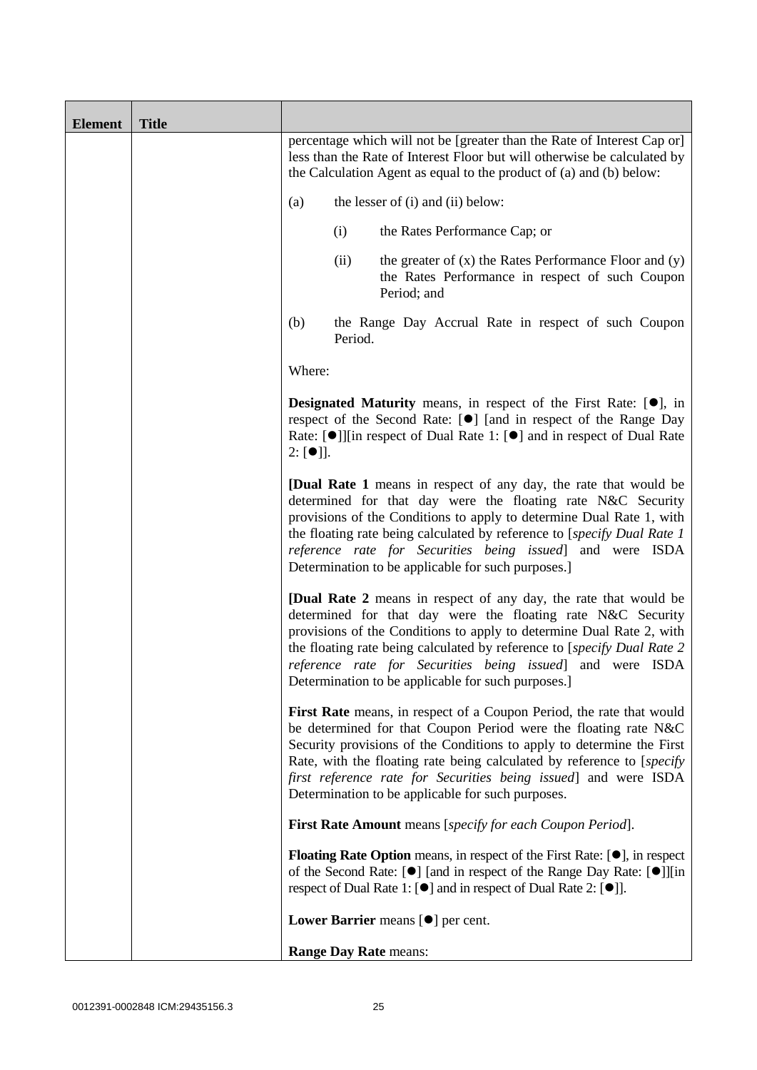| Element | Title | |
|---|---|---|
| | | percentage which will not be [greater than the Rate of Interest Cap or] less than the Rate of Interest Floor but will otherwise be calculated by the Calculation Agent as equal to the product of (a) and (b) below:<br><br>(a) the lesser of (i) and (ii) below:<br><br>(i) the Rates Performance Cap; or<br><br>(ii) the greater of (x) the Rates Performance Floor and (y) the Rates Performance in respect of such Coupon Period; and<br><br>(b) the Range Day Accrual Rate in respect of such Coupon Period.<br><br>Where:<br><br>**Designated Maturity** means, in respect of the First Rate: [●], in respect of the Second Rate: [●] [and in respect of the Range Day Rate: [●]][in respect of Dual Rate 1: [●] and in respect of Dual Rate 2: [●]].<br><br>**[Dual Rate 1** means in respect of any day, the rate that would be determined for that day were the floating rate N&C Security provisions of the Conditions to apply to determine Dual Rate 1, with the floating rate being calculated by reference to [*specify Dual Rate 1 reference rate for Securities being issued*] and were ISDA Determination to be applicable for such purposes.]<br><br>**[Dual Rate 2** means in respect of any day, the rate that would be determined for that day were the floating rate N&C Security provisions of the Conditions to apply to determine Dual Rate 2, with the floating rate being calculated by reference to [*specify Dual Rate 2 reference rate for Securities being issued*] and were ISDA Determination to be applicable for such purposes.]<br><br>**First Rate** means, in respect of a Coupon Period, the rate that would be determined for that Coupon Period were the floating rate N&C Security provisions of the Conditions to apply to determine the First Rate, with the floating rate being calculated by reference to [*specify first reference rate for Securities being issued*] and were ISDA Determination to be applicable for such purposes.<br><br>**First Rate Amount** means [*specify for each Coupon Period*].<br><br>**Floating Rate Option** means, in respect of the First Rate: [●], in respect of the Second Rate: [●] [and in respect of the Range Day Rate: [●]][in respect of Dual Rate 1: [●] and in respect of Dual Rate 2: [●]].<br><br>**Lower Barrier** means [●] per cent.<br><br>**Range Day Rate** means: |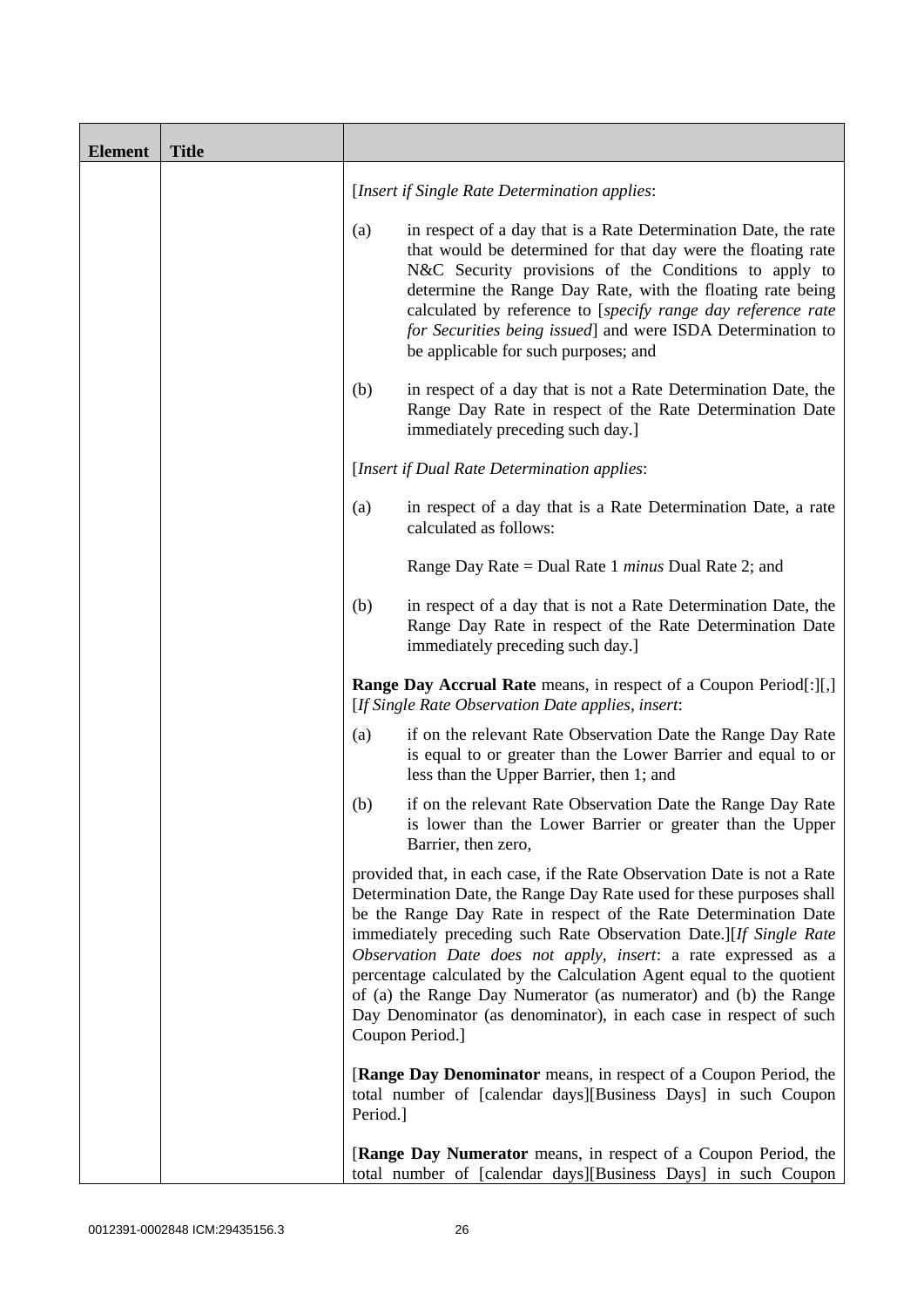| Element | Title | |
|---|---|---|
| | | [*Insert if Single Rate Determination applies*:<br><br>(a) in respect of a day that is a Rate Determination Date, the rate that would be determined for that day were the floating rate N&C Security provisions of the Conditions to apply to determine the Range Day Rate, with the floating rate being calculated by reference to [*specify range day reference rate for Securities being issued*] and were ISDA Determination to be applicable for such purposes; and<br><br>(b) in respect of a day that is not a Rate Determination Date, the Range Day Rate in respect of the Rate Determination Date immediately preceding such day.]<br><br>[*Insert if Dual Rate Determination applies*:<br><br>(a) in respect of a day that is a Rate Determination Date, a rate calculated as follows:<br><br>Range Day Rate = Dual Rate 1 *minus* Dual Rate 2; and<br><br>(b) in respect of a day that is not a Rate Determination Date, the Range Day Rate in respect of the Rate Determination Date immediately preceding such day.]<br><br>**Range Day Accrual Rate** means, in respect of a Coupon Period[:][,] [*If Single Rate Observation Date applies, insert*:<br><br>(a) if on the relevant Rate Observation Date the Range Day Rate is equal to or greater than the Lower Barrier and equal to or less than the Upper Barrier, then 1; and<br><br>(b) if on the relevant Rate Observation Date the Range Day Rate is lower than the Lower Barrier or greater than the Upper Barrier, then zero,<br><br>provided that, in each case, if the Rate Observation Date is not a Rate Determination Date, the Range Day Rate used for these purposes shall be the Range Day Rate in respect of the Rate Determination Date immediately preceding such Rate Observation Date.][*If Single Rate Observation Date does not apply, insert*: a rate expressed as a percentage calculated by the Calculation Agent equal to the quotient of (a) the Range Day Numerator (as numerator) and (b) the Range Day Denominator (as denominator), in each case in respect of such Coupon Period.]<br><br>[**Range Day Denominator** means, in respect of a Coupon Period, the total number of [calendar days][Business Days] in such Coupon Period.]<br><br>[**Range Day Numerator** means, in respect of a Coupon Period, the total number of [calendar days][Business Days] in such Coupon |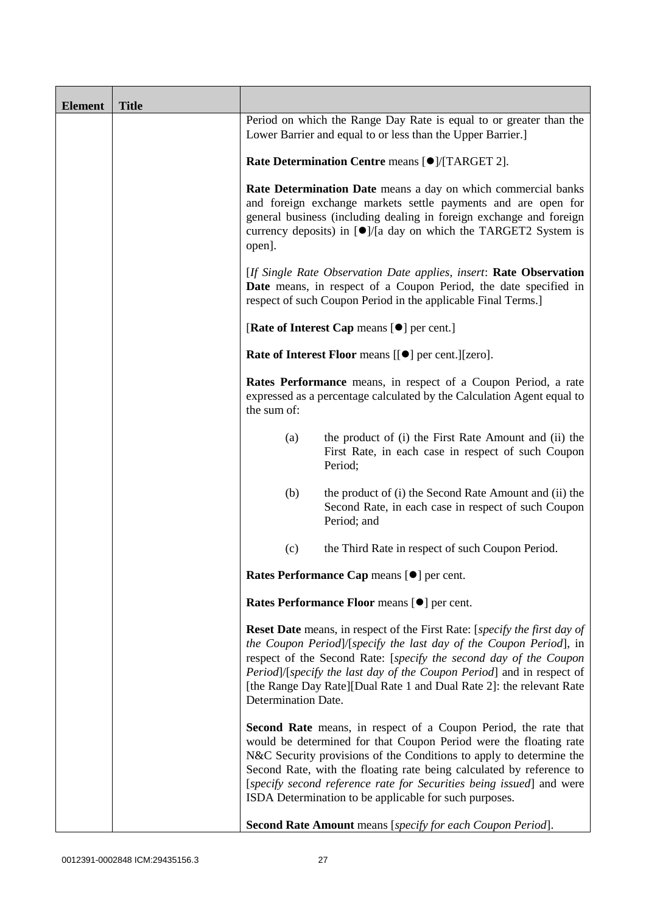| Element | Title | |
|---|---|---|
| | | Period on which the Range Day Rate is equal to or greater than the Lower Barrier and equal to or less than the Upper Barrier.]<br><br>**Rate Determination Centre** means [●]/[TARGET 2].<br><br>**Rate Determination Date** means a day on which commercial banks and foreign exchange markets settle payments and are open for general business (including dealing in foreign exchange and foreign currency deposits) in [●]/[a day on which the TARGET2 System is open].<br><br>[*If Single Rate Observation Date applies, insert*: **Rate Observation Date** means, in respect of a Coupon Period, the date specified in respect of such Coupon Period in the applicable Final Terms.]<br><br>[**Rate of Interest Cap** means [●] per cent.]<br><br>**Rate of Interest Floor** means [[●] per cent.][zero].<br><br>**Rates Performance** means, in respect of a Coupon Period, a rate expressed as a percentage calculated by the Calculation Agent equal to the sum of:<br><br>(a) the product of (i) the First Rate Amount and (ii) the First Rate, in each case in respect of such Coupon Period;<br><br>(b) the product of (i) the Second Rate Amount and (ii) the Second Rate, in each case in respect of such Coupon Period; and<br><br>(c) the Third Rate in respect of such Coupon Period.<br><br>**Rates Performance Cap** means [●] per cent.<br><br>**Rates Performance Floor** means [●] per cent.<br><br>**Reset Date** means, in respect of the First Rate: [*specify the first day of the Coupon Period*]/[*specify the last day of the Coupon Period*], in respect of the Second Rate: [*specify the second day of the Coupon Period*]/[*specify the last day of the Coupon Period*] and in respect of [the Range Day Rate][Dual Rate 1 and Dual Rate 2]: the relevant Rate Determination Date.<br><br>**Second Rate** means, in respect of a Coupon Period, the rate that would be determined for that Coupon Period were the floating rate N&C Security provisions of the Conditions to apply to determine the Second Rate, with the floating rate being calculated by reference to [*specify second reference rate for Securities being issued*] and were ISDA Determination to be applicable for such purposes.<br><br>**Second Rate Amount** means [*specify for each Coupon Period*]. |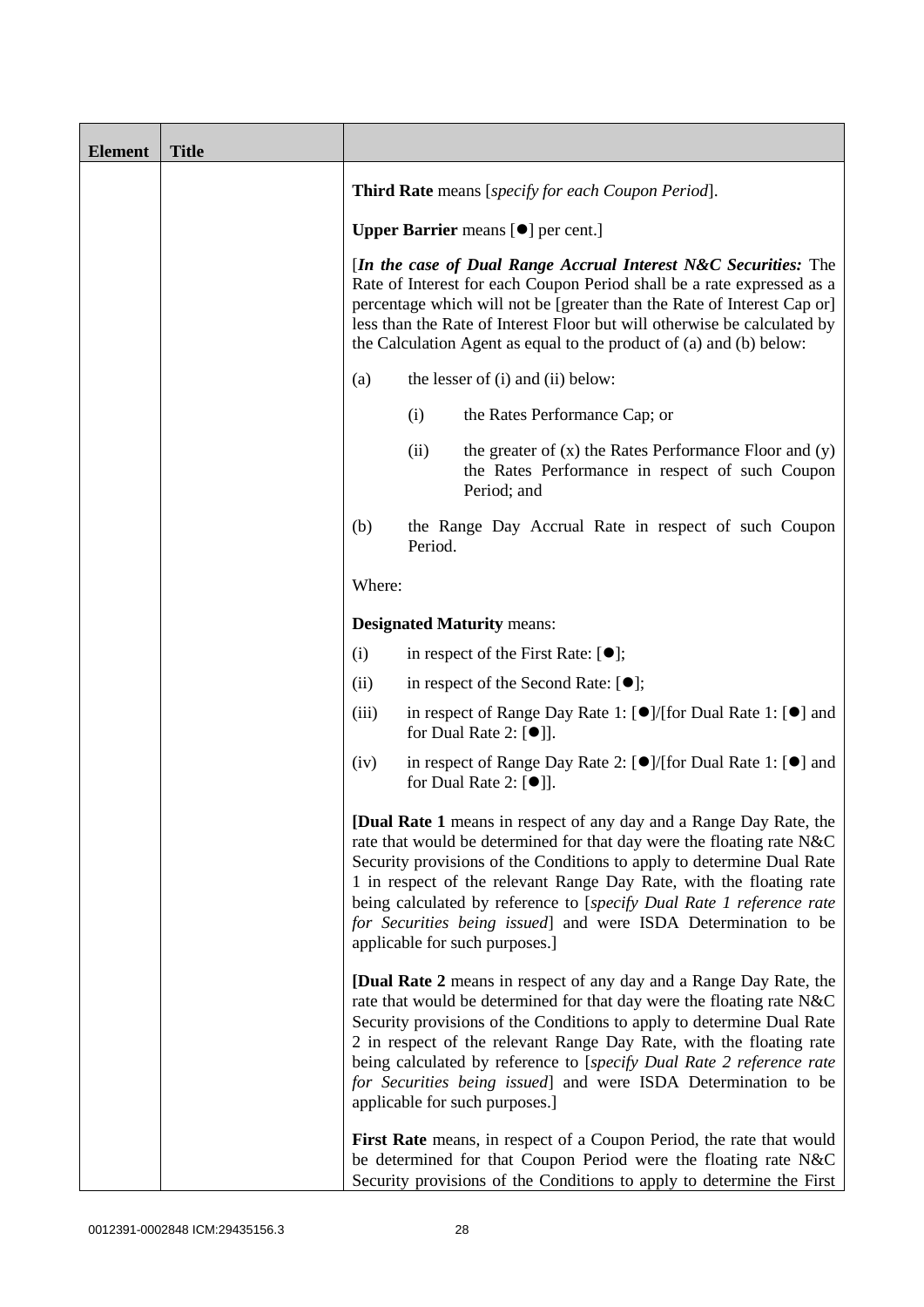| Element | Title | |
|---|---|---|
| | | **Third Rate** means [*specify for each Coupon Period*].<br><br>**Upper Barrier** means [●] per cent.]<br><br>[***In the case of Dual Range Accrual Interest N&C Securities:*** The Rate of Interest for each Coupon Period shall be a rate expressed as a percentage which will not be [greater than the Rate of Interest Cap or] less than the Rate of Interest Floor but will otherwise be calculated by the Calculation Agent as equal to the product of (a) and (b) below:<br><br>(a) the lesser of (i) and (ii) below:<br><br>(i) the Rates Performance Cap; or<br><br>(ii) the greater of (x) the Rates Performance Floor and (y) the Rates Performance in respect of such Coupon Period; and<br><br>(b) the Range Day Accrual Rate in respect of such Coupon Period.<br><br>Where:<br><br>**Designated Maturity** means:<br><br>(i) in respect of the First Rate: [●];<br><br>(ii) in respect of the Second Rate: [●];<br><br>(iii) in respect of Range Day Rate 1: [●]/[for Dual Rate 1: [●] and for Dual Rate 2: [●]].<br><br>(iv) in respect of Range Day Rate 2: [●]/[for Dual Rate 1: [●] and for Dual Rate 2: [●]].<br><br>**[Dual Rate 1** means in respect of any day and a Range Day Rate, the rate that would be determined for that day were the floating rate N&C Security provisions of the Conditions to apply to determine Dual Rate 1 in respect of the relevant Range Day Rate, with the floating rate being calculated by reference to [*specify Dual Rate 1 reference rate for Securities being issued*] and were ISDA Determination to be applicable for such purposes.]<br><br>**[Dual Rate 2** means in respect of any day and a Range Day Rate, the rate that would be determined for that day were the floating rate N&C Security provisions of the Conditions to apply to determine Dual Rate 2 in respect of the relevant Range Day Rate, with the floating rate being calculated by reference to [*specify Dual Rate 2 reference rate for Securities being issued*] and were ISDA Determination to be applicable for such purposes.]<br><br>**First Rate** means, in respect of a Coupon Period, the rate that would be determined for that Coupon Period were the floating rate N&C Security provisions of the Conditions to apply to determine the First |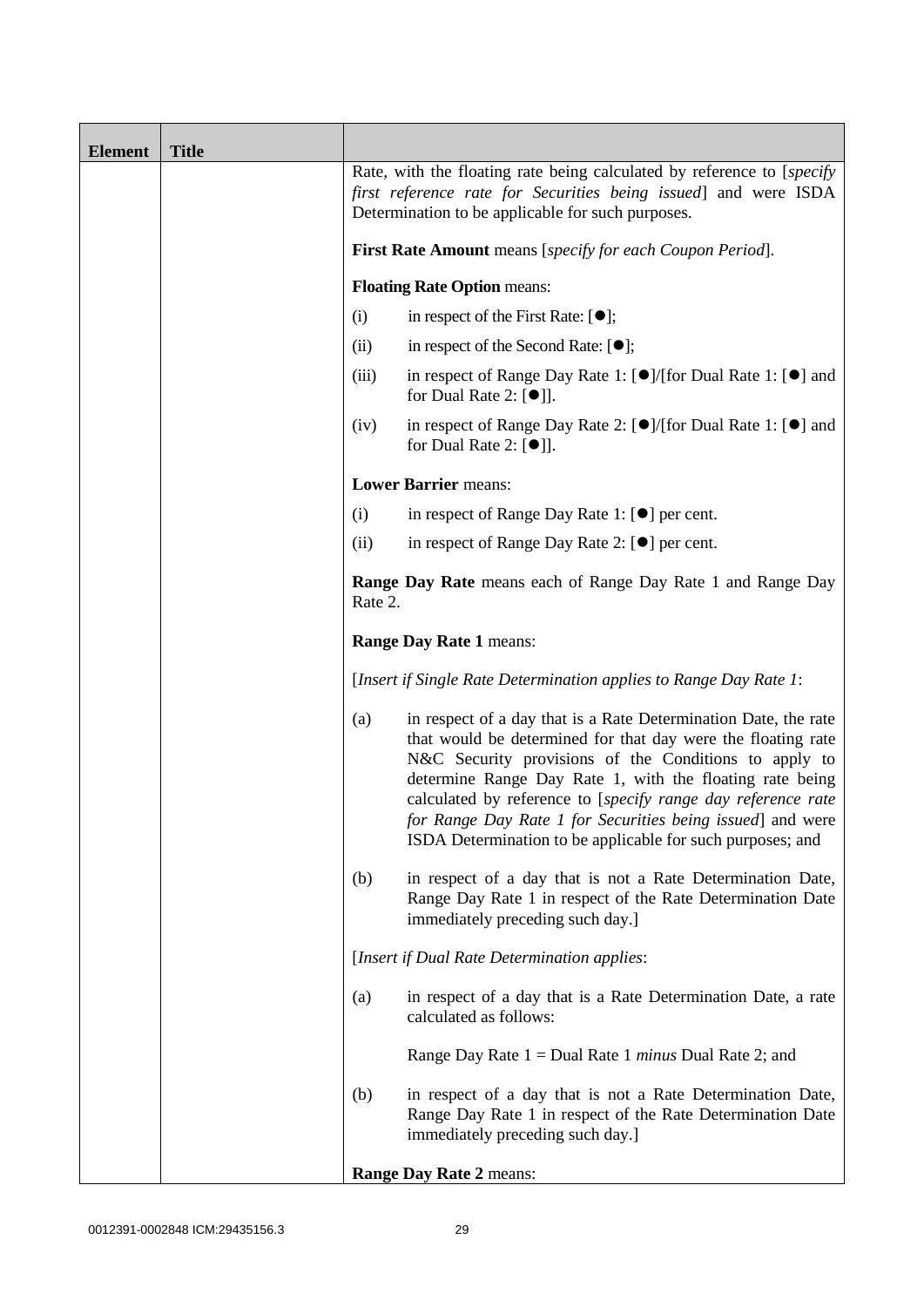| Element | Title | |
|---|---|---|
| | | Rate, with the floating rate being calculated by reference to [*specify first reference rate for Securities being issued*] and were ISDA Determination to be applicable for such purposes.<br><br>**First Rate Amount** means [*specify for each Coupon Period*].<br><br>**Floating Rate Option** means:<br><br>(i) in respect of the First Rate: [●];<br><br>(ii) in respect of the Second Rate: [●];<br><br>(iii) in respect of Range Day Rate 1: [●]/[for Dual Rate 1: [●] and for Dual Rate 2: [●]].<br><br>(iv) in respect of Range Day Rate 2: [●]/[for Dual Rate 1: [●] and for Dual Rate 2: [●]].<br><br>**Lower Barrier** means:<br><br>(i) in respect of Range Day Rate 1: [●] per cent.<br><br>(ii) in respect of Range Day Rate 2: [●] per cent.<br><br>**Range Day Rate** means each of Range Day Rate 1 and Range Day Rate 2.<br><br>**Range Day Rate 1** means:<br><br>[*Insert if Single Rate Determination applies to Range Day Rate 1*:<br><br>(a) in respect of a day that is a Rate Determination Date, the rate that would be determined for that day were the floating rate N&C Security provisions of the Conditions to apply to determine Range Day Rate 1, with the floating rate being calculated by reference to [*specify range day reference rate for Range Day Rate 1 for Securities being issued*] and were ISDA Determination to be applicable for such purposes; and<br><br>(b) in respect of a day that is not a Rate Determination Date, Range Day Rate 1 in respect of the Rate Determination Date immediately preceding such day.]<br><br>[*Insert if Dual Rate Determination applies*:<br><br>(a) in respect of a day that is a Rate Determination Date, a rate calculated as follows:<br><br>Range Day Rate 1 = Dual Rate 1 *minus* Dual Rate 2; and<br><br>(b) in respect of a day that is not a Rate Determination Date, Range Day Rate 1 in respect of the Rate Determination Date immediately preceding such day.]<br><br>**Range Day Rate 2** means: |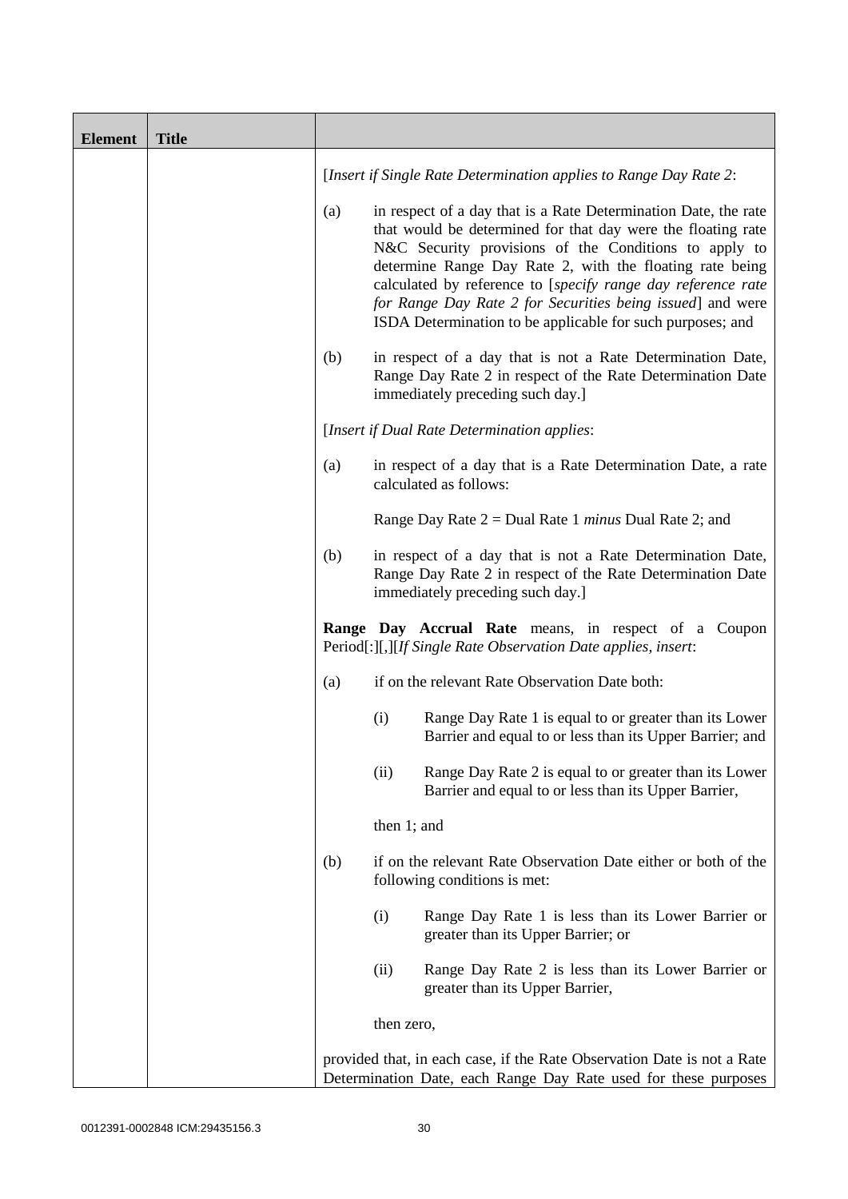| Element | Title | |
|---|---|---|
| | | [*Insert if Single Rate Determination applies to Range Day Rate 2*:<br><br>(a) in respect of a day that is a Rate Determination Date, the rate that would be determined for that day were the floating rate N&C Security provisions of the Conditions to apply to determine Range Day Rate 2, with the floating rate being calculated by reference to [*specify range day reference rate for Range Day Rate 2 for Securities being issued*] and were ISDA Determination to be applicable for such purposes; and<br><br>(b) in respect of a day that is not a Rate Determination Date, Range Day Rate 2 in respect of the Rate Determination Date immediately preceding such day.]<br><br>[*Insert if Dual Rate Determination applies*:<br><br>(a) in respect of a day that is a Rate Determination Date, a rate calculated as follows:<br><br>Range Day Rate 2 = Dual Rate 1 *minus* Dual Rate 2; and<br><br>(b) in respect of a day that is not a Rate Determination Date, Range Day Rate 2 in respect of the Rate Determination Date immediately preceding such day.]<br><br>**Range Day Accrual Rate** means, in respect of a Coupon Period[:][,][*If Single Rate Observation Date applies, insert*:<br><br>(a) if on the relevant Rate Observation Date both:<br><br>(i) Range Day Rate 1 is equal to or greater than its Lower Barrier and equal to or less than its Upper Barrier; and<br><br>(ii) Range Day Rate 2 is equal to or greater than its Lower Barrier and equal to or less than its Upper Barrier,<br><br>then 1; and<br><br>(b) if on the relevant Rate Observation Date either or both of the following conditions is met:<br><br>(i) Range Day Rate 1 is less than its Lower Barrier or greater than its Upper Barrier; or<br><br>(ii) Range Day Rate 2 is less than its Lower Barrier or greater than its Upper Barrier,<br><br>then zero,<br><br>provided that, in each case, if the Rate Observation Date is not a Rate Determination Date, each Range Day Rate used for these purposes |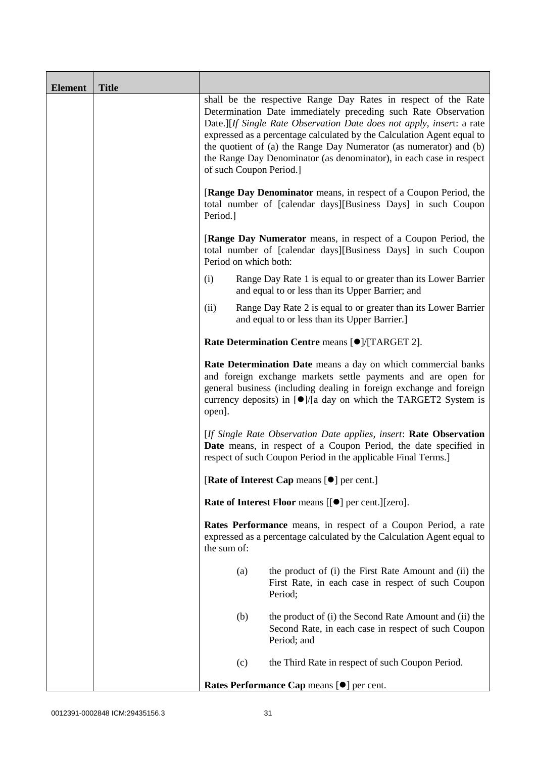| Element | Title | |
|---|---|---|
| | | shall be the respective Range Day Rates in respect of the Rate Determination Date immediately preceding such Rate Observation Date.][*If Single Rate Observation Date does not apply, insert*: a rate expressed as a percentage calculated by the Calculation Agent equal to the quotient of (a) the Range Day Numerator (as numerator) and (b) the Range Day Denominator (as denominator), in each case in respect of such Coupon Period.]<br><br>[**Range Day Denominator** means, in respect of a Coupon Period, the total number of [calendar days][Business Days] in such Coupon Period.]<br><br>[**Range Day Numerator** means, in respect of a Coupon Period, the total number of [calendar days][Business Days] in such Coupon Period on which both:<br><br>(i) Range Day Rate 1 is equal to or greater than its Lower Barrier and equal to or less than its Upper Barrier; and<br><br>(ii) Range Day Rate 2 is equal to or greater than its Lower Barrier and equal to or less than its Upper Barrier.]<br><br>**Rate Determination Centre** means [●]/[TARGET 2].<br><br>**Rate Determination Date** means a day on which commercial banks and foreign exchange markets settle payments and are open for general business (including dealing in foreign exchange and foreign currency deposits) in [●]/[a day on which the TARGET2 System is open].<br><br>[*If Single Rate Observation Date applies, insert*: **Rate Observation Date** means, in respect of a Coupon Period, the date specified in respect of such Coupon Period in the applicable Final Terms.]<br><br>[**Rate of Interest Cap** means [●] per cent.]<br><br>**Rate of Interest Floor** means [[●] per cent.][zero].<br><br>**Rates Performance** means, in respect of a Coupon Period, a rate expressed as a percentage calculated by the Calculation Agent equal to the sum of:<br><br>(a) the product of (i) the First Rate Amount and (ii) the First Rate, in each case in respect of such Coupon Period;<br><br>(b) the product of (i) the Second Rate Amount and (ii) the Second Rate, in each case in respect of such Coupon Period; and<br><br>(c) the Third Rate in respect of such Coupon Period.<br><br>**Rates Performance Cap** means [●] per cent. |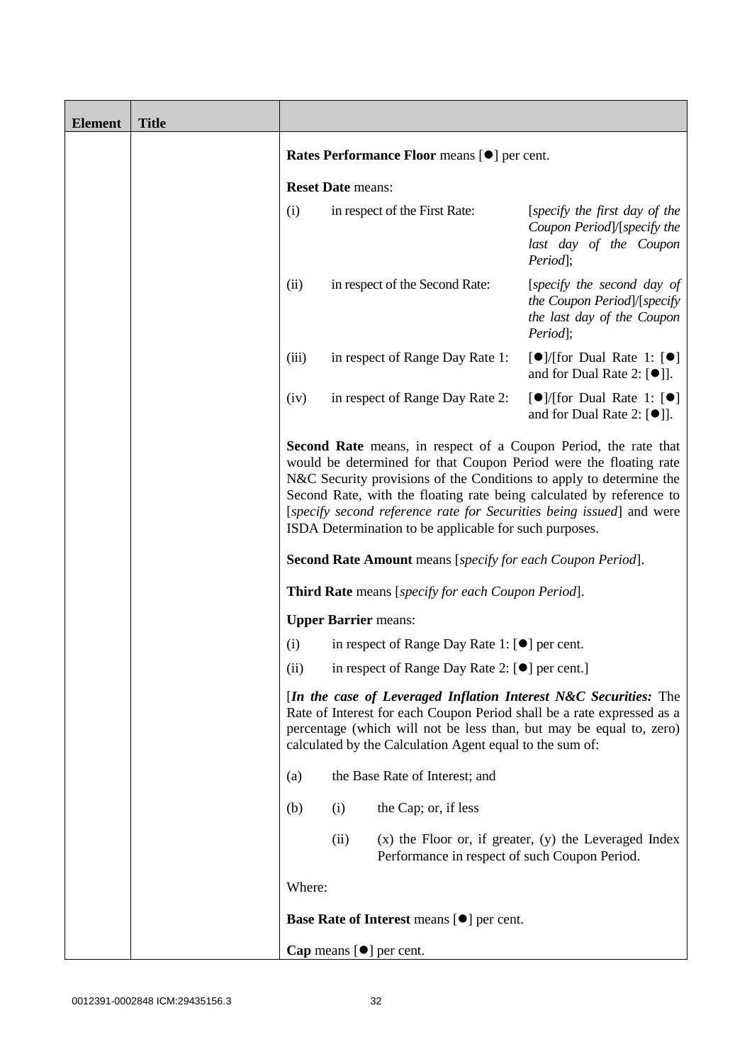| Element | Title | |
|---|---|---|
| | | **Rates Performance Floor** means [●] per cent.<br><br>**Reset Date** means:<br><br>(i) in respect of the First Rate: [*specify the first day of the Coupon Period*]/[*specify the last day of the Coupon Period*];<br><br>(ii) in respect of the Second Rate: [*specify the second day of the Coupon Period*]/[*specify the last day of the Coupon Period*];<br><br>(iii) in respect of Range Day Rate 1: [●]/[for Dual Rate 1: [●] and for Dual Rate 2: [●]].<br><br>(iv) in respect of Range Day Rate 2: [●]/[for Dual Rate 1: [●] and for Dual Rate 2: [●]].<br><br>**Second Rate** means, in respect of a Coupon Period, the rate that would be determined for that Coupon Period were the floating rate N&C Security provisions of the Conditions to apply to determine the Second Rate, with the floating rate being calculated by reference to [*specify second reference rate for Securities being issued*] and were ISDA Determination to be applicable for such purposes.<br><br>**Second Rate Amount** means [*specify for each Coupon Period*].<br><br>**Third Rate** means [*specify for each Coupon Period*].<br><br>**Upper Barrier** means:<br><br>(i) in respect of Range Day Rate 1: [●] per cent.<br><br>(ii) in respect of Range Day Rate 2: [●] per cent.]<br><br>[***In the case of Leveraged Inflation Interest N&C Securities:*** The Rate of Interest for each Coupon Period shall be a rate expressed as a percentage (which will not be less than, but may be equal to, zero) calculated by the Calculation Agent equal to the sum of:<br><br>(a) the Base Rate of Interest; and<br><br>(b) (i) the Cap; or, if less<br><br>(ii) (x) the Floor or, if greater, (y) the Leveraged Index Performance in respect of such Coupon Period.<br><br>Where:<br><br>**Base Rate of Interest** means [●] per cent.<br><br>**Cap** means [●] per cent. |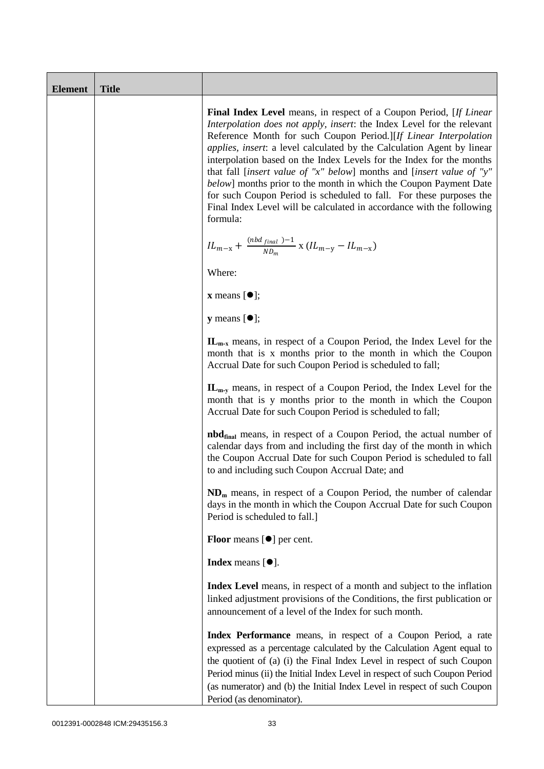| Element | Title | |
|---|---|---|
| | | **Final Index Level** means, in respect of a Coupon Period, [*If Linear Interpolation does not apply, insert*: the Index Level for the relevant Reference Month for such Coupon Period.][*If Linear Interpolation applies, insert*: a level calculated by the Calculation Agent by linear interpolation based on the Index Levels for the Index for the months that fall [*insert value of "x" below*] months and [*insert value of "y" below*] months prior to the month in which the Coupon Payment Date for such Coupon Period is scheduled to fall. For these purposes the Final Index Level will be calculated in accordance with the following formula:<br><br>$IL_{m-x} + \frac{(nbd_{final}) - 1}{ND_m} \times (IL_{m-y} - IL_{m-x})$<br><br>Where:<br><br>**x** means [●];<br><br>**y** means [●];<br><br>**$IL_{m-x}$** means, in respect of a Coupon Period, the Index Level for the month that is x months prior to the month in which the Coupon Accrual Date for such Coupon Period is scheduled to fall;<br><br>**$IL_{m-y}$** means, in respect of a Coupon Period, the Index Level for the month that is y months prior to the month in which the Coupon Accrual Date for such Coupon Period is scheduled to fall;<br><br>**$nbd_{final}$** means, in respect of a Coupon Period, the actual number of calendar days from and including the first day of the month in which the Coupon Accrual Date for such Coupon Period is scheduled to fall to and including such Coupon Accrual Date; and<br><br>**$ND_m$** means, in respect of a Coupon Period, the number of calendar days in the month in which the Coupon Accrual Date for such Coupon Period is scheduled to fall.]<br><br>**Floor** means [●] per cent.<br><br>**Index** means [●].<br><br>**Index Level** means, in respect of a month and subject to the inflation linked adjustment provisions of the Conditions, the first publication or announcement of a level of the Index for such month.<br><br>**Index Performance** means, in respect of a Coupon Period, a rate expressed as a percentage calculated by the Calculation Agent equal to the quotient of (a) (i) the Final Index Level in respect of such Coupon Period minus (ii) the Initial Index Level in respect of such Coupon Period (as numerator) and (b) the Initial Index Level in respect of such Coupon Period (as denominator). |

0012391-0002848 ICM:29435156.3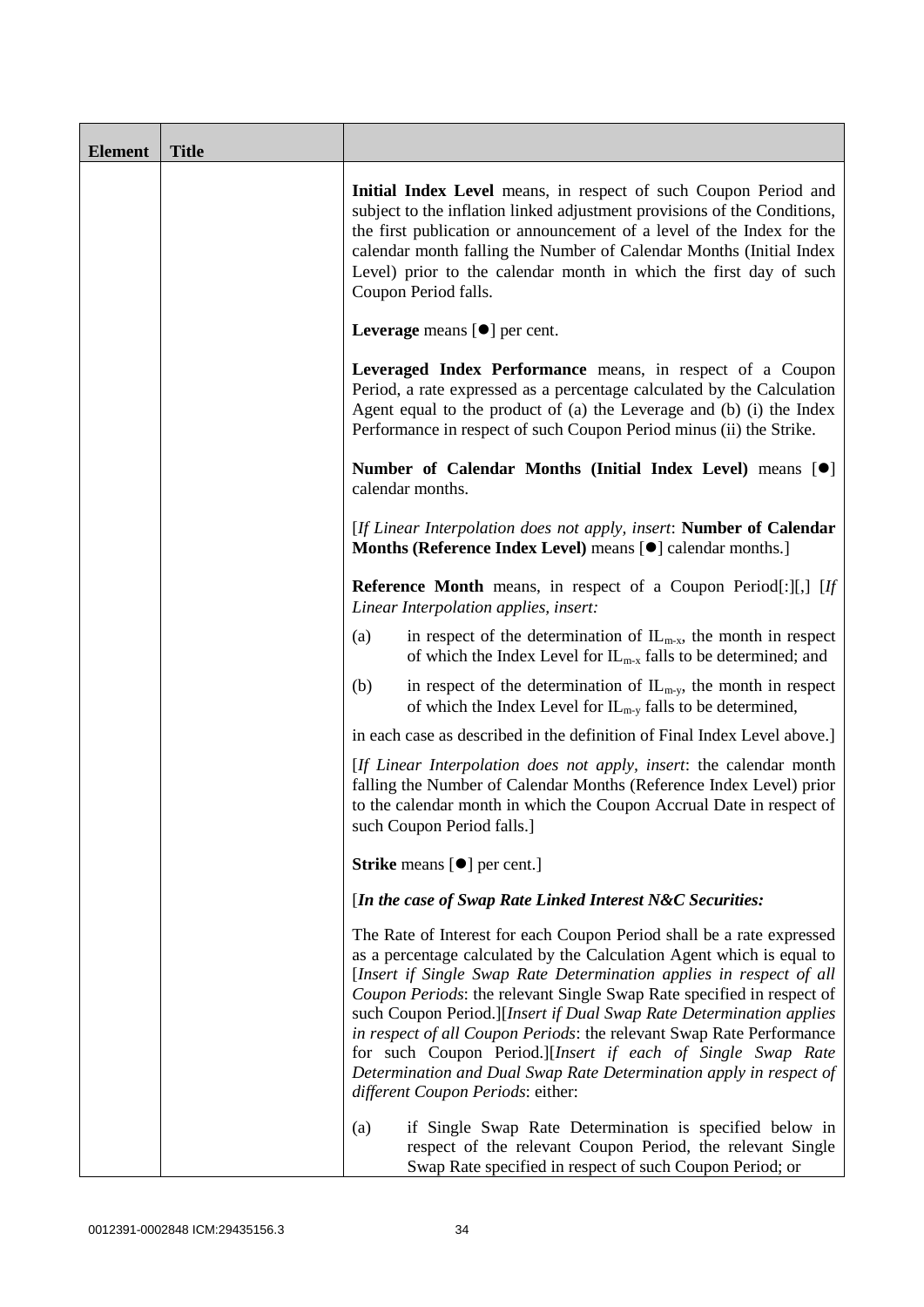| Element | Title | |
|---|---|---|
| | | **Initial Index Level** means, in respect of such Coupon Period and subject to the inflation linked adjustment provisions of the Conditions, the first publication or announcement of a level of the Index for the calendar month falling the Number of Calendar Months (Initial Index Level) prior to the calendar month in which the first day of such Coupon Period falls.<br><br>**Leverage** means [●] per cent.<br><br>**Leveraged Index Performance** means, in respect of a Coupon Period, a rate expressed as a percentage calculated by the Calculation Agent equal to the product of (a) the Leverage and (b) (i) the Index Performance in respect of such Coupon Period minus (ii) the Strike.<br><br>**Number of Calendar Months (Initial Index Level)** means [●] calendar months.<br><br>[*If Linear Interpolation does not apply, insert*: **Number of Calendar Months (Reference Index Level)** means [●] calendar months.]<br><br>**Reference Month** means, in respect of a Coupon Period[:][,] [*If Linear Interpolation applies, insert:*<br><br>(a) in respect of the determination of $IL_{m-x}$, the month in respect of which the Index Level for $IL_{m-x}$ falls to be determined; and<br><br>(b) in respect of the determination of $IL_{m-y}$, the month in respect of which the Index Level for $IL_{m-y}$ falls to be determined,<br><br>in each case as described in the definition of Final Index Level above.]<br><br>[*If Linear Interpolation does not apply, insert*: the calendar month falling the Number of Calendar Months (Reference Index Level) prior to the calendar month in which the Coupon Accrual Date in respect of such Coupon Period falls.]<br><br>**Strike** means [●] per cent.]<br><br>[***In the case of Swap Rate Linked Interest N&C Securities:***<br><br>The Rate of Interest for each Coupon Period shall be a rate expressed as a percentage calculated by the Calculation Agent which is equal to [*Insert if Single Swap Rate Determination applies in respect of all Coupon Periods*: the relevant Single Swap Rate specified in respect of such Coupon Period.][*Insert if Dual Swap Rate Determination applies in respect of all Coupon Periods*: the relevant Swap Rate Performance for such Coupon Period.][*Insert if each of Single Swap Rate Determination and Dual Swap Rate Determination apply in respect of different Coupon Periods*: either:<br><br>(a) if Single Swap Rate Determination is specified below in respect of the relevant Coupon Period, the relevant Single Swap Rate specified in respect of such Coupon Period; or |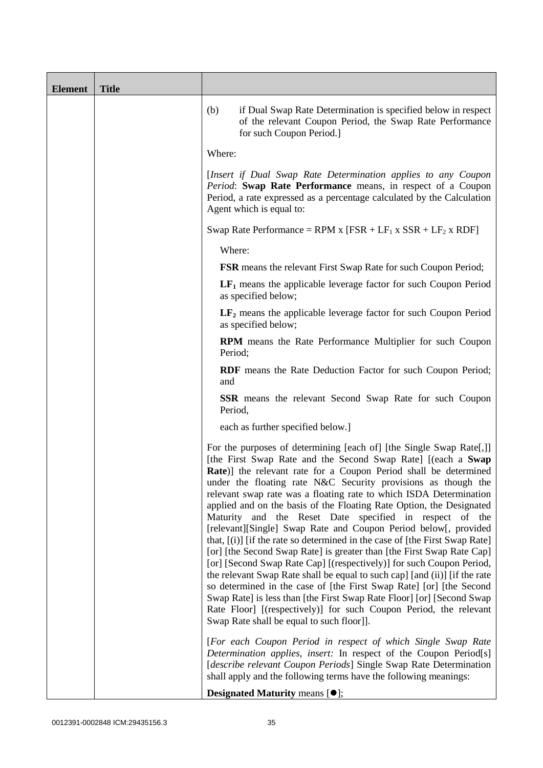| Element | Title | |
|---|---|---|
| | | (b) if Dual Swap Rate Determination is specified below in respect of the relevant Coupon Period, the Swap Rate Performance for such Coupon Period.]<br><br>Where:<br><br>[*Insert if Dual Swap Rate Determination applies to any Coupon Period*: **Swap Rate Performance** means, in respect of a Coupon Period, a rate expressed as a percentage calculated by the Calculation Agent which is equal to:<br><br>Swap Rate Performance = RPM x [FSR + $LF_1$ x SSR + $LF_2$ x RDF]<br><br>Where:<br><br>**FSR** means the relevant First Swap Rate for such Coupon Period;<br><br>**$LF_1$** means the applicable leverage factor for such Coupon Period as specified below;<br><br>**$LF_2$** means the applicable leverage factor for such Coupon Period as specified below;<br><br>**RPM** means the Rate Performance Multiplier for such Coupon Period;<br><br>**RDF** means the Rate Deduction Factor for such Coupon Period; and<br><br>**SSR** means the relevant Second Swap Rate for such Coupon Period,<br><br>each as further specified below.]<br><br>For the purposes of determining [each of] [the Single Swap Rate[,]] [the First Swap Rate and the Second Swap Rate] [(each a **Swap Rate**)] the relevant rate for a Coupon Period shall be determined under the floating rate N&C Security provisions as though the relevant swap rate was a floating rate to which ISDA Determination applied and on the basis of the Floating Rate Option, the Designated Maturity and the Reset Date specified in respect of the [relevant][Single] Swap Rate and Coupon Period below[, provided that, [(i)] [if the rate so determined in the case of [the First Swap Rate] [or] [the Second Swap Rate] is greater than [the First Swap Rate Cap] [or] [Second Swap Rate Cap] [(respectively)] for such Coupon Period, the relevant Swap Rate shall be equal to such cap] [and (ii)] [if the rate so determined in the case of [the First Swap Rate] [or] [the Second Swap Rate] is less than [the First Swap Rate Floor] [or] [Second Swap Rate Floor] [(respectively)] for such Coupon Period, the relevant Swap Rate shall be equal to such floor]].<br><br>[*For each Coupon Period in respect of which Single Swap Rate Determination applies, insert:* In respect of the Coupon Period[s] [*describe relevant Coupon Periods*] Single Swap Rate Determination shall apply and the following terms have the following meanings:<br><br>**Designated Maturity** means [●]; |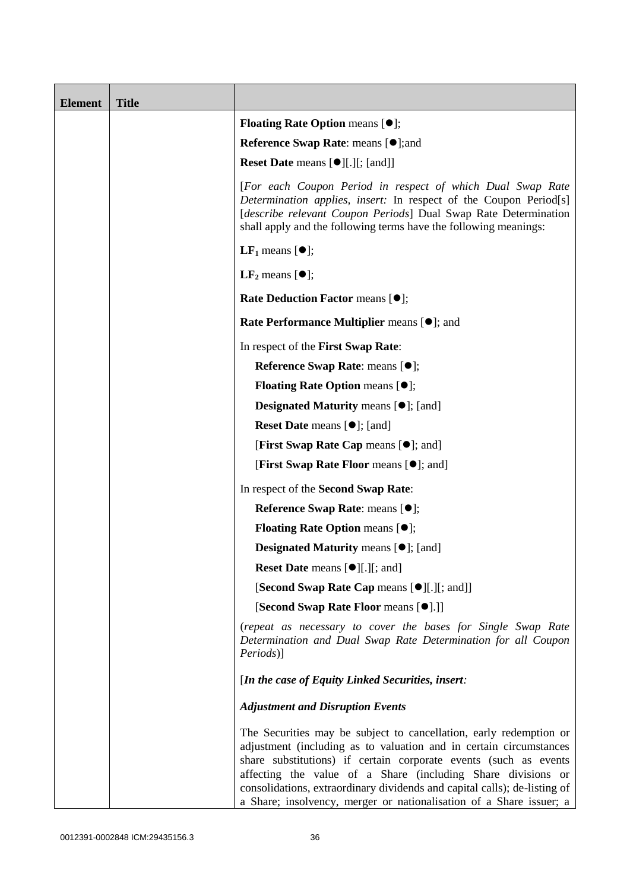| Element | Title | |
|---|---|---|
| | | **Floating Rate Option** means [●];<br><br>**Reference Swap Rate**: means [●];and<br><br>**Reset Date** means [●][.][; [and]]<br><br>[*For each Coupon Period in respect of which Dual Swap Rate Determination applies, insert:* In respect of the Coupon Period[s] [*describe relevant Coupon Periods*] Dual Swap Rate Determination shall apply and the following terms have the following meanings:<br><br>$\mathbf{LF_1}$ means [●];<br><br>$\mathbf{LF_2}$ means [●];<br><br>**Rate Deduction Factor** means [●];<br><br>**Rate Performance Multiplier** means [●]; and<br><br>In respect of the **First Swap Rate**:<br><br>**Reference Swap Rate**: means [●];<br><br>**Floating Rate Option** means [●];<br><br>**Designated Maturity** means [●]; [and]<br><br>**Reset Date** means [●]; [and]<br><br>[**First Swap Rate Cap** means [●]; and]<br><br>[**First Swap Rate Floor** means [●]; and]<br><br>In respect of the **Second Swap Rate**:<br><br>**Reference Swap Rate**: means [●];<br><br>**Floating Rate Option** means [●];<br><br>**Designated Maturity** means [●]; [and]<br><br>**Reset Date** means [●][.][; and]<br><br>[**Second Swap Rate Cap** means [●][.][; and]]<br><br>[**Second Swap Rate Floor** means [●].]]<br><br>(*repeat as necessary to cover the bases for Single Swap Rate Determination and Dual Swap Rate Determination for all Coupon Periods*)]<br><br>[***In the case of Equity Linked Securities, insert:***<br><br>***Adjustment and Disruption Events***<br><br>The Securities may be subject to cancellation, early redemption or adjustment (including as to valuation and in certain circumstances share substitutions) if certain corporate events (such as events affecting the value of a Share (including Share divisions or consolidations, extraordinary dividends and capital calls); de-listing of a Share; insolvency, merger or nationalisation of a Share issuer; a |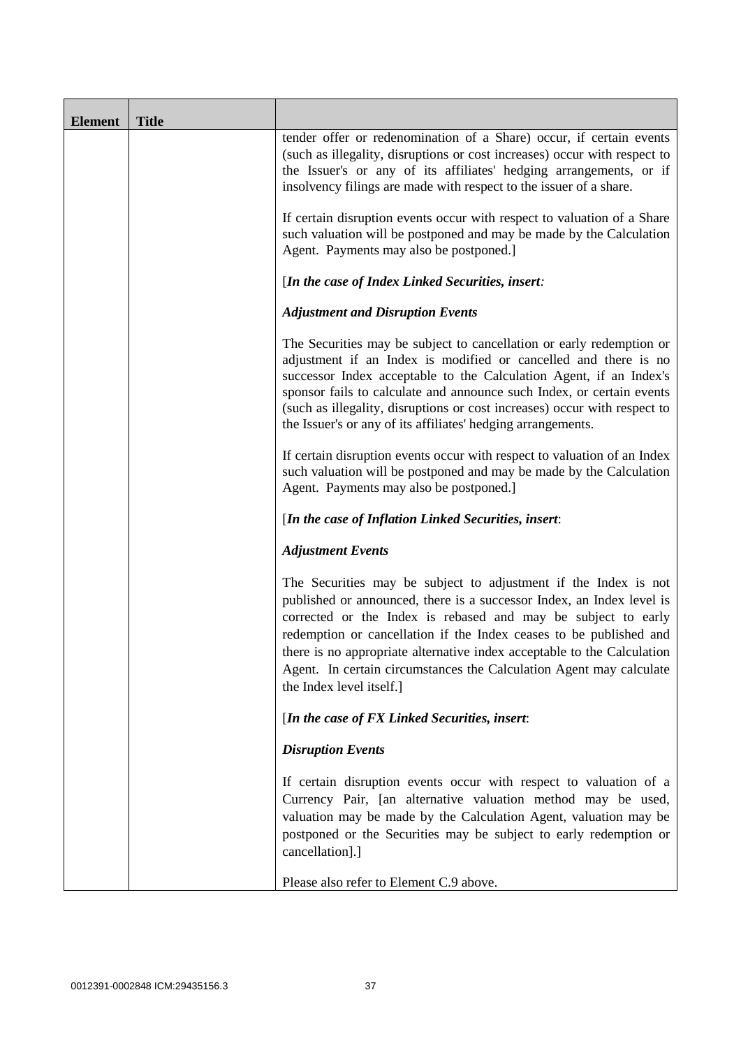| Element | Title | |
|---|---|---|
| | | tender offer or redenomination of a Share) occur, if certain events (such as illegality, disruptions or cost increases) occur with respect to the Issuer's or any of its affiliates' hedging arrangements, or if insolvency filings are made with respect to the issuer of a share.<br><br>If certain disruption events occur with respect to valuation of a Share such valuation will be postponed and may be made by the Calculation Agent. Payments may also be postponed.]<br><br>[***In the case of Index Linked Securities, insert:***<br><br>***Adjustment and Disruption Events***<br><br>The Securities may be subject to cancellation or early redemption or adjustment if an Index is modified or cancelled and there is no successor Index acceptable to the Calculation Agent, if an Index's sponsor fails to calculate and announce such Index, or certain events (such as illegality, disruptions or cost increases) occur with respect to the Issuer's or any of its affiliates' hedging arrangements.<br><br>If certain disruption events occur with respect to valuation of an Index such valuation will be postponed and may be made by the Calculation Agent. Payments may also be postponed.]<br><br>[***In the case of Inflation Linked Securities, insert***:<br><br>***Adjustment Events***<br><br>The Securities may be subject to adjustment if the Index is not published or announced, there is a successor Index, an Index level is corrected or the Index is rebased and may be subject to early redemption or cancellation if the Index ceases to be published and there is no appropriate alternative index acceptable to the Calculation Agent. In certain circumstances the Calculation Agent may calculate the Index level itself.]<br><br>[***In the case of FX Linked Securities, insert***:<br><br>***Disruption Events***<br><br>If certain disruption events occur with respect to valuation of a Currency Pair, [an alternative valuation method may be used, valuation may be made by the Calculation Agent, valuation may be postponed or the Securities may be subject to early redemption or cancellation].]<br><br>Please also refer to Element C.9 above. |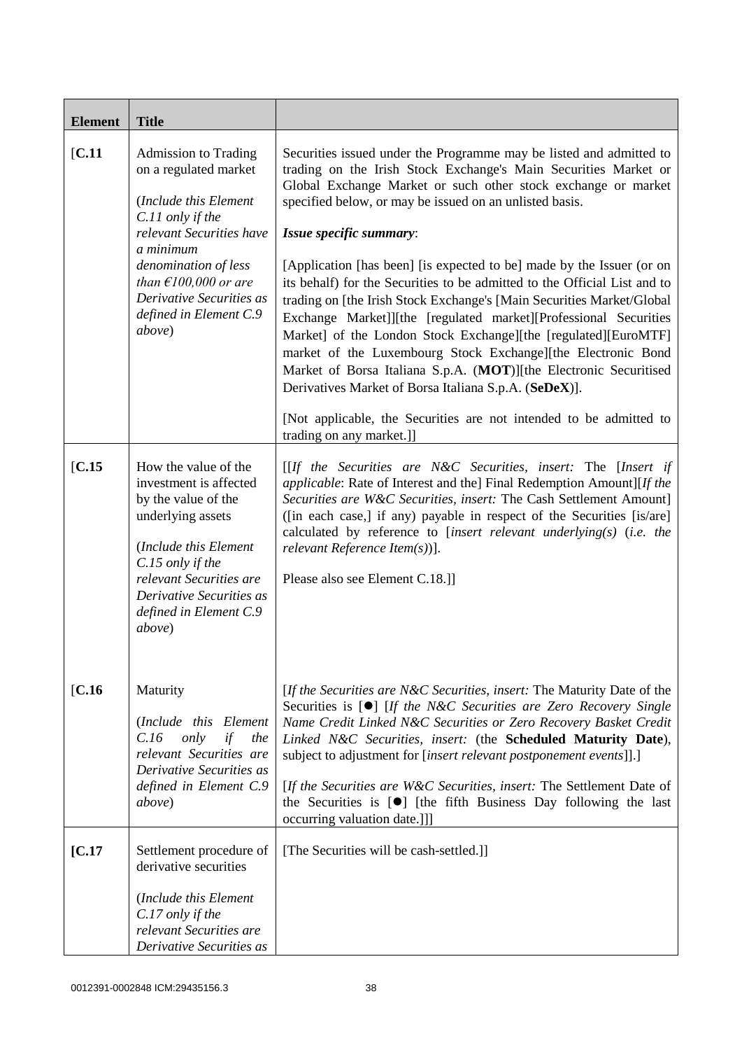| Element | Title | |
|---|---|---|
| [C.11 | Admission to Trading on a regulated market<br><br>(*Include this Element C.11 only if the relevant Securities have a minimum denomination of less than €100,000 or are Derivative Securities as defined in Element C.9 above*) | Securities issued under the Programme may be listed and admitted to trading on the Irish Stock Exchange's Main Securities Market or Global Exchange Market or such other stock exchange or market specified below, or may be issued on an unlisted basis.<br><br>***Issue specific summary***:<br><br>[Application [has been] [is expected to be] made by the Issuer (or on its behalf) for the Securities to be admitted to the Official List and to trading on [the Irish Stock Exchange's [Main Securities Market/Global Exchange Market]][the [regulated market][Professional Securities Market] of the London Stock Exchange][the [regulated][EuroMTF] market of the Luxembourg Stock Exchange][the Electronic Bond Market of Borsa Italiana S.p.A. (**MOT**)][the Electronic Securitised Derivatives Market of Borsa Italiana S.p.A. (**SeDeX**)].<br><br>[Not applicable, the Securities are not intended to be admitted to trading on any market.]] |
| [C.15 | How the value of the investment is affected by the value of the underlying assets<br><br>(*Include this Element C.15 only if the relevant Securities are Derivative Securities as defined in Element C.9 above*) | [[*If the Securities are N&C Securities, insert:* The [*Insert if applicable*: Rate of Interest and the] Final Redemption Amount][*If the Securities are W&C Securities, insert:* The Cash Settlement Amount] ([in each case,] if any) payable in respect of the Securities [is/are] calculated by reference to [*insert relevant underlying(s)* (*i.e. the relevant Reference Item(s)*)].<br><br>Please also see Element C.18.]] |
| [C.16 | Maturity<br><br>(*Include this Element C.16 only if the relevant Securities are Derivative Securities as defined in Element C.9 above*) | [*If the Securities are N&C Securities, insert:* The Maturity Date of the Securities is [●] [*If the N&C Securities are Zero Recovery Single Name Credit Linked N&C Securities or Zero Recovery Basket Credit Linked N&C Securities, insert:* (the **Scheduled Maturity Date**), subject to adjustment for [*insert relevant postponement events*]].]<br><br>[*If the Securities are W&C Securities, insert:* The Settlement Date of the Securities is [●] [the fifth Business Day following the last occurring valuation date.]]] |
| [C.17 | Settlement procedure of derivative securities<br><br>(*Include this Element C.17 only if the relevant Securities are Derivative Securities as* | [The Securities will be cash-settled.]] |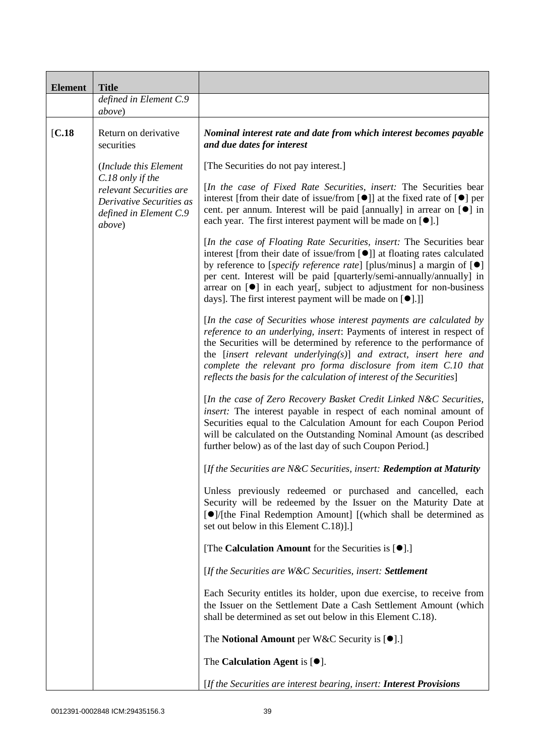| Element | Title | |
|---|---|---|
| | *defined in Element C.9 above*) | |
| [C.18 | Return on derivative securities<br><br>(*Include this Element C.18 only if the relevant Securities are Derivative Securities as defined in Element C.9 above*) | ***Nominal interest rate and date from which interest becomes payable and due dates for interest***<br><br>[The Securities do not pay interest.]<br><br>[*In the case of Fixed Rate Securities, insert:* The Securities bear interest [from their date of issue/from [●]] at the fixed rate of [●] per cent. per annum. Interest will be paid [annually] in arrear on [●] in each year. The first interest payment will be made on [●].]<br><br>[*In the case of Floating Rate Securities, insert:* The Securities bear interest [from their date of issue/from [●]] at floating rates calculated by reference to [*specify reference rate*] [plus/minus] a margin of [●] per cent. Interest will be paid [quarterly/semi-annually/annually] in arrear on [●] in each year[, subject to adjustment for non-business days]. The first interest payment will be made on [●].]]<br><br>[*In the case of Securities whose interest payments are calculated by reference to an underlying, insert*: Payments of interest in respect of the Securities will be determined by reference to the performance of the [*insert relevant underlying(s)*] *and extract, insert here and complete the relevant pro forma disclosure from item C.10 that reflects the basis for the calculation of interest of the Securities*]<br><br>[*In the case of Zero Recovery Basket Credit Linked N&C Securities, insert:* The interest payable in respect of each nominal amount of Securities equal to the Calculation Amount for each Coupon Period will be calculated on the Outstanding Nominal Amount (as described further below) as of the last day of such Coupon Period.]<br><br>[*If the Securities are N&C Securities, insert:* ***Redemption at Maturity***<br><br>Unless previously redeemed or purchased and cancelled, each Security will be redeemed by the Issuer on the Maturity Date at [●]/[the Final Redemption Amount] [(which shall be determined as set out below in this Element C.18)].]<br><br>[The **Calculation Amount** for the Securities is [●].]<br><br>[*If the Securities are W&C Securities, insert:* ***Settlement***<br><br>Each Security entitles its holder, upon due exercise, to receive from the Issuer on the Settlement Date a Cash Settlement Amount (which shall be determined as set out below in this Element C.18).<br><br>The **Notional Amount** per W&C Security is [●].]<br><br>The **Calculation Agent** is [●].<br><br>[*If the Securities are interest bearing, insert:* ***Interest Provisions*** |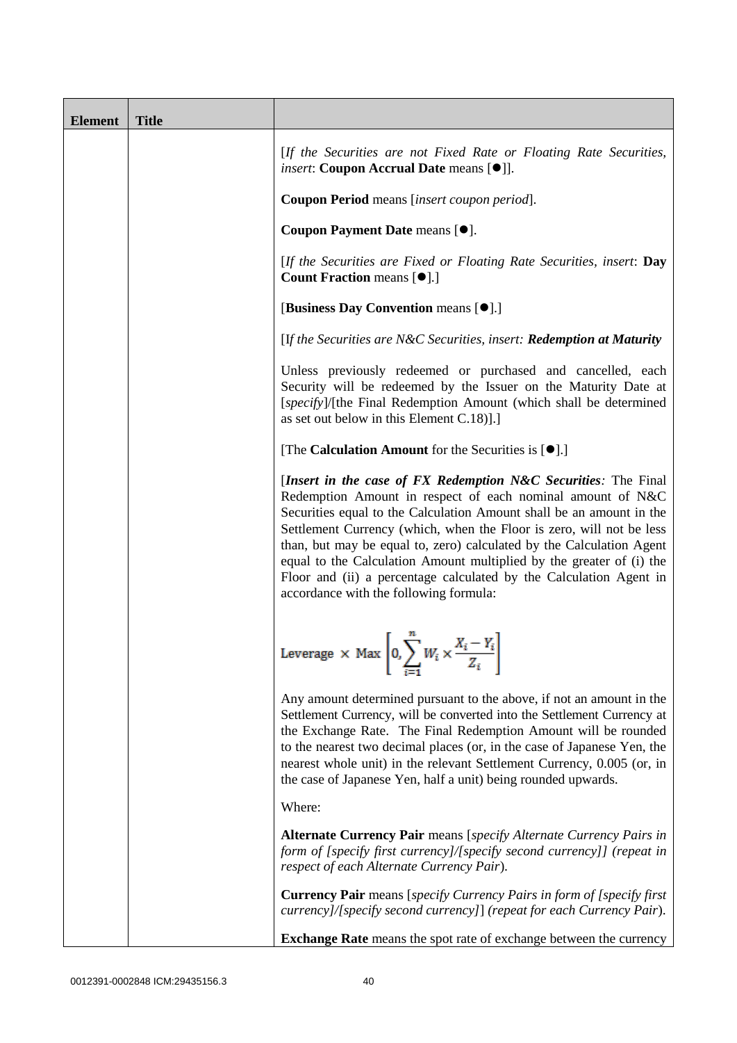| Element | Title | |
|---|---|---|
| | | [*If the Securities are not Fixed Rate or Floating Rate Securities, insert*: **Coupon Accrual Date** means [●]].<br><br>**Coupon Period** means [*insert coupon period*].<br><br>**Coupon Payment Date** means [●].<br><br>[*If the Securities are Fixed or Floating Rate Securities, insert*: **Day Count Fraction** means [●].]<br><br>[**Business Day Convention** means [●].]<br><br>[*If the Securities are N&C Securities, insert: **Redemption at Maturity***<br><br>Unless previously redeemed or purchased and cancelled, each Security will be redeemed by the Issuer on the Maturity Date at [*specify*]/[the Final Redemption Amount (which shall be determined as set out below in this Element C.18)].]<br><br>[The **Calculation Amount** for the Securities is [●].]<br><br>[***Insert in the case of FX Redemption N&C Securities**:* The Final Redemption Amount in respect of each nominal amount of N&C Securities equal to the Calculation Amount shall be an amount in the Settlement Currency (which, when the Floor is zero, will not be less than, but may be equal to, zero) calculated by the Calculation Agent equal to the Calculation Amount multiplied by the greater of (i) the Floor and (ii) a percentage calculated by the Calculation Agent in accordance with the following formula:<br><br>$$\text{Leverage} \times \text{Max}\left[0, \sum_{i=1}^{n} W_i \times \frac{X_i - Y_i}{Z_i}\right]$$<br><br>Any amount determined pursuant to the above, if not an amount in the Settlement Currency, will be converted into the Settlement Currency at the Exchange Rate. The Final Redemption Amount will be rounded to the nearest two decimal places (or, in the case of Japanese Yen, the nearest whole unit) in the relevant Settlement Currency, 0.005 (or, in the case of Japanese Yen, half a unit) being rounded upwards.<br><br>Where:<br><br>**Alternate Currency Pair** means [*specify Alternate Currency Pairs in form of [specify first currency]/[specify second currency]] (repeat in respect of each Alternate Currency Pair*).<br><br>**Currency Pair** means [*specify Currency Pairs in form of [specify first currency]/[specify second currency]*] (*repeat for each Currency Pair*).<br><br>**Exchange Rate** means the spot rate of exchange between the currency |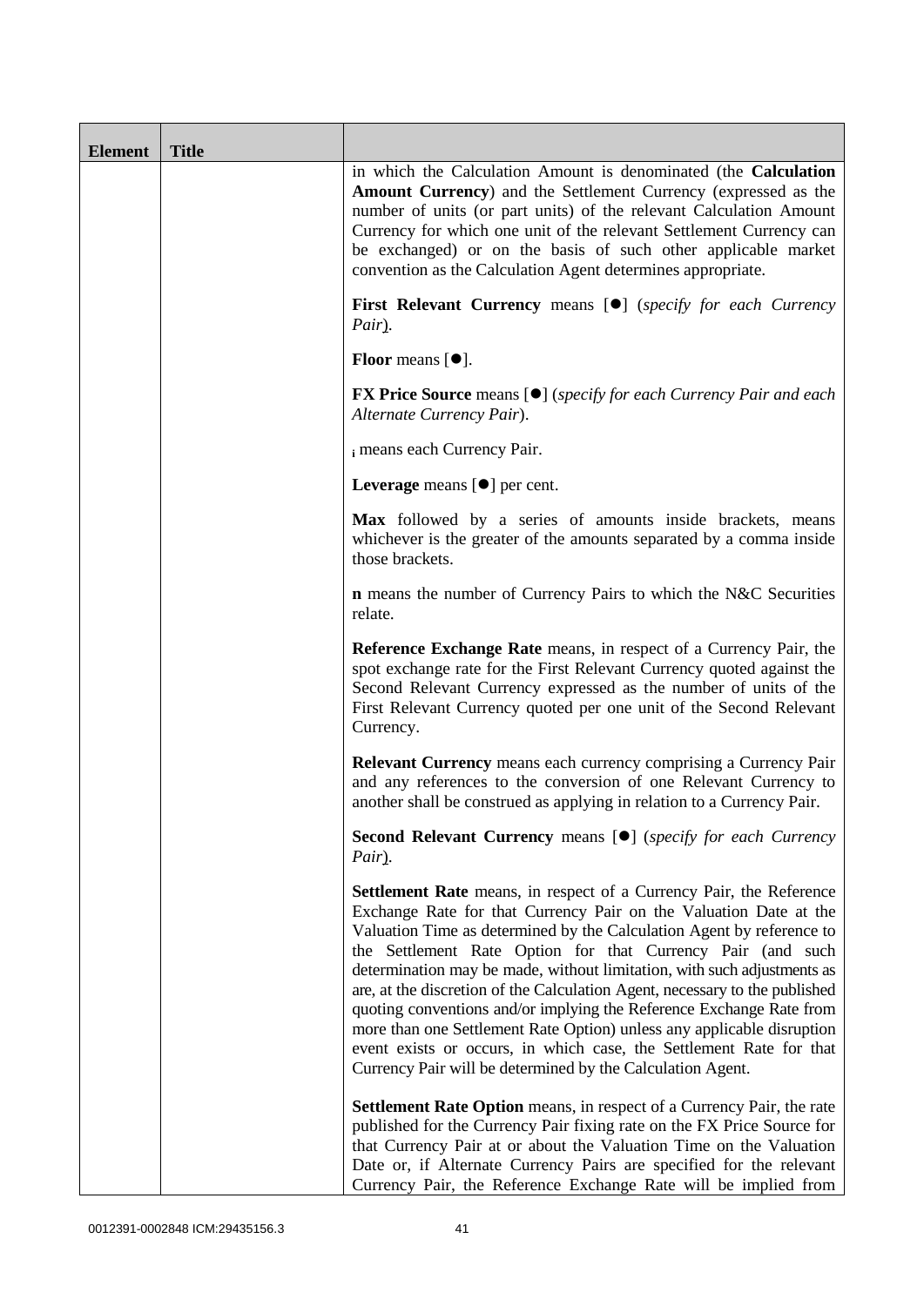| Element | Title | |
|---|---|---|
| | | in which the Calculation Amount is denominated (the **Calculation Amount Currency**) and the Settlement Currency (expressed as the number of units (or part units) of the relevant Calculation Amount Currency for which one unit of the relevant Settlement Currency can be exchanged) or on the basis of such other applicable market convention as the Calculation Agent determines appropriate.<br><br>**First Relevant Currency** means [●] (*specify for each Currency Pair*).<br><br>**Floor** means [●].<br><br>**FX Price Source** means [●] (*specify for each Currency Pair and each Alternate Currency Pair*).<br><br>$_{i}$ means each Currency Pair.<br><br>**Leverage** means [●] per cent.<br><br>**Max** followed by a series of amounts inside brackets, means whichever is the greater of the amounts separated by a comma inside those brackets.<br><br>**n** means the number of Currency Pairs to which the N&C Securities relate.<br><br>**Reference Exchange Rate** means, in respect of a Currency Pair, the spot exchange rate for the First Relevant Currency quoted against the Second Relevant Currency expressed as the number of units of the First Relevant Currency quoted per one unit of the Second Relevant Currency.<br><br>**Relevant Currency** means each currency comprising a Currency Pair and any references to the conversion of one Relevant Currency to another shall be construed as applying in relation to a Currency Pair.<br><br>**Second Relevant Currency** means [●] (*specify for each Currency Pair*).<br><br>**Settlement Rate** means, in respect of a Currency Pair, the Reference Exchange Rate for that Currency Pair on the Valuation Date at the Valuation Time as determined by the Calculation Agent by reference to the Settlement Rate Option for that Currency Pair (and such determination may be made, without limitation, with such adjustments as are, at the discretion of the Calculation Agent, necessary to the published quoting conventions and/or implying the Reference Exchange Rate from more than one Settlement Rate Option) unless any applicable disruption event exists or occurs, in which case, the Settlement Rate for that Currency Pair will be determined by the Calculation Agent.<br><br>**Settlement Rate Option** means, in respect of a Currency Pair, the rate published for the Currency Pair fixing rate on the FX Price Source for that Currency Pair at or about the Valuation Time on the Valuation Date or, if Alternate Currency Pairs are specified for the relevant Currency Pair, the Reference Exchange Rate will be implied from |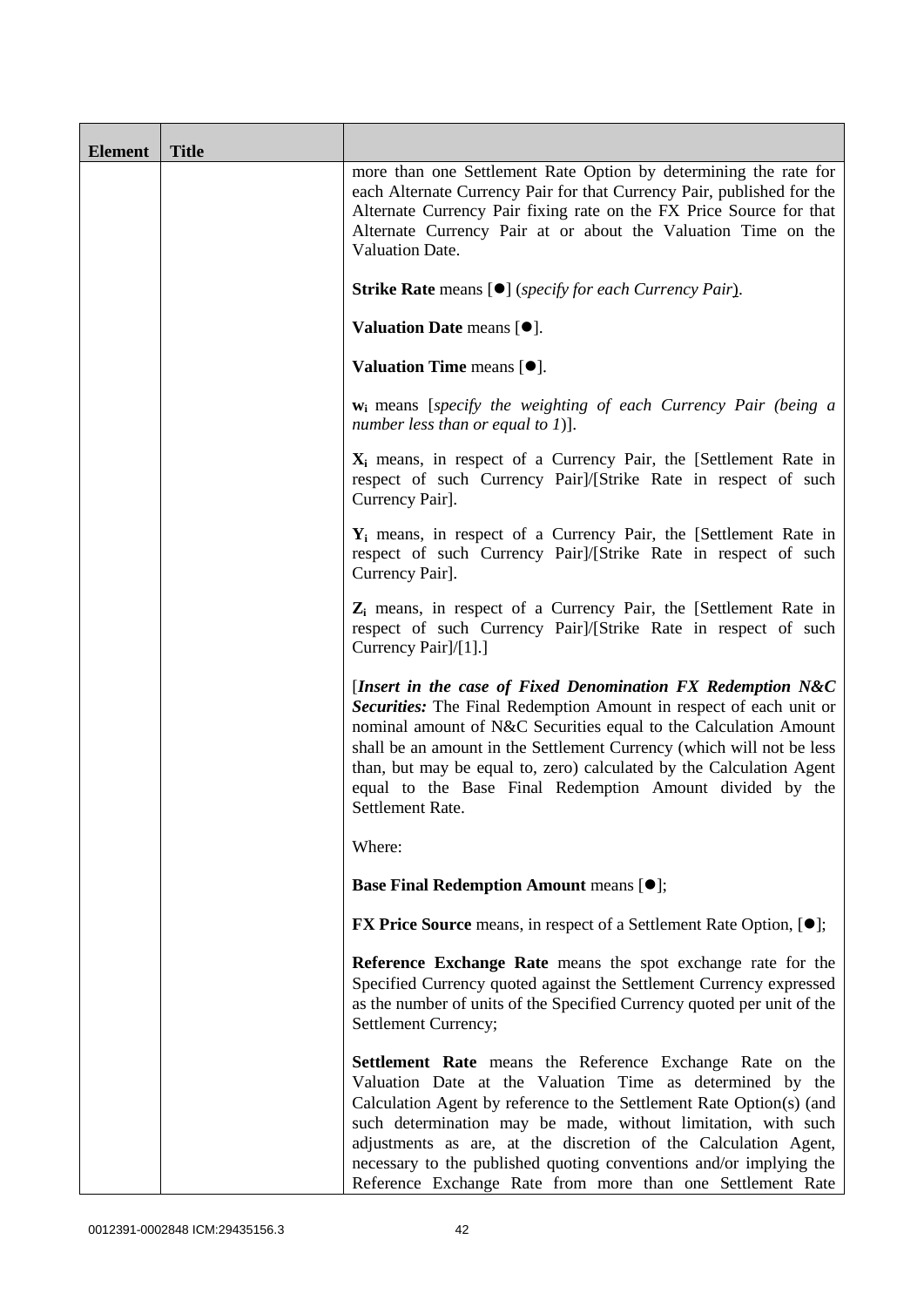| Element | Title | |
|---|---|---|
| | | more than one Settlement Rate Option by determining the rate for each Alternate Currency Pair for that Currency Pair, published for the Alternate Currency Pair fixing rate on the FX Price Source for that Alternate Currency Pair at or about the Valuation Time on the Valuation Date.<br><br>**Strike Rate** means [●] (*specify for each Currency Pair*).<br><br>**Valuation Date** means [●].<br><br>**Valuation Time** means [●].<br><br>$\mathbf{w_i}$ means [*specify the weighting of each Currency Pair (being a number less than or equal to 1)*].<br><br>$\mathbf{X_i}$ means, in respect of a Currency Pair, the [Settlement Rate in respect of such Currency Pair]/[Strike Rate in respect of such Currency Pair].<br><br>$\mathbf{Y_i}$ means, in respect of a Currency Pair, the [Settlement Rate in respect of such Currency Pair]/[Strike Rate in respect of such Currency Pair].<br><br>$\mathbf{Z_i}$ means, in respect of a Currency Pair, the [Settlement Rate in respect of such Currency Pair]/[Strike Rate in respect of such Currency Pair]/[1].]<br><br>[***Insert in the case of Fixed Denomination FX Redemption N&C Securities:*** The Final Redemption Amount in respect of each unit or nominal amount of N&C Securities equal to the Calculation Amount shall be an amount in the Settlement Currency (which will not be less than, but may be equal to, zero) calculated by the Calculation Agent equal to the Base Final Redemption Amount divided by the Settlement Rate.<br><br>Where:<br><br>**Base Final Redemption Amount** means [●];<br><br>**FX Price Source** means, in respect of a Settlement Rate Option, [●];<br><br>**Reference Exchange Rate** means the spot exchange rate for the Specified Currency quoted against the Settlement Currency expressed as the number of units of the Specified Currency quoted per unit of the Settlement Currency;<br><br>**Settlement Rate** means the Reference Exchange Rate on the Valuation Date at the Valuation Time as determined by the Calculation Agent by reference to the Settlement Rate Option(s) (and such determination may be made, without limitation, with such adjustments as are, at the discretion of the Calculation Agent, necessary to the published quoting conventions and/or implying the Reference Exchange Rate from more than one Settlement Rate |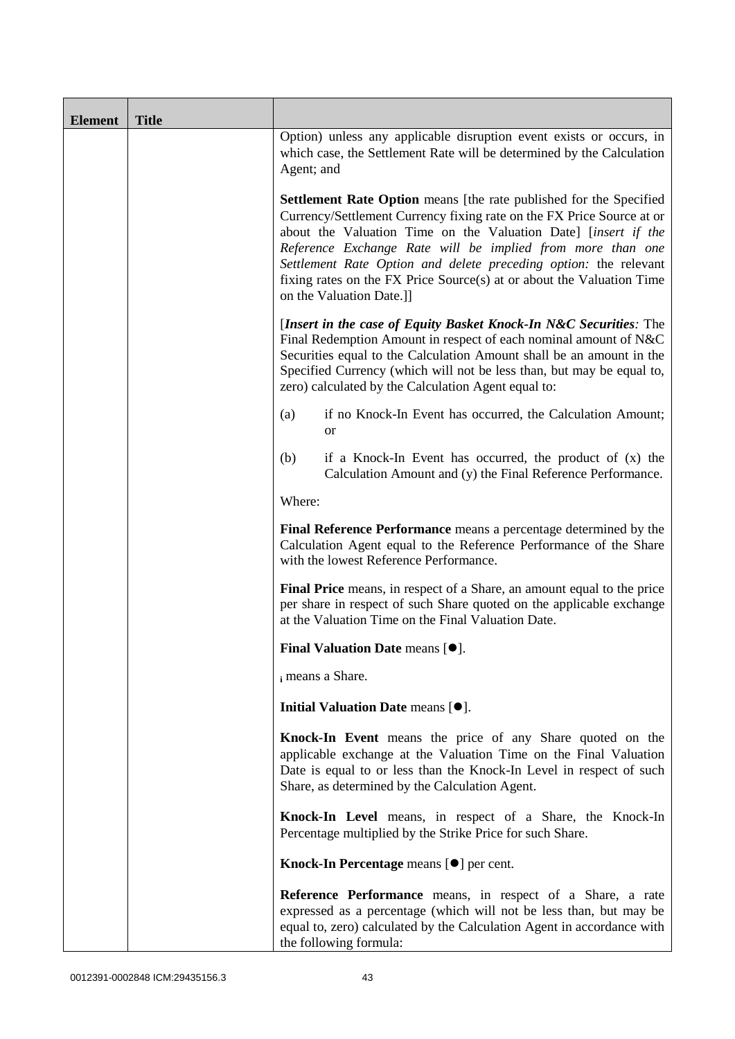| Element | Title | |
|---|---|---|
| | | Option) unless any applicable disruption event exists or occurs, in which case, the Settlement Rate will be determined by the Calculation Agent; and<br><br>**Settlement Rate Option** means [the rate published for the Specified Currency/Settlement Currency fixing rate on the FX Price Source at or about the Valuation Time on the Valuation Date] [*insert if the Reference Exchange Rate will be implied from more than one Settlement Rate Option and delete preceding option:* the relevant fixing rates on the FX Price Source(s) at or about the Valuation Time on the Valuation Date.]]<br><br>[***Insert in the case of Equity Basket Knock-In N&C Securities****:* The Final Redemption Amount in respect of each nominal amount of N&C Securities equal to the Calculation Amount shall be an amount in the Specified Currency (which will not be less than, but may be equal to, zero) calculated by the Calculation Agent equal to:<br><br>(a) if no Knock-In Event has occurred, the Calculation Amount; or<br><br>(b) if a Knock-In Event has occurred, the product of (x) the Calculation Amount and (y) the Final Reference Performance.<br><br>Where:<br><br>**Final Reference Performance** means a percentage determined by the Calculation Agent equal to the Reference Performance of the Share with the lowest Reference Performance.<br><br>**Final Price** means, in respect of a Share, an amount equal to the price per share in respect of such Share quoted on the applicable exchange at the Valuation Time on the Final Valuation Date.<br><br>**Final Valuation Date** means [●].<br><br>$_i$ means a Share.<br><br>**Initial Valuation Date** means [●].<br><br>**Knock-In Event** means the price of any Share quoted on the applicable exchange at the Valuation Time on the Final Valuation Date is equal to or less than the Knock-In Level in respect of such Share, as determined by the Calculation Agent.<br><br>**Knock-In Level** means, in respect of a Share, the Knock-In Percentage multiplied by the Strike Price for such Share.<br><br>**Knock-In Percentage** means [●] per cent.<br><br>**Reference Performance** means, in respect of a Share, a rate expressed as a percentage (which will not be less than, but may be equal to, zero) calculated by the Calculation Agent in accordance with the following formula: |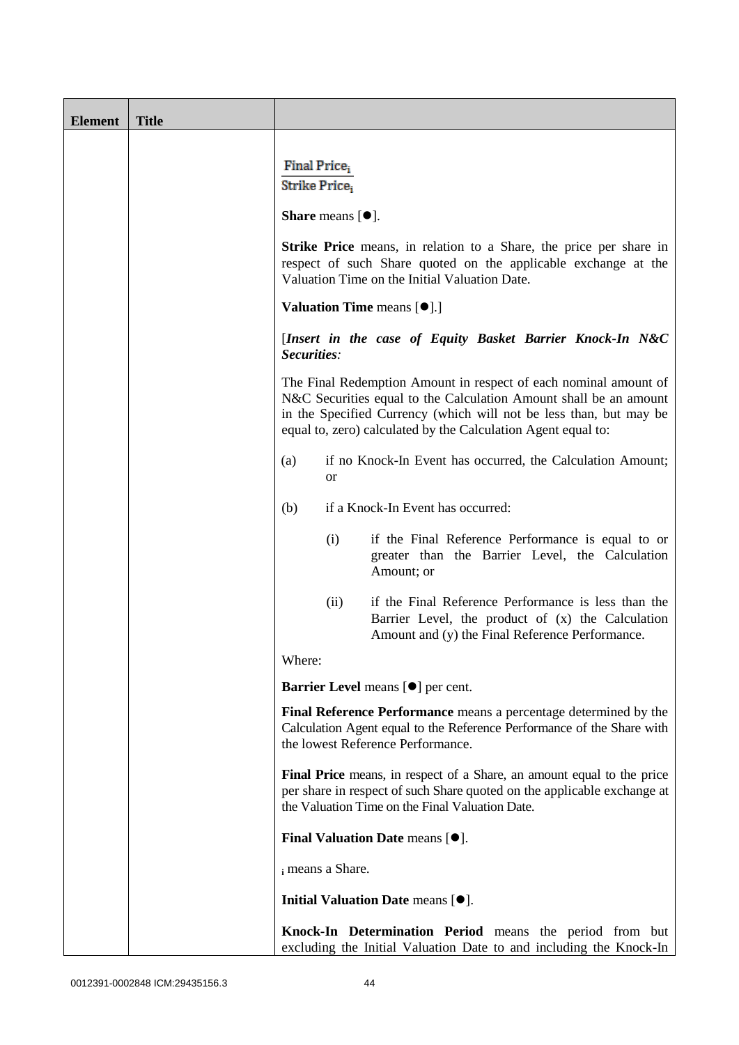| Element | Title | |
|---|---|---|
| | | $\frac{\text{Final Price}_i}{\text{Strike Price}_i}$<br><br>**Share** means [●].<br><br>**Strike Price** means, in relation to a Share, the price per share in respect of such Share quoted on the applicable exchange at the Valuation Time on the Initial Valuation Date.<br><br>**Valuation Time** means [●].]<br><br>[***Insert in the case of Equity Basket Barrier Knock-In N&C Securities****:*<br><br>The Final Redemption Amount in respect of each nominal amount of N&C Securities equal to the Calculation Amount shall be an amount in the Specified Currency (which will not be less than, but may be equal to, zero) calculated by the Calculation Agent equal to:<br><br>(a) if no Knock-In Event has occurred, the Calculation Amount; or<br><br>(b) if a Knock-In Event has occurred:<br><br>(i) if the Final Reference Performance is equal to or greater than the Barrier Level, the Calculation Amount; or<br><br>(ii) if the Final Reference Performance is less than the Barrier Level, the product of (x) the Calculation Amount and (y) the Final Reference Performance.<br><br>Where:<br><br>**Barrier Level** means [●] per cent.<br><br>**Final Reference Performance** means a percentage determined by the Calculation Agent equal to the Reference Performance of the Share with the lowest Reference Performance.<br><br>**Final Price** means, in respect of a Share, an amount equal to the price per share in respect of such Share quoted on the applicable exchange at the Valuation Time on the Final Valuation Date.<br><br>**Final Valuation Date** means [●].<br><br>$_i$ means a Share.<br><br>**Initial Valuation Date** means [●].<br><br>**Knock-In Determination Period** means the period from but excluding the Initial Valuation Date to and including the Knock-In |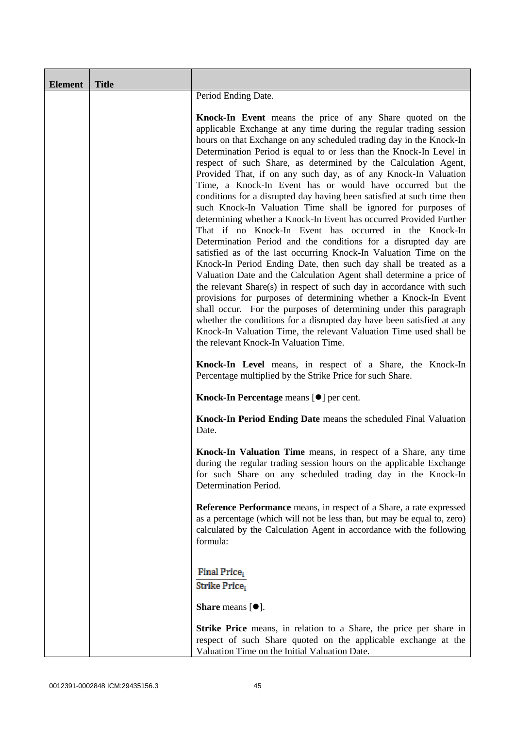| Element | Title | |
|---|---|---|
| | | Period Ending Date.<br><br>**Knock-In Event** means the price of any Share quoted on the applicable Exchange at any time during the regular trading session hours on that Exchange on any scheduled trading day in the Knock-In Determination Period is equal to or less than the Knock-In Level in respect of such Share, as determined by the Calculation Agent, Provided That, if on any such day, as of any Knock-In Valuation Time, a Knock-In Event has or would have occurred but the conditions for a disrupted day having been satisfied at such time then such Knock-In Valuation Time shall be ignored for purposes of determining whether a Knock-In Event has occurred Provided Further That if no Knock-In Event has occurred in the Knock-In Determination Period and the conditions for a disrupted day are satisfied as of the last occurring Knock-In Valuation Time on the Knock-In Period Ending Date, then such day shall be treated as a Valuation Date and the Calculation Agent shall determine a price of the relevant Share(s) in respect of such day in accordance with such provisions for purposes of determining whether a Knock-In Event shall occur. For the purposes of determining under this paragraph whether the conditions for a disrupted day have been satisfied at any Knock-In Valuation Time, the relevant Valuation Time used shall be the relevant Knock-In Valuation Time.<br><br>**Knock-In Level** means, in respect of a Share, the Knock-In Percentage multiplied by the Strike Price for such Share.<br><br>**Knock-In Percentage** means [●] per cent.<br><br>**Knock-In Period Ending Date** means the scheduled Final Valuation Date.<br><br>**Knock-In Valuation Time** means, in respect of a Share, any time during the regular trading session hours on the applicable Exchange for such Share on any scheduled trading day in the Knock-In Determination Period.<br><br>**Reference Performance** means, in respect of a Share, a rate expressed as a percentage (which will not be less than, but may be equal to, zero) calculated by the Calculation Agent in accordance with the following formula:<br><br>$\frac{\text{Final Price}_i}{\text{Strike Price}_i}$<br><br>**Share** means [●].<br><br>**Strike Price** means, in relation to a Share, the price per share in respect of such Share quoted on the applicable exchange at the Valuation Time on the Initial Valuation Date. |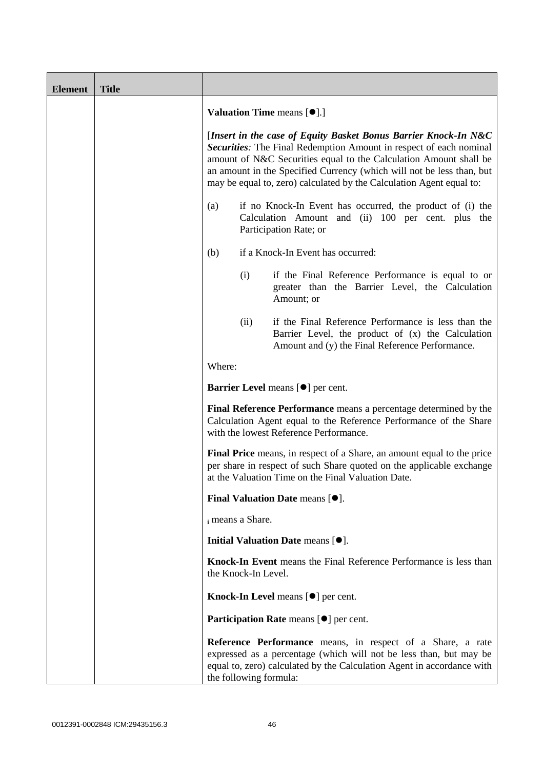| Element | Title | |
|---|---|---|
| | | **Valuation Time** means [●].]<br><br>[*Insert in the case of Equity Basket Bonus Barrier Knock-In N&C Securities:* The Final Redemption Amount in respect of each nominal amount of N&C Securities equal to the Calculation Amount shall be an amount in the Specified Currency (which will not be less than, but may be equal to, zero) calculated by the Calculation Agent equal to:<br><br>(a) if no Knock-In Event has occurred, the product of (i) the Calculation Amount and (ii) 100 per cent. plus the Participation Rate; or<br><br>(b) if a Knock-In Event has occurred:<br><br>(i) if the Final Reference Performance is equal to or greater than the Barrier Level, the Calculation Amount; or<br><br>(ii) if the Final Reference Performance is less than the Barrier Level, the product of (x) the Calculation Amount and (y) the Final Reference Performance.<br><br>Where:<br><br>**Barrier Level** means [●] per cent.<br><br>**Final Reference Performance** means a percentage determined by the Calculation Agent equal to the Reference Performance of the Share with the lowest Reference Performance.<br><br>**Final Price** means, in respect of a Share, an amount equal to the price per share in respect of such Share quoted on the applicable exchange at the Valuation Time on the Final Valuation Date.<br><br>**Final Valuation Date** means [●].<br><br>$_i$ means a Share.<br><br>**Initial Valuation Date** means [●].<br><br>**Knock-In Event** means the Final Reference Performance is less than the Knock-In Level.<br><br>**Knock-In Level** means [●] per cent.<br><br>**Participation Rate** means [●] per cent.<br><br>**Reference Performance** means, in respect of a Share, a rate expressed as a percentage (which will not be less than, but may be equal to, zero) calculated by the Calculation Agent in accordance with the following formula: |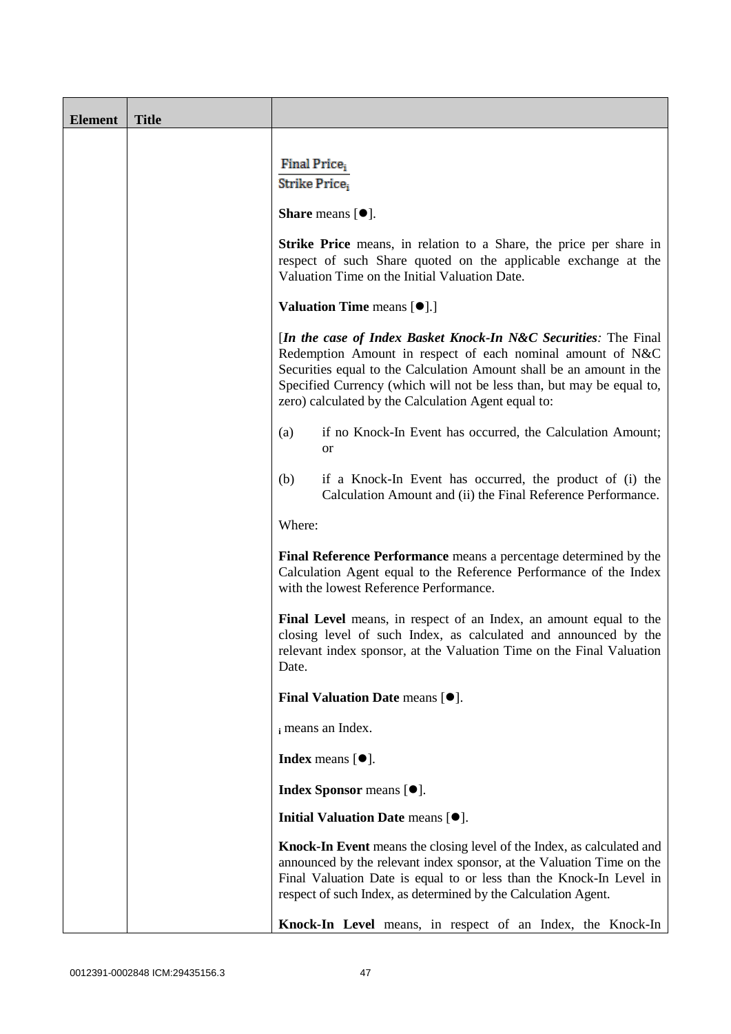| Element | Title | |
|---|---|---|
| | | $\frac{\text{Final Price}_i}{\text{Strike Price}_i}$<br><br>**Share** means [●].<br><br>**Strike Price** means, in relation to a Share, the price per share in respect of such Share quoted on the applicable exchange at the Valuation Time on the Initial Valuation Date.<br><br>**Valuation Time** means [●].]<br><br>[***In the case of Index Basket Knock-In N&C Securities****:* The Final Redemption Amount in respect of each nominal amount of N&C Securities equal to the Calculation Amount shall be an amount in the Specified Currency (which will not be less than, but may be equal to, zero) calculated by the Calculation Agent equal to:<br><br>(a) if no Knock-In Event has occurred, the Calculation Amount; or<br><br>(b) if a Knock-In Event has occurred, the product of (i) the Calculation Amount and (ii) the Final Reference Performance.<br><br>Where:<br><br>**Final Reference Performance** means a percentage determined by the Calculation Agent equal to the Reference Performance of the Index with the lowest Reference Performance.<br><br>**Final Level** means, in respect of an Index, an amount equal to the closing level of such Index, as calculated and announced by the relevant index sponsor, at the Valuation Time on the Final Valuation Date.<br><br>**Final Valuation Date** means [●].<br><br>$_i$ means an Index.<br><br>**Index** means [●].<br><br>**Index Sponsor** means [●].<br><br>**Initial Valuation Date** means [●].<br><br>**Knock-In Event** means the closing level of the Index, as calculated and announced by the relevant index sponsor, at the Valuation Time on the Final Valuation Date is equal to or less than the Knock-In Level in respect of such Index, as determined by the Calculation Agent.<br><br>**Knock-In Level** means, in respect of an Index, the Knock-In |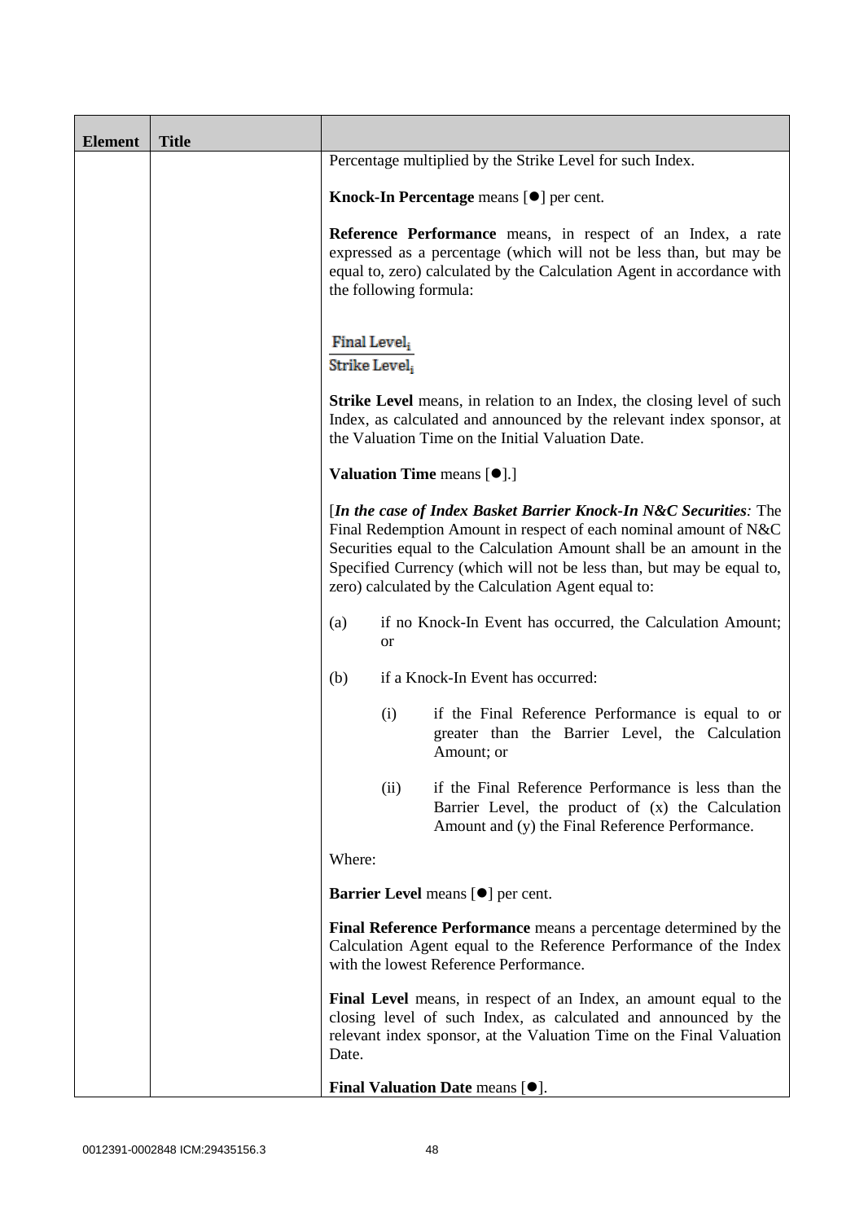| Element | Title | |
|---|---|---|
| | | Percentage multiplied by the Strike Level for such Index.<br><br>**Knock-In Percentage** means [●] per cent.<br><br>**Reference Performance** means, in respect of an Index, a rate expressed as a percentage (which will not be less than, but may be equal to, zero) calculated by the Calculation Agent in accordance with the following formula:<br><br>$\frac{\text{Final Level}_i}{\text{Strike Level}_i}$<br><br>**Strike Level** means, in relation to an Index, the closing level of such Index, as calculated and announced by the relevant index sponsor, at the Valuation Time on the Initial Valuation Date.<br><br>**Valuation Time** means [●].]<br><br>[***In the case of Index Basket Barrier Knock-In N&C Securities****:* The Final Redemption Amount in respect of each nominal amount of N&C Securities equal to the Calculation Amount shall be an amount in the Specified Currency (which will not be less than, but may be equal to, zero) calculated by the Calculation Agent equal to:<br><br>(a) if no Knock-In Event has occurred, the Calculation Amount; or<br><br>(b) if a Knock-In Event has occurred:<br><br>(i) if the Final Reference Performance is equal to or greater than the Barrier Level, the Calculation Amount; or<br><br>(ii) if the Final Reference Performance is less than the Barrier Level, the product of (x) the Calculation Amount and (y) the Final Reference Performance.<br><br>Where:<br><br>**Barrier Level** means [●] per cent.<br><br>**Final Reference Performance** means a percentage determined by the Calculation Agent equal to the Reference Performance of the Index with the lowest Reference Performance.<br><br>**Final Level** means, in respect of an Index, an amount equal to the closing level of such Index, as calculated and announced by the relevant index sponsor, at the Valuation Time on the Final Valuation Date.<br><br>**Final Valuation Date** means [●]. |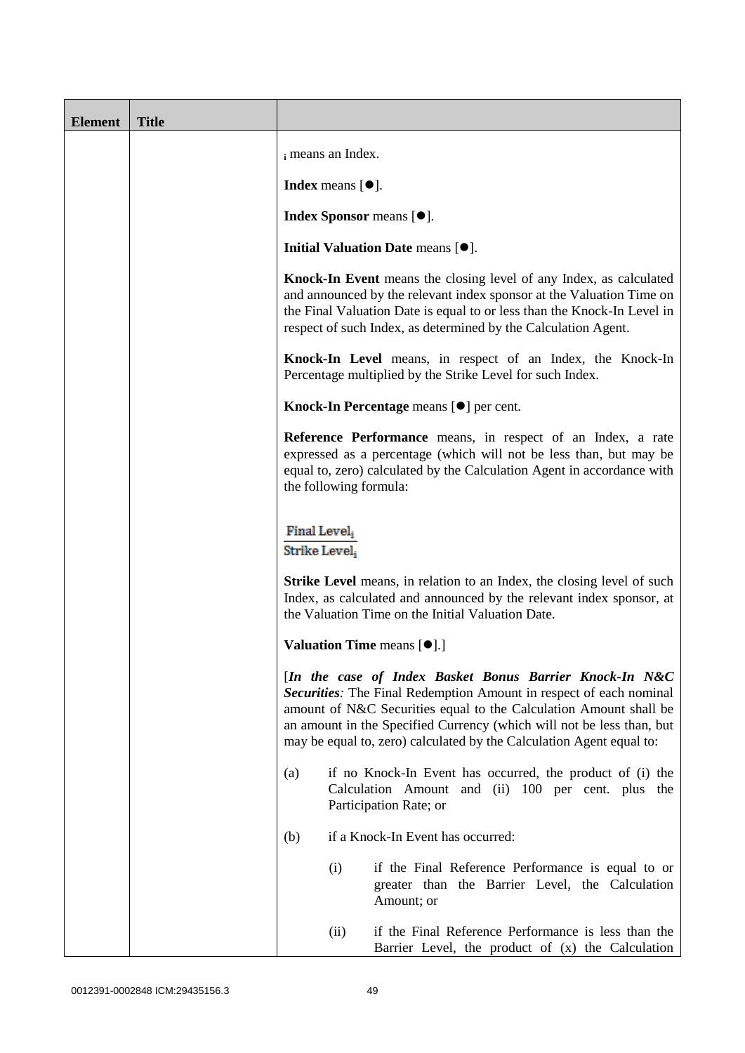| Element | Title | |
|---|---|---|
| | | $_i$ means an Index.<br><br>**Index** means [●].<br><br>**Index Sponsor** means [●].<br><br>**Initial Valuation Date** means [●].<br><br>**Knock-In Event** means the closing level of any Index, as calculated and announced by the relevant index sponsor at the Valuation Time on the Final Valuation Date is equal to or less than the Knock-In Level in respect of such Index, as determined by the Calculation Agent.<br><br>**Knock-In Level** means, in respect of an Index, the Knock-In Percentage multiplied by the Strike Level for such Index.<br><br>**Knock-In Percentage** means [●] per cent.<br><br>**Reference Performance** means, in respect of an Index, a rate expressed as a percentage (which will not be less than, but may be equal to, zero) calculated by the Calculation Agent in accordance with the following formula:<br><br>$$\frac{\text{Final Level}_i}{\text{Strike Level}_i}$$<br><br>**Strike Level** means, in relation to an Index, the closing level of such Index, as calculated and announced by the relevant index sponsor, at the Valuation Time on the Initial Valuation Date.<br><br>**Valuation Time** means [●].]<br><br>[***In the case of Index Basket Bonus Barrier Knock-In N&C Securities****:* The Final Redemption Amount in respect of each nominal amount of N&C Securities equal to the Calculation Amount shall be an amount in the Specified Currency (which will not be less than, but may be equal to, zero) calculated by the Calculation Agent equal to:<br><br>(a) if no Knock-In Event has occurred, the product of (i) the Calculation Amount and (ii) 100 per cent. plus the Participation Rate; or<br><br>(b) if a Knock-In Event has occurred:<br><br>(i) if the Final Reference Performance is equal to or greater than the Barrier Level, the Calculation Amount; or<br><br>(ii) if the Final Reference Performance is less than the Barrier Level, the product of (x) the Calculation |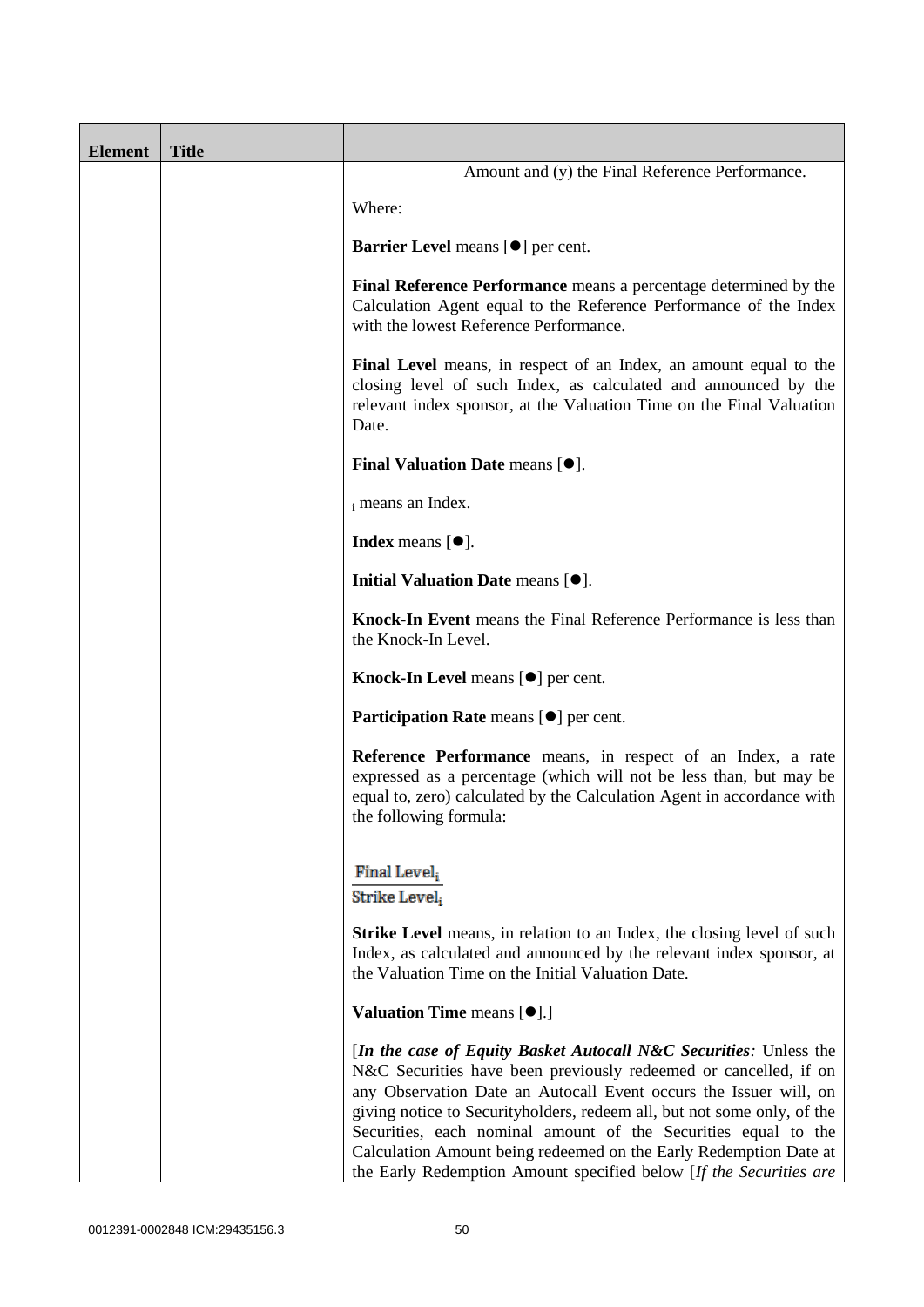| Element | Title | |
|---|---|---|
| | | Amount and (y) the Final Reference Performance.<br><br>Where:<br><br>**Barrier Level** means [●] per cent.<br><br>**Final Reference Performance** means a percentage determined by the Calculation Agent equal to the Reference Performance of the Index with the lowest Reference Performance.<br><br>**Final Level** means, in respect of an Index, an amount equal to the closing level of such Index, as calculated and announced by the relevant index sponsor, at the Valuation Time on the Final Valuation Date.<br><br>**Final Valuation Date** means [●].<br><br>$_i$ means an Index.<br><br>**Index** means [●].<br><br>**Initial Valuation Date** means [●].<br><br>**Knock-In Event** means the Final Reference Performance is less than the Knock-In Level.<br><br>**Knock-In Level** means [●] per cent.<br><br>**Participation Rate** means [●] per cent.<br><br>**Reference Performance** means, in respect of an Index, a rate expressed as a percentage (which will not be less than, but may be equal to, zero) calculated by the Calculation Agent in accordance with the following formula:<br><br>$\frac{\text{Final Level}_i}{\text{Strike Level}_i}$<br><br>**Strike Level** means, in relation to an Index, the closing level of such Index, as calculated and announced by the relevant index sponsor, at the Valuation Time on the Initial Valuation Date.<br><br>**Valuation Time** means [●].]<br><br>[*In the case of Equity Basket Autocall N&C Securities:* Unless the N&C Securities have been previously redeemed or cancelled, if on any Observation Date an Autocall Event occurs the Issuer will, on giving notice to Securityholders, redeem all, but not some only, of the Securities, each nominal amount of the Securities equal to the Calculation Amount being redeemed on the Early Redemption Date at the Early Redemption Amount specified below [*If the Securities are* |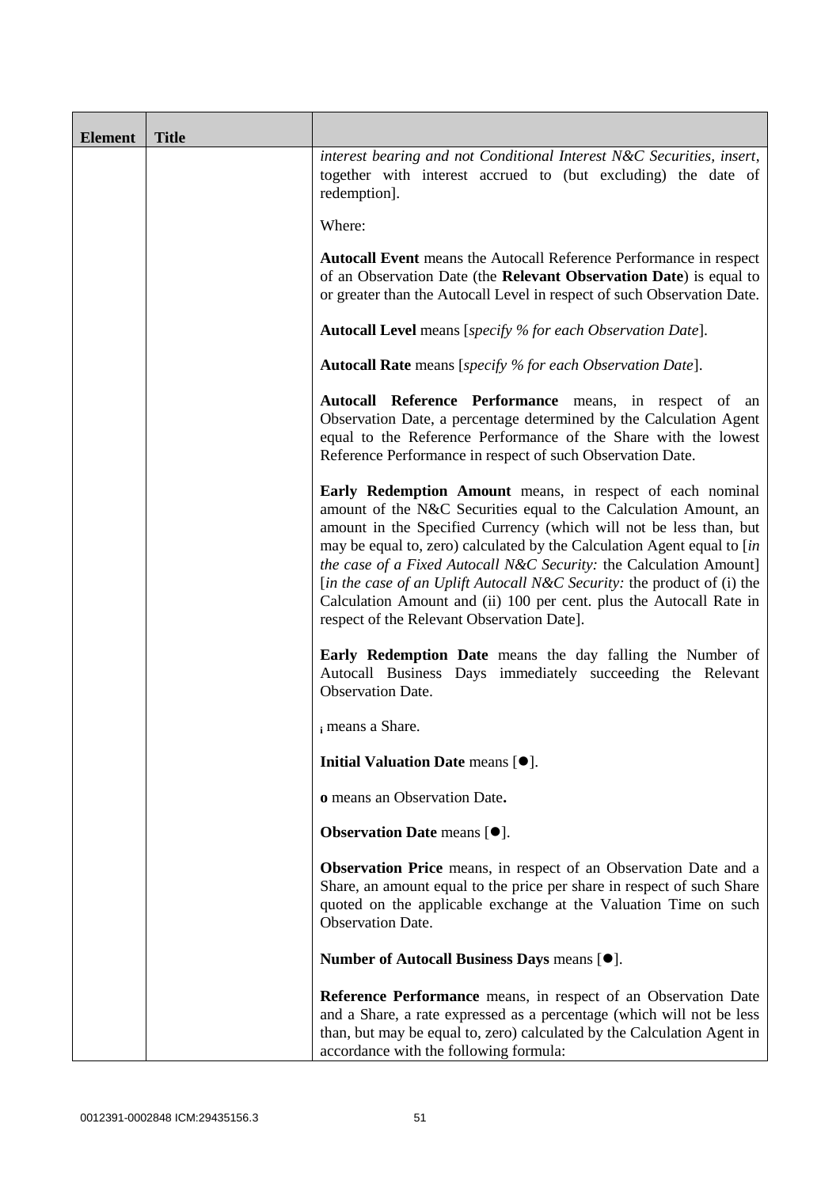| Element | Title | |
|---|---|---|
| | | *interest bearing and not Conditional Interest N&C Securities, insert*, together with interest accrued to (but excluding) the date of redemption].<br><br>Where:<br><br>**Autocall Event** means the Autocall Reference Performance in respect of an Observation Date (the **Relevant Observation Date**) is equal to or greater than the Autocall Level in respect of such Observation Date.<br><br>**Autocall Level** means [*specify % for each Observation Date*].<br><br>**Autocall Rate** means [*specify % for each Observation Date*].<br><br>**Autocall Reference Performance** means, in respect of an Observation Date, a percentage determined by the Calculation Agent equal to the Reference Performance of the Share with the lowest Reference Performance in respect of such Observation Date.<br><br>**Early Redemption Amount** means, in respect of each nominal amount of the N&C Securities equal to the Calculation Amount, an amount in the Specified Currency (which will not be less than, but may be equal to, zero) calculated by the Calculation Agent equal to [*in the case of a Fixed Autocall N&C Security:* the Calculation Amount] [*in the case of an Uplift Autocall N&C Security:* the product of (i) the Calculation Amount and (ii) 100 per cent. plus the Autocall Rate in respect of the Relevant Observation Date].<br><br>**Early Redemption Date** means the day falling the Number of Autocall Business Days immediately succeeding the Relevant Observation Date.<br><br>$_i$ means a Share.<br><br>**Initial Valuation Date** means [●].<br><br>**o** means an Observation Date**.**<br><br>**Observation Date** means [●].<br><br>**Observation Price** means, in respect of an Observation Date and a Share, an amount equal to the price per share in respect of such Share quoted on the applicable exchange at the Valuation Time on such Observation Date.<br><br>**Number of Autocall Business Days** means [●].<br><br>**Reference Performance** means, in respect of an Observation Date and a Share, a rate expressed as a percentage (which will not be less than, but may be equal to, zero) calculated by the Calculation Agent in accordance with the following formula: |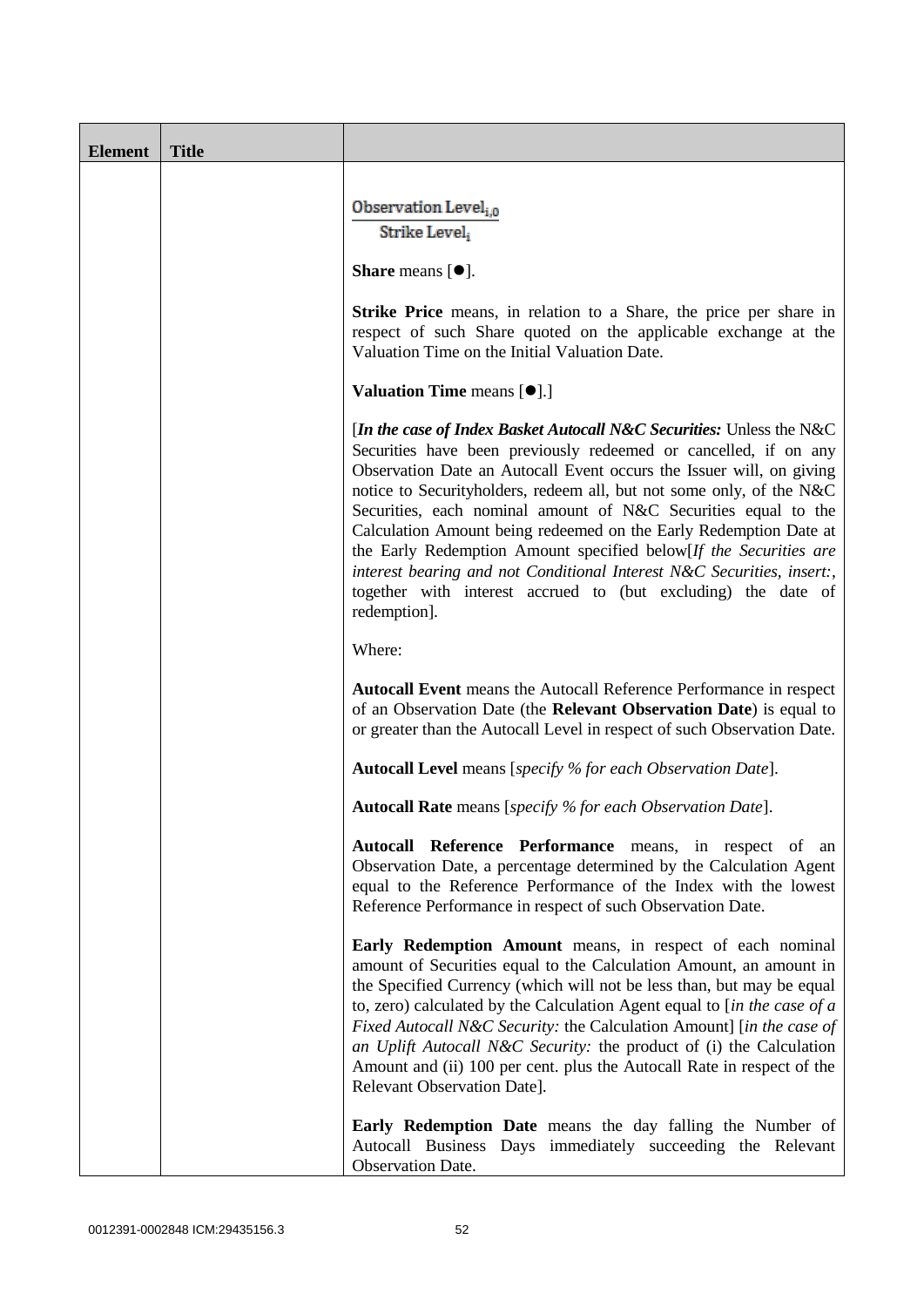| Element | Title | |
|---|---|---|
| | | $\frac{\text{Observation Level}_{i,0}}{\text{Strike Level}_{i}}$<br><br>**Share** means [●].<br><br>**Strike Price** means, in relation to a Share, the price per share in respect of such Share quoted on the applicable exchange at the Valuation Time on the Initial Valuation Date.<br><br>**Valuation Time** means [●].]<br><br>[***In the case of Index Basket Autocall N&C Securities:*** Unless the N&C Securities have been previously redeemed or cancelled, if on any Observation Date an Autocall Event occurs the Issuer will, on giving notice to Securityholders, redeem all, but not some only, of the N&C Securities, each nominal amount of N&C Securities equal to the Calculation Amount being redeemed on the Early Redemption Date at the Early Redemption Amount specified below[*If the Securities are interest bearing and not Conditional Interest N&C Securities, insert:*, together with interest accrued to (but excluding) the date of redemption].<br><br>Where:<br><br>**Autocall Event** means the Autocall Reference Performance in respect of an Observation Date (the **Relevant Observation Date**) is equal to or greater than the Autocall Level in respect of such Observation Date.<br><br>**Autocall Level** means [*specify % for each Observation Date*].<br><br>**Autocall Rate** means [*specify % for each Observation Date*].<br><br>**Autocall Reference Performance** means, in respect of an Observation Date, a percentage determined by the Calculation Agent equal to the Reference Performance of the Index with the lowest Reference Performance in respect of such Observation Date.<br><br>**Early Redemption Amount** means, in respect of each nominal amount of Securities equal to the Calculation Amount, an amount in the Specified Currency (which will not be less than, but may be equal to, zero) calculated by the Calculation Agent equal to [*in the case of a Fixed Autocall N&C Security:* the Calculation Amount] [*in the case of an Uplift Autocall N&C Security:* the product of (i) the Calculation Amount and (ii) 100 per cent. plus the Autocall Rate in respect of the Relevant Observation Date].<br><br>**Early Redemption Date** means the day falling the Number of Autocall Business Days immediately succeeding the Relevant Observation Date. |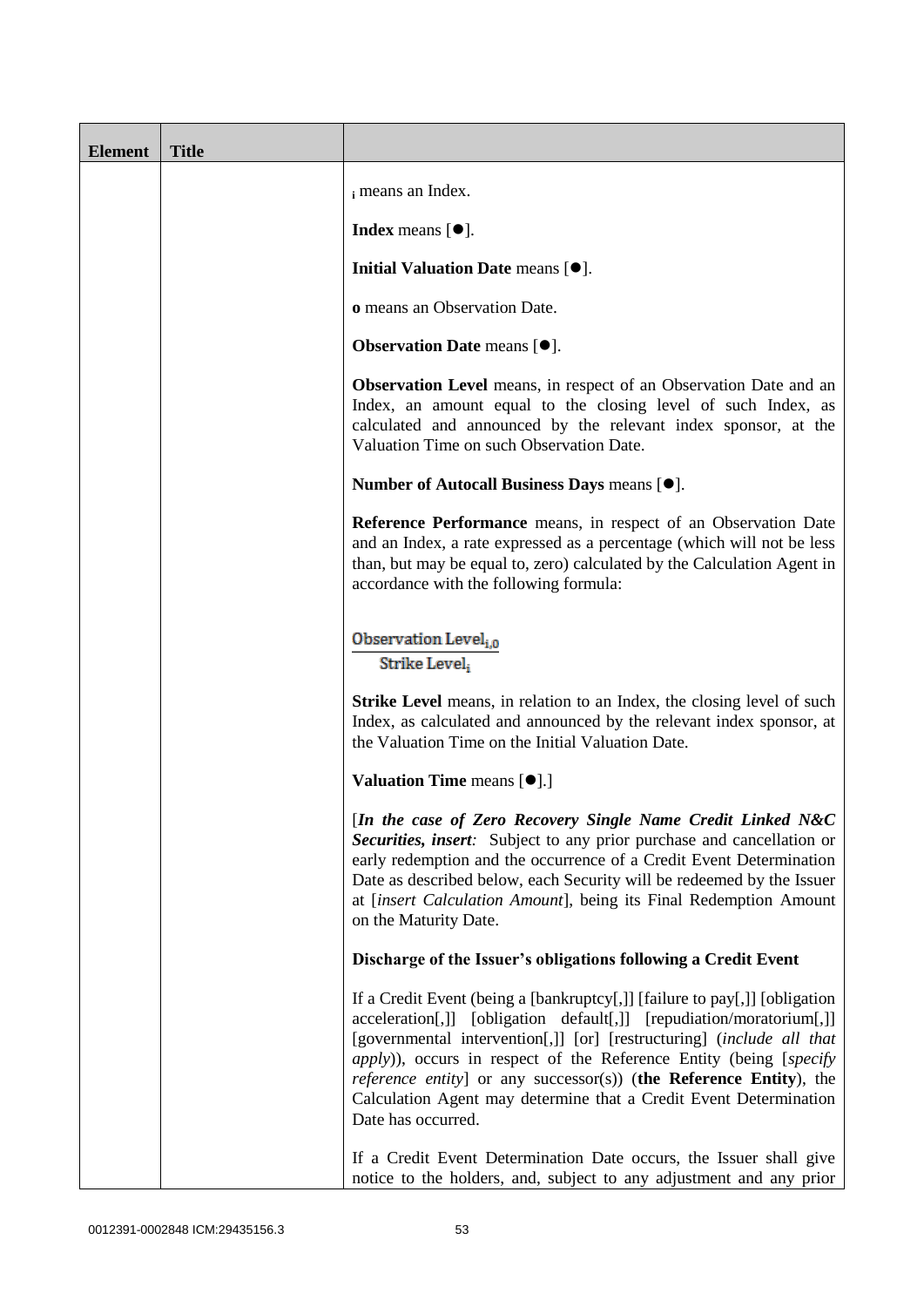| Element | Title | |
|---|---|---|
| | | $_i$ means an Index.<br><br>**Index** means [●].<br><br>**Initial Valuation Date** means [●].<br><br>**o** means an Observation Date.<br><br>**Observation Date** means [●].<br><br>**Observation Level** means, in respect of an Observation Date and an Index, an amount equal to the closing level of such Index, as calculated and announced by the relevant index sponsor, at the Valuation Time on such Observation Date.<br><br>**Number of Autocall Business Days** means [●].<br><br>**Reference Performance** means, in respect of an Observation Date and an Index, a rate expressed as a percentage (which will not be less than, but may be equal to, zero) calculated by the Calculation Agent in accordance with the following formula:<br><br>$$\frac{\text{Observation Level}_{i,0}}{\text{Strike Level}_i}$$<br><br>**Strike Level** means, in relation to an Index, the closing level of such Index, as calculated and announced by the relevant index sponsor, at the Valuation Time on the Initial Valuation Date.<br><br>**Valuation Time** means [●].]<br><br>[***In the case of Zero Recovery Single Name Credit Linked N&C Securities, insert**:* Subject to any prior purchase and cancellation or early redemption and the occurrence of a Credit Event Determination Date as described below, each Security will be redeemed by the Issuer at [*insert Calculation Amount*], being its Final Redemption Amount on the Maturity Date.<br><br>**Discharge of the Issuer's obligations following a Credit Event**<br><br>If a Credit Event (being a [bankruptcy[,]] [failure to pay[,]] [obligation acceleration[,]] [obligation default[,]] [repudiation/moratorium[,]] [governmental intervention[,]] [or] [restructuring] (*include all that apply*)), occurs in respect of the Reference Entity (being [*specify reference entity*] or any successor(s)) (**the Reference Entity**), the Calculation Agent may determine that a Credit Event Determination Date has occurred.<br><br>If a Credit Event Determination Date occurs, the Issuer shall give notice to the holders, and, subject to any adjustment and any prior |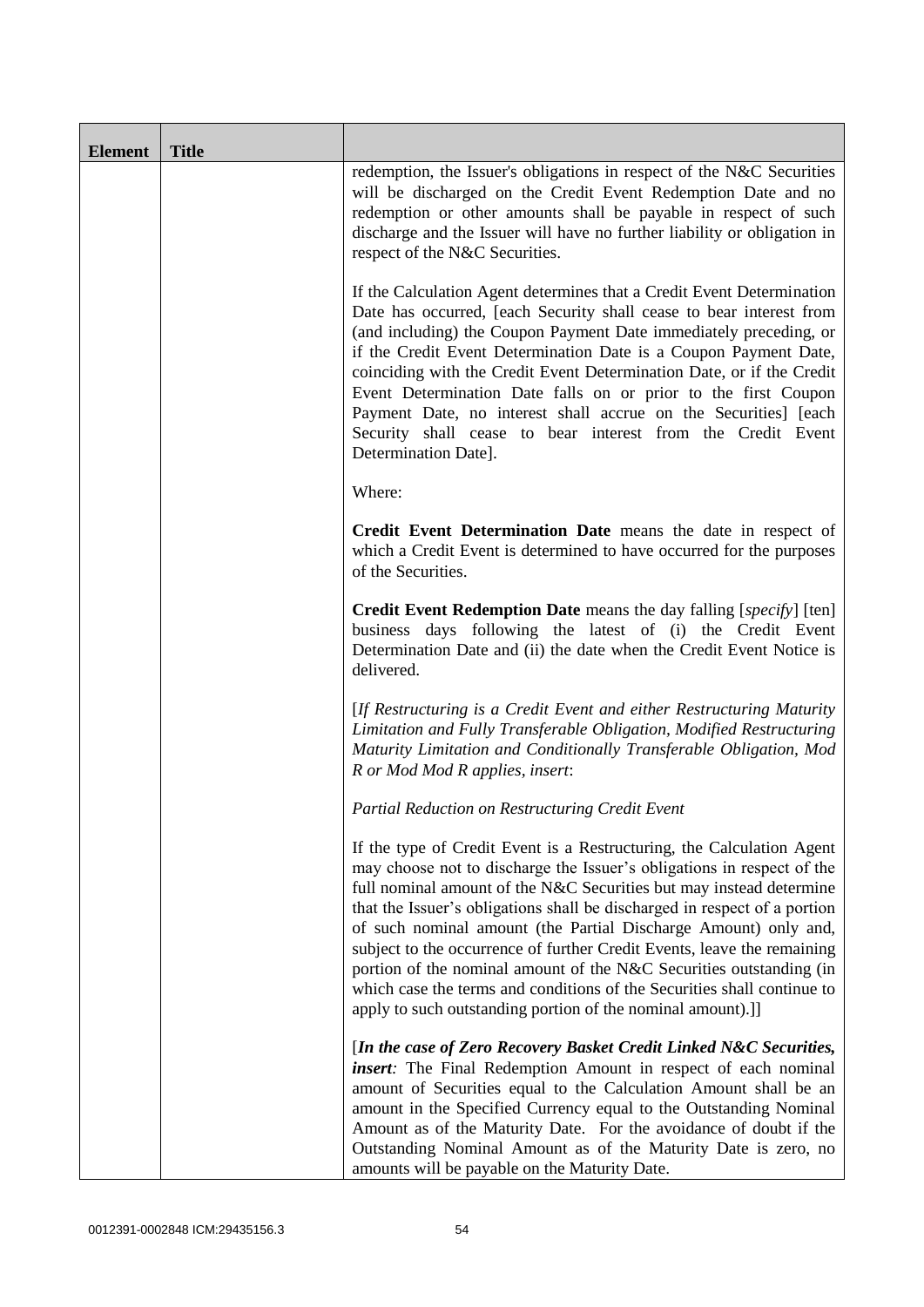| Element | Title | |
|---|---|---|
| | | redemption, the Issuer's obligations in respect of the N&C Securities will be discharged on the Credit Event Redemption Date and no redemption or other amounts shall be payable in respect of such discharge and the Issuer will have no further liability or obligation in respect of the N&C Securities.<br><br>If the Calculation Agent determines that a Credit Event Determination Date has occurred, [each Security shall cease to bear interest from (and including) the Coupon Payment Date immediately preceding, or if the Credit Event Determination Date is a Coupon Payment Date, coinciding with the Credit Event Determination Date, or if the Credit Event Determination Date falls on or prior to the first Coupon Payment Date, no interest shall accrue on the Securities] [each Security shall cease to bear interest from the Credit Event Determination Date].<br><br>Where:<br><br>**Credit Event Determination Date** means the date in respect of which a Credit Event is determined to have occurred for the purposes of the Securities.<br><br>**Credit Event Redemption Date** means the day falling [*specify*] [ten] business days following the latest of (i) the Credit Event Determination Date and (ii) the date when the Credit Event Notice is delivered.<br><br>[*If Restructuring is a Credit Event and either Restructuring Maturity Limitation and Fully Transferable Obligation, Modified Restructuring Maturity Limitation and Conditionally Transferable Obligation, Mod R or Mod Mod R applies, insert*:<br><br>*Partial Reduction on Restructuring Credit Event*<br><br>If the type of Credit Event is a Restructuring, the Calculation Agent may choose not to discharge the Issuer's obligations in respect of the full nominal amount of the N&C Securities but may instead determine that the Issuer's obligations shall be discharged in respect of a portion of such nominal amount (the Partial Discharge Amount) only and, subject to the occurrence of further Credit Events, leave the remaining portion of the nominal amount of the N&C Securities outstanding (in which case the terms and conditions of the Securities shall continue to apply to such outstanding portion of the nominal amount).]]<br><br>[***In the case of Zero Recovery Basket Credit Linked N&C Securities, insert****:* The Final Redemption Amount in respect of each nominal amount of Securities equal to the Calculation Amount shall be an amount in the Specified Currency equal to the Outstanding Nominal Amount as of the Maturity Date. For the avoidance of doubt if the Outstanding Nominal Amount as of the Maturity Date is zero, no amounts will be payable on the Maturity Date. |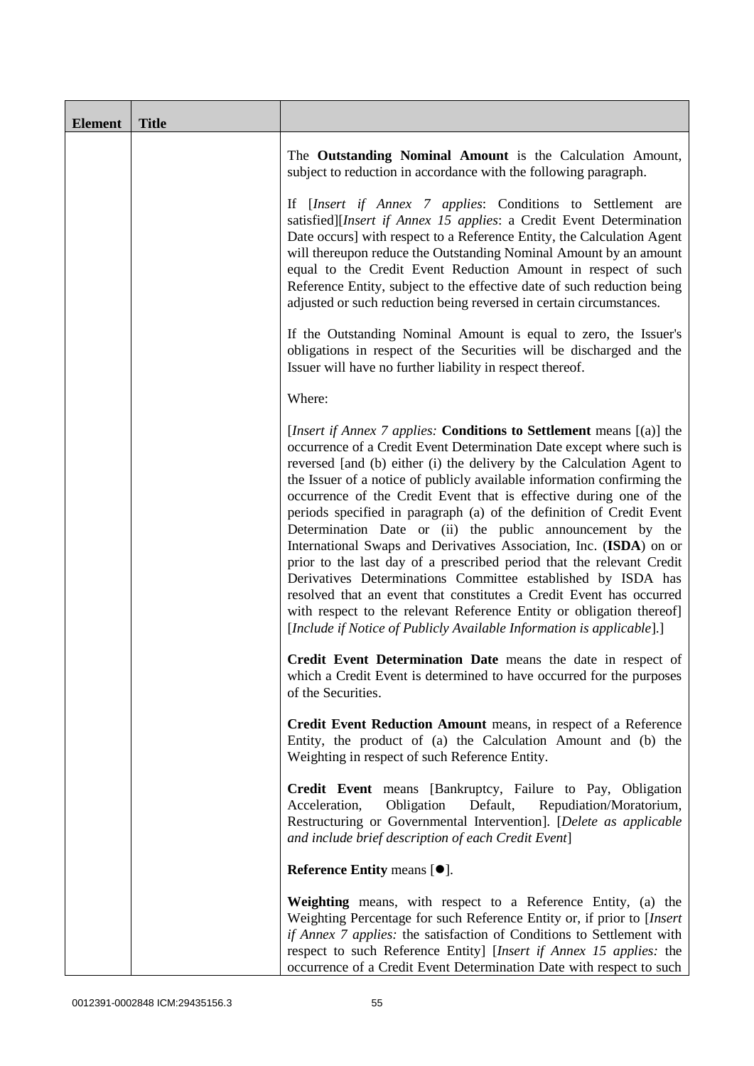| Element | Title | |
|---|---|---|
| | | The **Outstanding Nominal Amount** is the Calculation Amount, subject to reduction in accordance with the following paragraph.<br><br>If [*Insert if Annex 7 applies*: Conditions to Settlement are satisfied][*Insert if Annex 15 applies*: a Credit Event Determination Date occurs] with respect to a Reference Entity, the Calculation Agent will thereupon reduce the Outstanding Nominal Amount by an amount equal to the Credit Event Reduction Amount in respect of such Reference Entity, subject to the effective date of such reduction being adjusted or such reduction being reversed in certain circumstances.<br><br>If the Outstanding Nominal Amount is equal to zero, the Issuer's obligations in respect of the Securities will be discharged and the Issuer will have no further liability in respect thereof.<br><br>Where:<br><br>[*Insert if Annex 7 applies:* **Conditions to Settlement** means [(a)] the occurrence of a Credit Event Determination Date except where such is reversed [and (b) either (i) the delivery by the Calculation Agent to the Issuer of a notice of publicly available information confirming the occurrence of the Credit Event that is effective during one of the periods specified in paragraph (a) of the definition of Credit Event Determination Date or (ii) the public announcement by the International Swaps and Derivatives Association, Inc. (**ISDA**) on or prior to the last day of a prescribed period that the relevant Credit Derivatives Determinations Committee established by ISDA has resolved that an event that constitutes a Credit Event has occurred with respect to the relevant Reference Entity or obligation thereof] [*Include if Notice of Publicly Available Information is applicable*].]<br><br>**Credit Event Determination Date** means the date in respect of which a Credit Event is determined to have occurred for the purposes of the Securities.<br><br>**Credit Event Reduction Amount** means, in respect of a Reference Entity, the product of (a) the Calculation Amount and (b) the Weighting in respect of such Reference Entity.<br><br>**Credit Event** means [Bankruptcy, Failure to Pay, Obligation Acceleration, Obligation Default, Repudiation/Moratorium, Restructuring or Governmental Intervention]. [*Delete as applicable and include brief description of each Credit Event*]<br><br>**Reference Entity** means [●].<br><br>**Weighting** means, with respect to a Reference Entity, (a) the Weighting Percentage for such Reference Entity or, if prior to [*Insert if Annex 7 applies:* the satisfaction of Conditions to Settlement with respect to such Reference Entity] [*Insert if Annex 15 applies:* the occurrence of a Credit Event Determination Date with respect to such |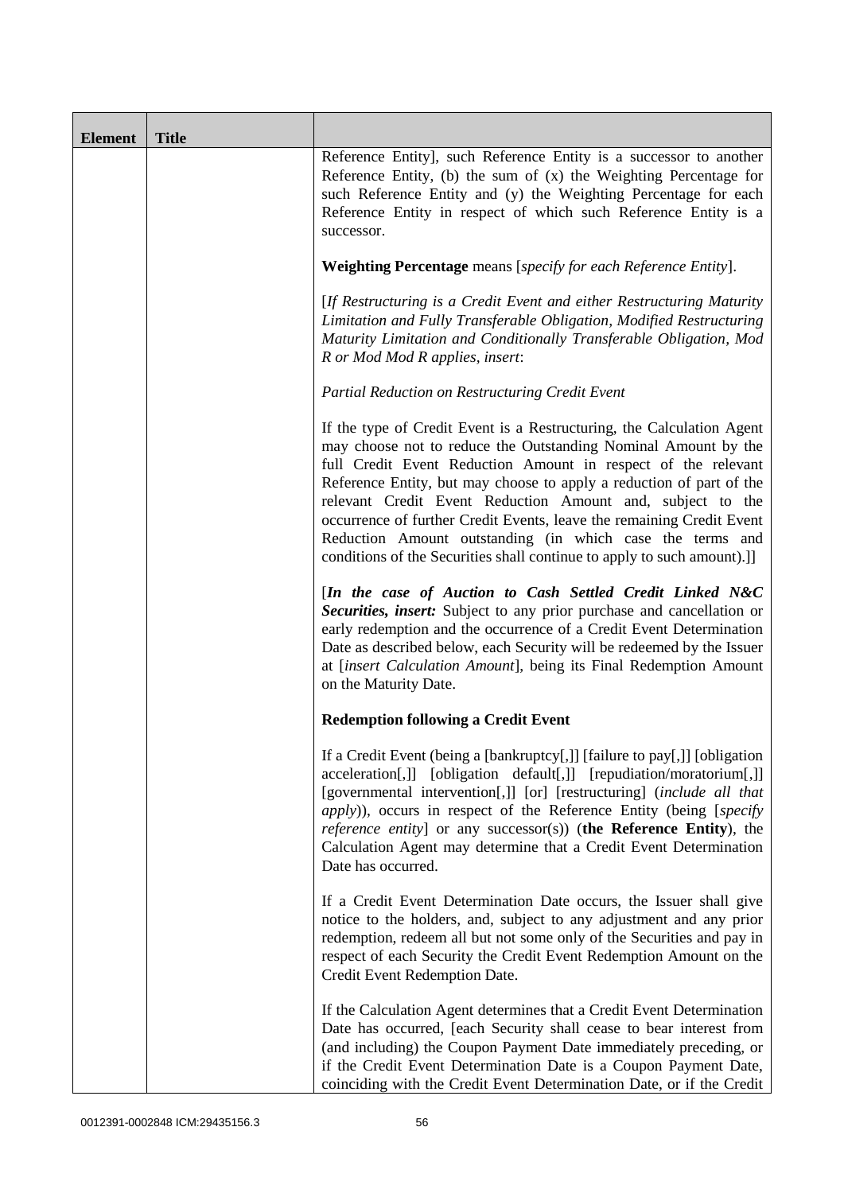| Element | Title | |
|---|---|---|
| | | Reference Entity], such Reference Entity is a successor to another Reference Entity, (b) the sum of (x) the Weighting Percentage for such Reference Entity and (y) the Weighting Percentage for each Reference Entity in respect of which such Reference Entity is a successor.<br><br>**Weighting Percentage** means [*specify for each Reference Entity*].<br><br>[*If Restructuring is a Credit Event and either Restructuring Maturity Limitation and Fully Transferable Obligation, Modified Restructuring Maturity Limitation and Conditionally Transferable Obligation, Mod R or Mod Mod R applies, insert*:<br><br>*Partial Reduction on Restructuring Credit Event*<br><br>If the type of Credit Event is a Restructuring, the Calculation Agent may choose not to reduce the Outstanding Nominal Amount by the full Credit Event Reduction Amount in respect of the relevant Reference Entity, but may choose to apply a reduction of part of the relevant Credit Event Reduction Amount and, subject to the occurrence of further Credit Events, leave the remaining Credit Event Reduction Amount outstanding (in which case the terms and conditions of the Securities shall continue to apply to such amount).]]<br><br>[***In the case of Auction to Cash Settled Credit Linked N&C Securities, insert:*** Subject to any prior purchase and cancellation or early redemption and the occurrence of a Credit Event Determination Date as described below, each Security will be redeemed by the Issuer at [*insert Calculation Amount*], being its Final Redemption Amount on the Maturity Date.<br><br>**Redemption following a Credit Event**<br><br>If a Credit Event (being a [bankruptcy[,]] [failure to pay[,]] [obligation acceleration[,]] [obligation default[,]] [repudiation/moratorium[,]] [governmental intervention[,]] [or] [restructuring] (*include all that apply*)), occurs in respect of the Reference Entity (being [*specify reference entity*] or any successor(s)) (**the Reference Entity**), the Calculation Agent may determine that a Credit Event Determination Date has occurred.<br><br>If a Credit Event Determination Date occurs, the Issuer shall give notice to the holders, and, subject to any adjustment and any prior redemption, redeem all but not some only of the Securities and pay in respect of each Security the Credit Event Redemption Amount on the Credit Event Redemption Date.<br><br>If the Calculation Agent determines that a Credit Event Determination Date has occurred, [each Security shall cease to bear interest from (and including) the Coupon Payment Date immediately preceding, or if the Credit Event Determination Date is a Coupon Payment Date, coinciding with the Credit Event Determination Date, or if the Credit |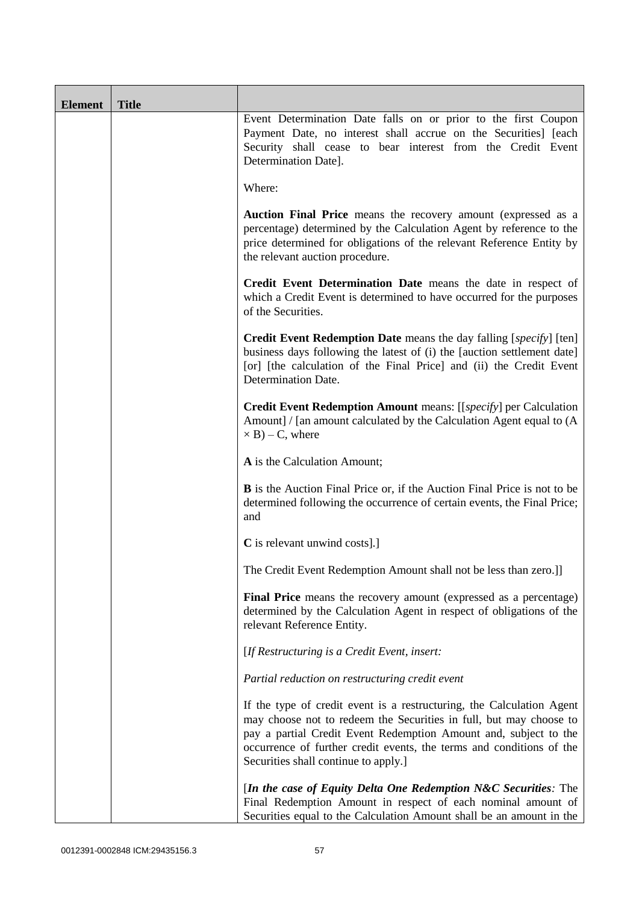| Element | Title | |
|---|---|---|
| | | Event Determination Date falls on or prior to the first Coupon Payment Date, no interest shall accrue on the Securities] [each Security shall cease to bear interest from the Credit Event Determination Date].<br><br>Where:<br><br>**Auction Final Price** means the recovery amount (expressed as a percentage) determined by the Calculation Agent by reference to the price determined for obligations of the relevant Reference Entity by the relevant auction procedure.<br><br>**Credit Event Determination Date** means the date in respect of which a Credit Event is determined to have occurred for the purposes of the Securities.<br><br>**Credit Event Redemption Date** means the day falling [*specify*] [ten] business days following the latest of (i) the [auction settlement date] [or] [the calculation of the Final Price] and (ii) the Credit Event Determination Date.<br><br>**Credit Event Redemption Amount** means: [[*specify*] per Calculation Amount] / [an amount calculated by the Calculation Agent equal to (A × B) – C, where<br><br>**A** is the Calculation Amount;<br><br>**B** is the Auction Final Price or, if the Auction Final Price is not to be determined following the occurrence of certain events, the Final Price; and<br><br>**C** is relevant unwind costs].]<br><br>The Credit Event Redemption Amount shall not be less than zero.]]<br><br>**Final Price** means the recovery amount (expressed as a percentage) determined by the Calculation Agent in respect of obligations of the relevant Reference Entity.<br><br>[*If Restructuring is a Credit Event, insert:*<br><br>*Partial reduction on restructuring credit event*<br><br>If the type of credit event is a restructuring, the Calculation Agent may choose not to redeem the Securities in full, but may choose to pay a partial Credit Event Redemption Amount and, subject to the occurrence of further credit events, the terms and conditions of the Securities shall continue to apply.]<br><br>[***In the case of Equity Delta One Redemption N&C Securities****:* The Final Redemption Amount in respect of each nominal amount of Securities equal to the Calculation Amount shall be an amount in the |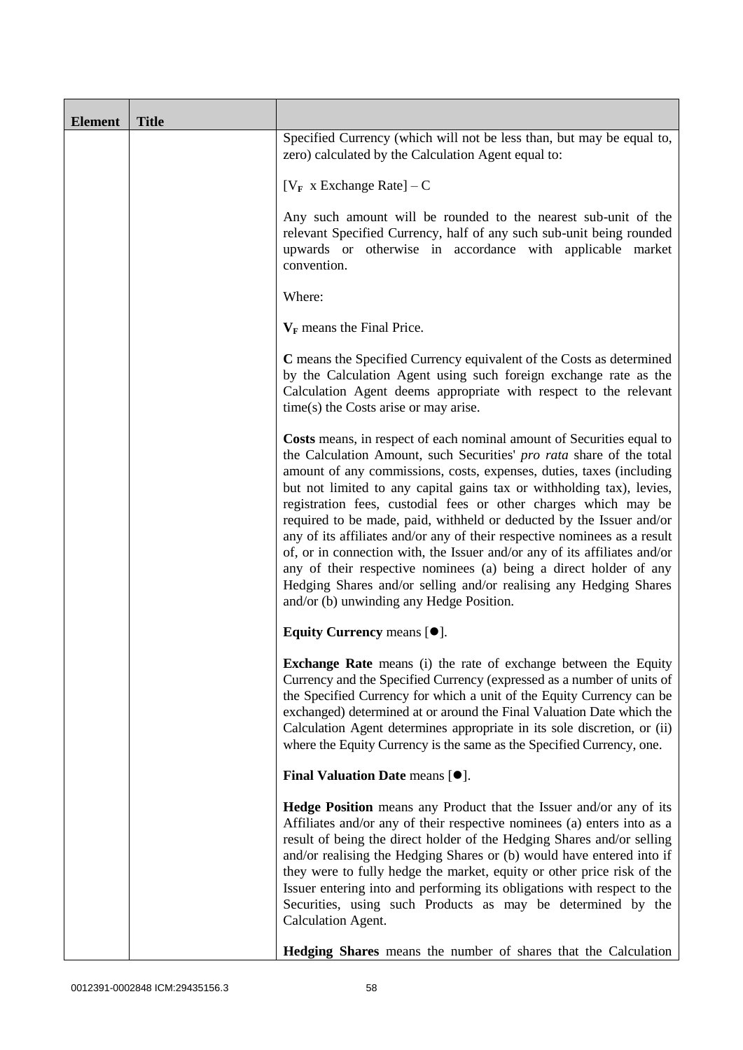| Element | Title | |
|---|---|---|
| | | Specified Currency (which will not be less than, but may be equal to, zero) calculated by the Calculation Agent equal to:<br><br>$[V_F \text{ x Exchange Rate}] – C$<br><br>Any such amount will be rounded to the nearest sub-unit of the relevant Specified Currency, half of any such sub-unit being rounded upwards or otherwise in accordance with applicable market convention.<br><br>Where:<br><br>$\mathbf{V_F}$ means the Final Price.<br><br>**C** means the Specified Currency equivalent of the Costs as determined by the Calculation Agent using such foreign exchange rate as the Calculation Agent deems appropriate with respect to the relevant time(s) the Costs arise or may arise.<br><br>**Costs** means, in respect of each nominal amount of Securities equal to the Calculation Amount, such Securities' *pro rata* share of the total amount of any commissions, costs, expenses, duties, taxes (including but not limited to any capital gains tax or withholding tax), levies, registration fees, custodial fees or other charges which may be required to be made, paid, withheld or deducted by the Issuer and/or any of its affiliates and/or any of their respective nominees as a result of, or in connection with, the Issuer and/or any of its affiliates and/or any of their respective nominees (a) being a direct holder of any Hedging Shares and/or selling and/or realising any Hedging Shares and/or (b) unwinding any Hedge Position.<br><br>**Equity Currency** means [●].<br><br>**Exchange Rate** means (i) the rate of exchange between the Equity Currency and the Specified Currency (expressed as a number of units of the Specified Currency for which a unit of the Equity Currency can be exchanged) determined at or around the Final Valuation Date which the Calculation Agent determines appropriate in its sole discretion, or (ii) where the Equity Currency is the same as the Specified Currency, one.<br><br>**Final Valuation Date** means [●].<br><br>**Hedge Position** means any Product that the Issuer and/or any of its Affiliates and/or any of their respective nominees (a) enters into as a result of being the direct holder of the Hedging Shares and/or selling and/or realising the Hedging Shares or (b) would have entered into if they were to fully hedge the market, equity or other price risk of the Issuer entering into and performing its obligations with respect to the Securities, using such Products as may be determined by the Calculation Agent.<br><br>**Hedging Shares** means the number of shares that the Calculation |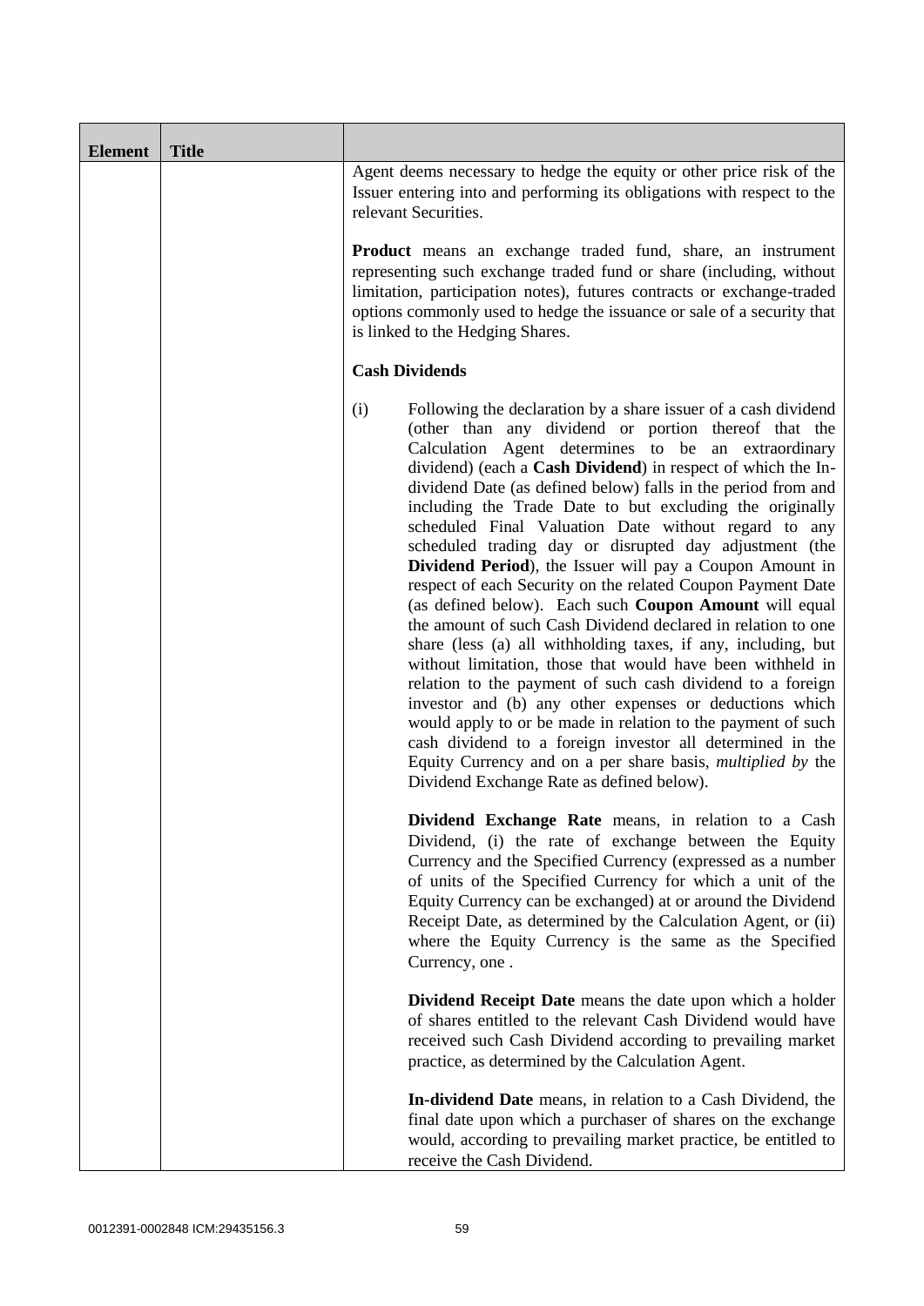| Element | Title | |
|---|---|---|
| | | Agent deems necessary to hedge the equity or other price risk of the Issuer entering into and performing its obligations with respect to the relevant Securities.<br><br>**Product** means an exchange traded fund, share, an instrument representing such exchange traded fund or share (including, without limitation, participation notes), futures contracts or exchange-traded options commonly used to hedge the issuance or sale of a security that is linked to the Hedging Shares.<br><br>**Cash Dividends**<br><br>(i) Following the declaration by a share issuer of a cash dividend (other than any dividend or portion thereof that the Calculation Agent determines to be an extraordinary dividend) (each a **Cash Dividend**) in respect of which the In-dividend Date (as defined below) falls in the period from and including the Trade Date to but excluding the originally scheduled Final Valuation Date without regard to any scheduled trading day or disrupted day adjustment (the **Dividend Period**), the Issuer will pay a Coupon Amount in respect of each Security on the related Coupon Payment Date (as defined below). Each such **Coupon Amount** will equal the amount of such Cash Dividend declared in relation to one share (less (a) all withholding taxes, if any, including, but without limitation, those that would have been withheld in relation to the payment of such cash dividend to a foreign investor and (b) any other expenses or deductions which would apply to or be made in relation to the payment of such cash dividend to a foreign investor all determined in the Equity Currency and on a per share basis, *multiplied by* the Dividend Exchange Rate as defined below).<br><br>**Dividend Exchange Rate** means, in relation to a Cash Dividend, (i) the rate of exchange between the Equity Currency and the Specified Currency (expressed as a number of units of the Specified Currency for which a unit of the Equity Currency can be exchanged) at or around the Dividend Receipt Date, as determined by the Calculation Agent, or (ii) where the Equity Currency is the same as the Specified Currency, one .<br><br>**Dividend Receipt Date** means the date upon which a holder of shares entitled to the relevant Cash Dividend would have received such Cash Dividend according to prevailing market practice, as determined by the Calculation Agent.<br><br>**In-dividend Date** means, in relation to a Cash Dividend, the final date upon which a purchaser of shares on the exchange would, according to prevailing market practice, be entitled to receive the Cash Dividend. |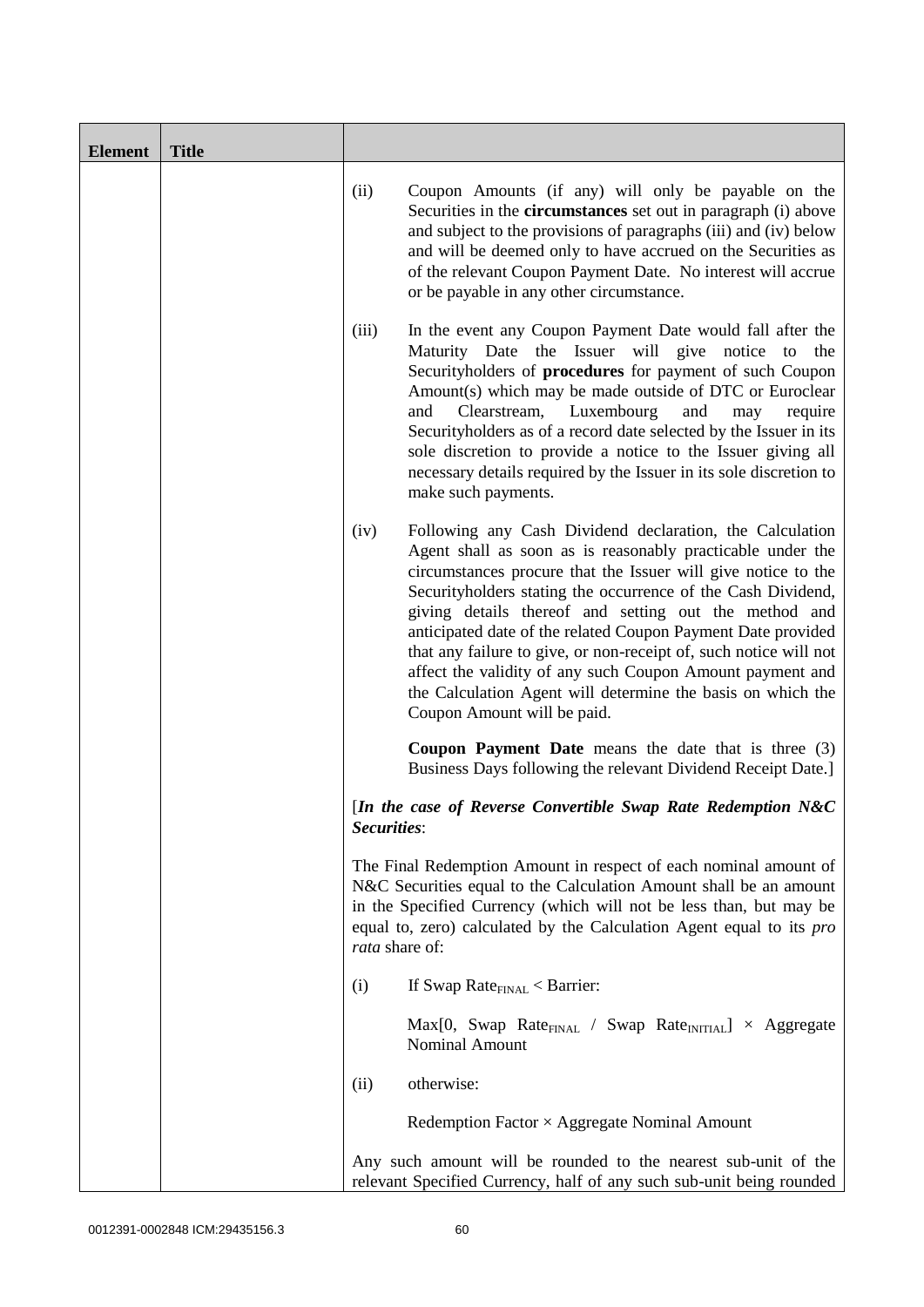| Element | Title | |
|---|---|---|
| | | (ii) Coupon Amounts (if any) will only be payable on the Securities in the **circumstances** set out in paragraph (i) above and subject to the provisions of paragraphs (iii) and (iv) below and will be deemed only to have accrued on the Securities as of the relevant Coupon Payment Date. No interest will accrue or be payable in any other circumstance.<br><br>(iii) In the event any Coupon Payment Date would fall after the Maturity Date the Issuer will give notice to the Securityholders of **procedures** for payment of such Coupon Amount(s) which may be made outside of DTC or Euroclear and Clearstream, Luxembourg and may require Securityholders as of a record date selected by the Issuer in its sole discretion to provide a notice to the Issuer giving all necessary details required by the Issuer in its sole discretion to make such payments.<br><br>(iv) Following any Cash Dividend declaration, the Calculation Agent shall as soon as is reasonably practicable under the circumstances procure that the Issuer will give notice to the Securityholders stating the occurrence of the Cash Dividend, giving details thereof and setting out the method and anticipated date of the related Coupon Payment Date provided that any failure to give, or non-receipt of, such notice will not affect the validity of any such Coupon Amount payment and the Calculation Agent will determine the basis on which the Coupon Amount will be paid.<br><br>**Coupon Payment Date** means the date that is three (3) Business Days following the relevant Dividend Receipt Date.]<br><br>[***In the case of Reverse Convertible Swap Rate Redemption N&C Securities***:<br><br>The Final Redemption Amount in respect of each nominal amount of N&C Securities equal to the Calculation Amount shall be an amount in the Specified Currency (which will not be less than, but may be equal to, zero) calculated by the Calculation Agent equal to its *pro rata* share of:<br><br>(i) If $\text{Swap Rate}_{\text{FINAL}} < \text{Barrier}$:<br><br>$\text{Max}[0, \text{Swap Rate}_{\text{FINAL}} / \text{Swap Rate}_{\text{INITIAL}}] \times \text{Aggregate Nominal Amount}$<br><br>(ii) otherwise:<br><br>Redemption Factor × Aggregate Nominal Amount<br><br>Any such amount will be rounded to the nearest sub-unit of the relevant Specified Currency, half of any such sub-unit being rounded |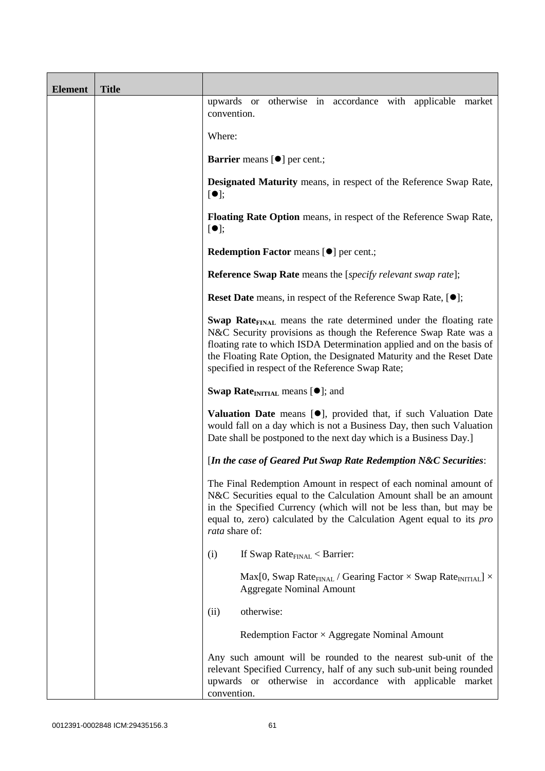| Element | Title | |
|---|---|---|
| | | upwards or otherwise in accordance with applicable market convention.<br><br>Where:<br><br>**Barrier** means [●] per cent.;<br><br>**Designated Maturity** means, in respect of the Reference Swap Rate, [●];<br><br>**Floating Rate Option** means, in respect of the Reference Swap Rate, [●];<br><br>**Redemption Factor** means [●] per cent.;<br><br>**Reference Swap Rate** means the [*specify relevant swap rate*];<br><br>**Reset Date** means, in respect of the Reference Swap Rate, [●];<br><br>**Swap Rate$_{FINAL}$** means the rate determined under the floating rate N&C Security provisions as though the Reference Swap Rate was a floating rate to which ISDA Determination applied and on the basis of the Floating Rate Option, the Designated Maturity and the Reset Date specified in respect of the Reference Swap Rate;<br><br>**Swap Rate$_{INITIAL}$** means [●]; and<br><br>**Valuation Date** means [●], provided that, if such Valuation Date would fall on a day which is not a Business Day, then such Valuation Date shall be postponed to the next day which is a Business Day.]<br><br>[***In the case of Geared Put Swap Rate Redemption N&C Securities***:<br><br>The Final Redemption Amount in respect of each nominal amount of N&C Securities equal to the Calculation Amount shall be an amount in the Specified Currency (which will not be less than, but may be equal to, zero) calculated by the Calculation Agent equal to its *pro rata* share of:<br><br>(i) If Swap Rate$_{FINAL}$ < Barrier:<br><br>Max[0, Swap Rate$_{FINAL}$ / Gearing Factor × Swap Rate$_{INITIAL}$] × Aggregate Nominal Amount<br><br>(ii) otherwise:<br><br>Redemption Factor × Aggregate Nominal Amount<br><br>Any such amount will be rounded to the nearest sub-unit of the relevant Specified Currency, half of any such sub-unit being rounded upwards or otherwise in accordance with applicable market convention. |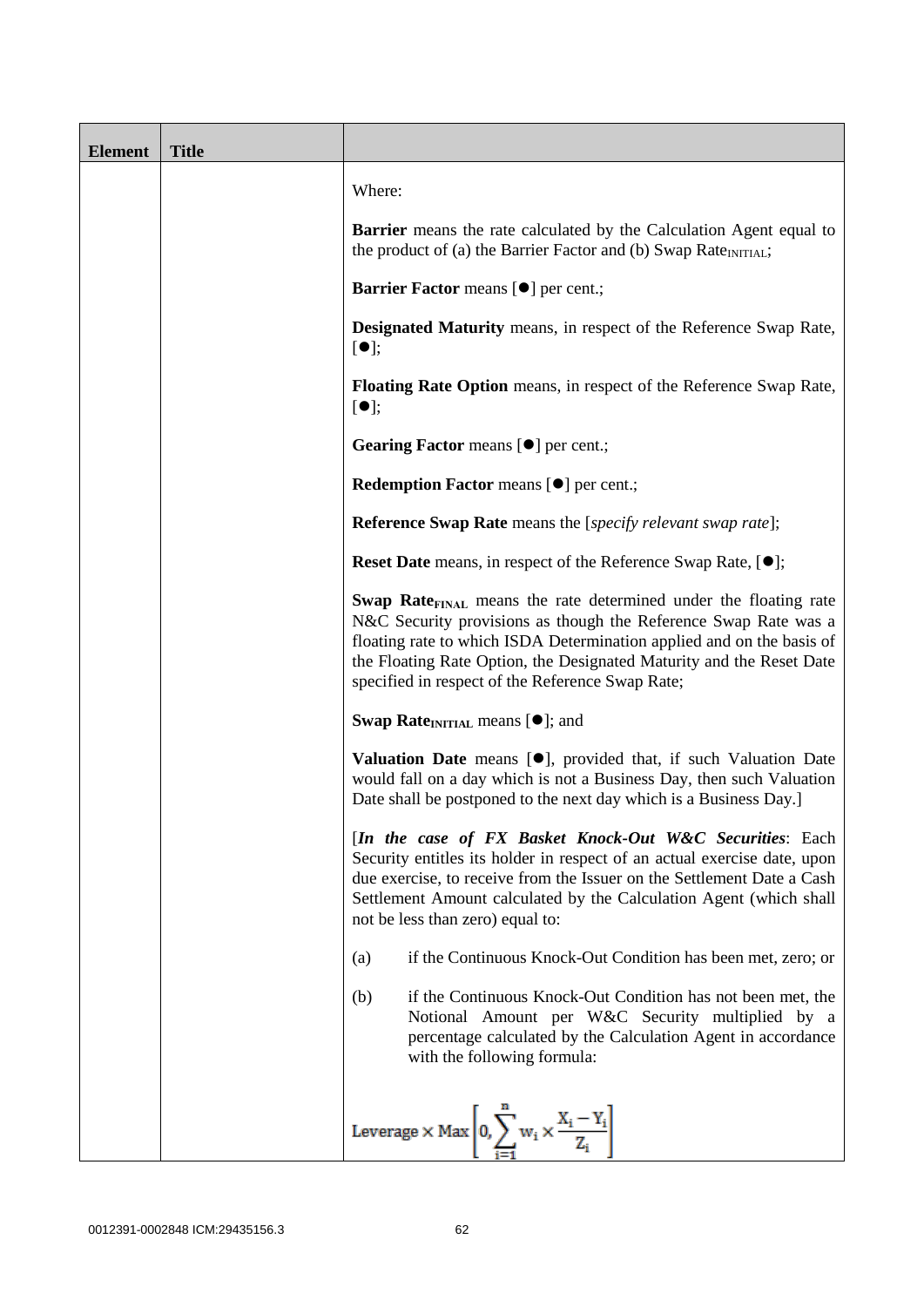| Element | Title | |
|---|---|---|
| | | Where:<br><br>**Barrier** means the rate calculated by the Calculation Agent equal to the product of (a) the Barrier Factor and (b) Swap Rate$_{INITIAL}$;<br><br>**Barrier Factor** means [●] per cent.;<br><br>**Designated Maturity** means, in respect of the Reference Swap Rate, [●];<br><br>**Floating Rate Option** means, in respect of the Reference Swap Rate, [●];<br><br>**Gearing Factor** means [●] per cent.;<br><br>**Redemption Factor** means [●] per cent.;<br><br>**Reference Swap Rate** means the [*specify relevant swap rate*];<br><br>**Reset Date** means, in respect of the Reference Swap Rate, [●];<br><br>**Swap Rate$_{FINAL}$** means the rate determined under the floating rate N&C Security provisions as though the Reference Swap Rate was a floating rate to which ISDA Determination applied and on the basis of the Floating Rate Option, the Designated Maturity and the Reset Date specified in respect of the Reference Swap Rate;<br><br>**Swap Rate$_{INITIAL}$** means [●]; and<br><br>**Valuation Date** means [●], provided that, if such Valuation Date would fall on a day which is not a Business Day, then such Valuation Date shall be postponed to the next day which is a Business Day.]<br><br>[***In the case of FX Basket Knock-Out W&C Securities***: Each Security entitles its holder in respect of an actual exercise date, upon due exercise, to receive from the Issuer on the Settlement Date a Cash Settlement Amount calculated by the Calculation Agent (which shall not be less than zero) equal to:<br><br>(a) if the Continuous Knock-Out Condition has been met, zero; or<br><br>(b) if the Continuous Knock-Out Condition has not been met, the Notional Amount per W&C Security multiplied by a percentage calculated by the Calculation Agent in accordance with the following formula:<br><br>$$\text{Leverage} \times \text{Max}\left[0, \sum_{i=1}^{n} w_i \times \frac{X_i - Y_i}{Z_i}\right]$$ |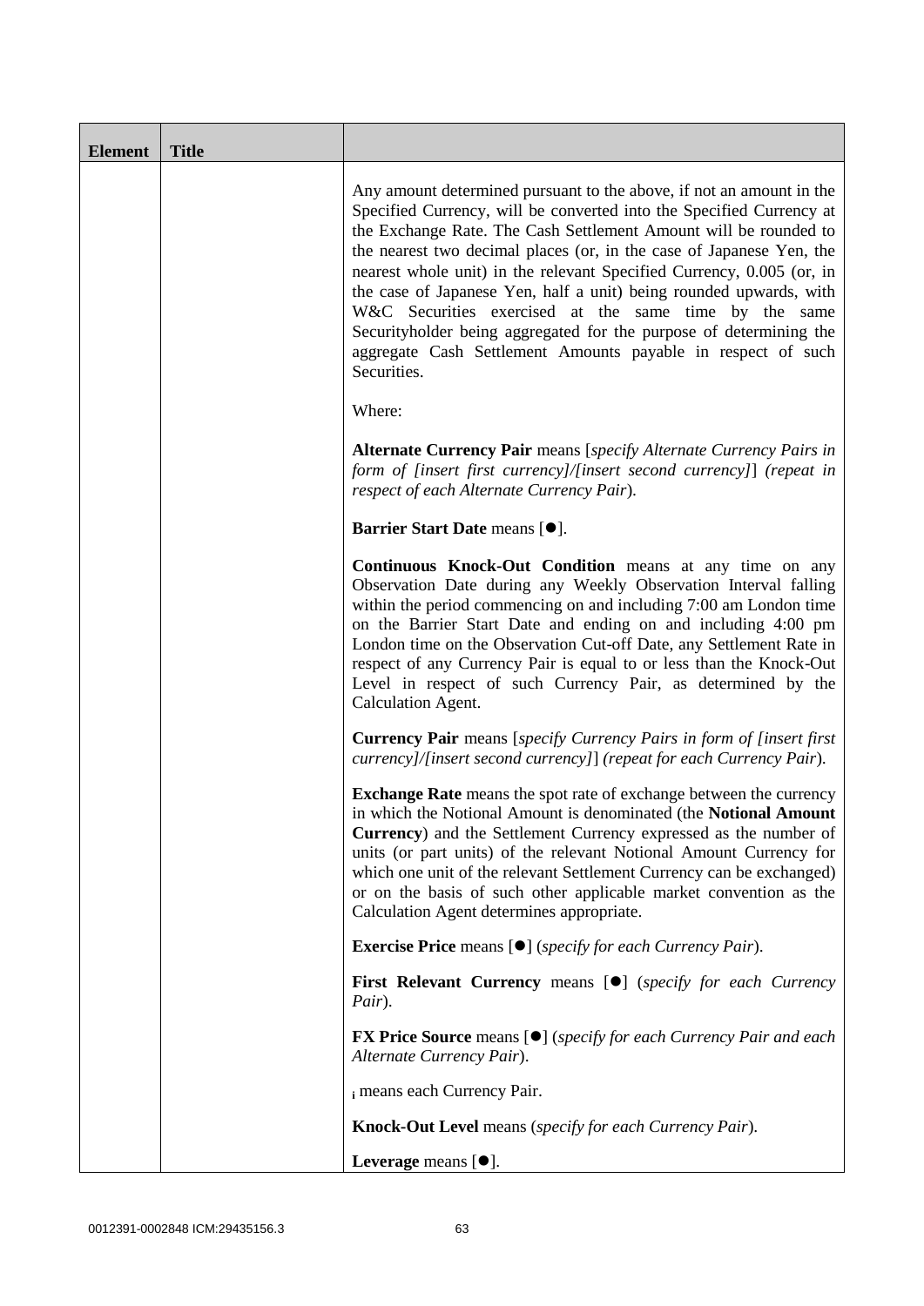| Element | Title | |
|---|---|---|
| | | Any amount determined pursuant to the above, if not an amount in the Specified Currency, will be converted into the Specified Currency at the Exchange Rate. The Cash Settlement Amount will be rounded to the nearest two decimal places (or, in the case of Japanese Yen, the nearest whole unit) in the relevant Specified Currency, 0.005 (or, in the case of Japanese Yen, half a unit) being rounded upwards, with W&C Securities exercised at the same time by the same Securityholder being aggregated for the purpose of determining the aggregate Cash Settlement Amounts payable in respect of such Securities.<br><br>Where:<br><br>**Alternate Currency Pair** means [*specify Alternate Currency Pairs in form of [insert first currency]/[insert second currency]*] *(repeat in respect of each Alternate Currency Pair*).<br><br>**Barrier Start Date** means [●].<br><br>**Continuous Knock-Out Condition** means at any time on any Observation Date during any Weekly Observation Interval falling within the period commencing on and including 7:00 am London time on the Barrier Start Date and ending on and including 4:00 pm London time on the Observation Cut-off Date, any Settlement Rate in respect of any Currency Pair is equal to or less than the Knock-Out Level in respect of such Currency Pair, as determined by the Calculation Agent.<br><br>**Currency Pair** means [*specify Currency Pairs in form of [insert first currency]/[insert second currency]*] *(repeat for each Currency Pair*).<br><br>**Exchange Rate** means the spot rate of exchange between the currency in which the Notional Amount is denominated (the **Notional Amount Currency**) and the Settlement Currency expressed as the number of units (or part units) of the relevant Notional Amount Currency for which one unit of the relevant Settlement Currency can be exchanged) or on the basis of such other applicable market convention as the Calculation Agent determines appropriate.<br><br>**Exercise Price** means [●] (*specify for each Currency Pair*).<br><br>**First Relevant Currency** means [●] (*specify for each Currency Pair*).<br><br>**FX Price Source** means [●] (*specify for each Currency Pair and each Alternate Currency Pair*).<br><br>$_i$ means each Currency Pair.<br><br>**Knock-Out Level** means (*specify for each Currency Pair*).<br><br>**Leverage** means [●]. |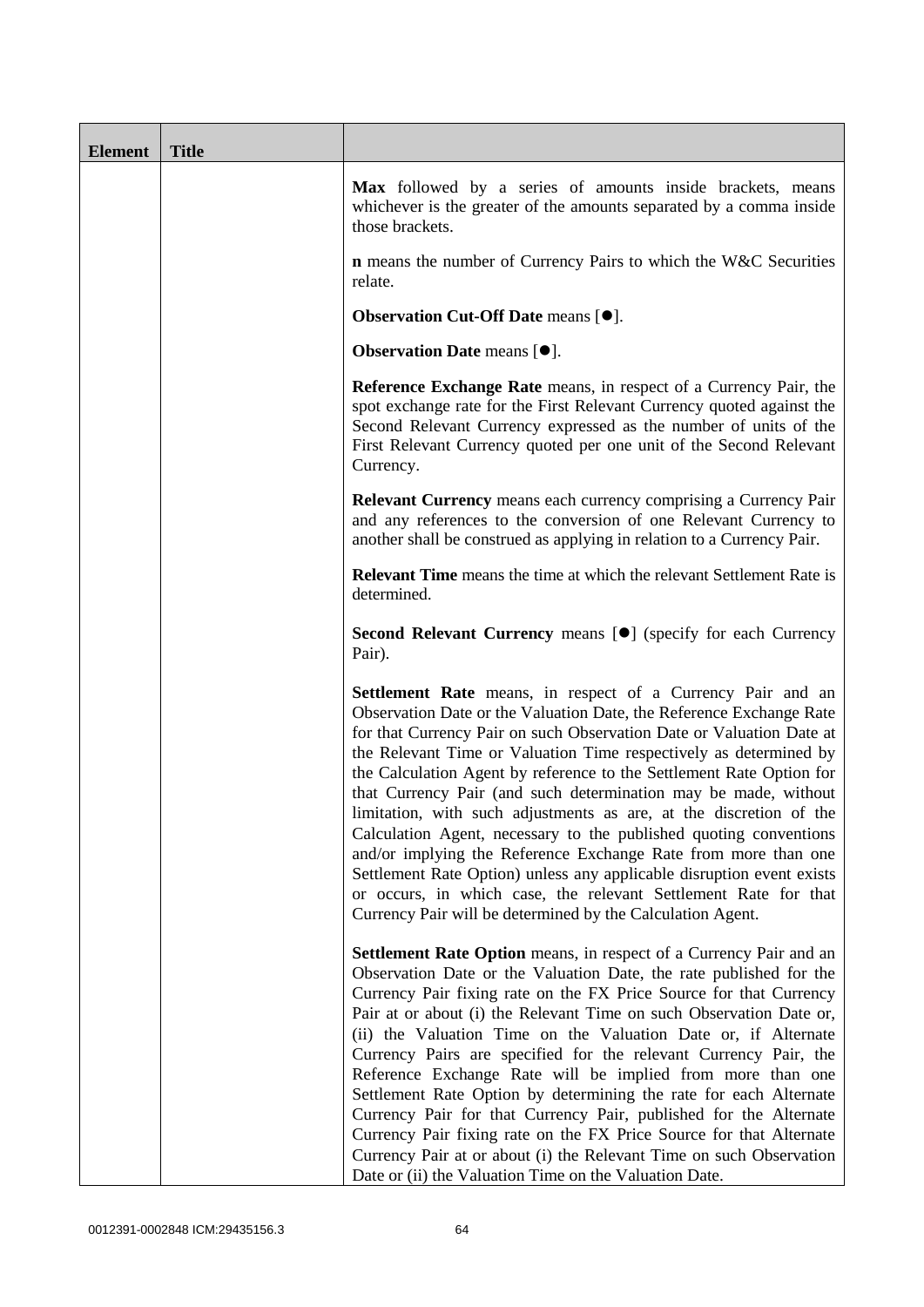| Element | Title | |
|---|---|---|
| | | **Max** followed by a series of amounts inside brackets, means whichever is the greater of the amounts separated by a comma inside those brackets.<br><br>**n** means the number of Currency Pairs to which the W&C Securities relate.<br><br>**Observation Cut-Off Date** means [●].<br><br>**Observation Date** means [●].<br><br>**Reference Exchange Rate** means, in respect of a Currency Pair, the spot exchange rate for the First Relevant Currency quoted against the Second Relevant Currency expressed as the number of units of the First Relevant Currency quoted per one unit of the Second Relevant Currency.<br><br>**Relevant Currency** means each currency comprising a Currency Pair and any references to the conversion of one Relevant Currency to another shall be construed as applying in relation to a Currency Pair.<br><br>**Relevant Time** means the time at which the relevant Settlement Rate is determined.<br><br>**Second Relevant Currency** means [●] (specify for each Currency Pair).<br><br>**Settlement Rate** means, in respect of a Currency Pair and an Observation Date or the Valuation Date, the Reference Exchange Rate for that Currency Pair on such Observation Date or Valuation Date at the Relevant Time or Valuation Time respectively as determined by the Calculation Agent by reference to the Settlement Rate Option for that Currency Pair (and such determination may be made, without limitation, with such adjustments as are, at the discretion of the Calculation Agent, necessary to the published quoting conventions and/or implying the Reference Exchange Rate from more than one Settlement Rate Option) unless any applicable disruption event exists or occurs, in which case, the relevant Settlement Rate for that Currency Pair will be determined by the Calculation Agent.<br><br>**Settlement Rate Option** means, in respect of a Currency Pair and an Observation Date or the Valuation Date, the rate published for the Currency Pair fixing rate on the FX Price Source for that Currency Pair at or about (i) the Relevant Time on such Observation Date or, (ii) the Valuation Time on the Valuation Date or, if Alternate Currency Pairs are specified for the relevant Currency Pair, the Reference Exchange Rate will be implied from more than one Settlement Rate Option by determining the rate for each Alternate Currency Pair for that Currency Pair, published for the Alternate Currency Pair fixing rate on the FX Price Source for that Alternate Currency Pair at or about (i) the Relevant Time on such Observation Date or (ii) the Valuation Time on the Valuation Date. |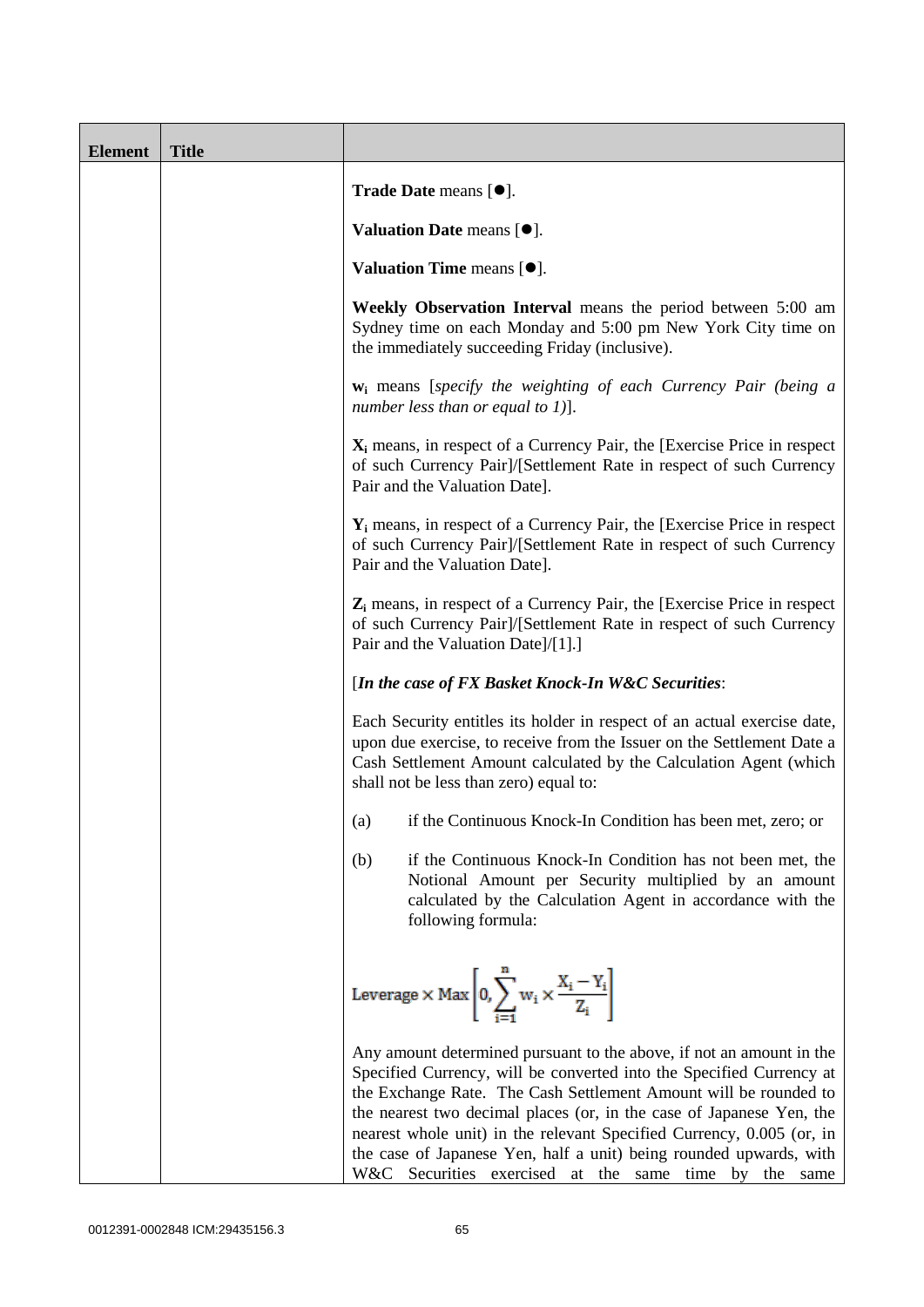| Element | Title | |
|---|---|---|
| | | **Trade Date** means [●].<br><br>**Valuation Date** means [●].<br><br>**Valuation Time** means [●].<br><br>**Weekly Observation Interval** means the period between 5:00 am Sydney time on each Monday and 5:00 pm New York City time on the immediately succeeding Friday (inclusive).<br><br>$\mathbf{w_i}$ means [*specify the weighting of each Currency Pair (being a number less than or equal to 1)*].<br><br>$\mathbf{X_i}$ means, in respect of a Currency Pair, the [Exercise Price in respect of such Currency Pair]/[Settlement Rate in respect of such Currency Pair and the Valuation Date].<br><br>$\mathbf{Y_i}$ means, in respect of a Currency Pair, the [Exercise Price in respect of such Currency Pair]/[Settlement Rate in respect of such Currency Pair and the Valuation Date].<br><br>$\mathbf{Z_i}$ means, in respect of a Currency Pair, the [Exercise Price in respect of such Currency Pair]/[Settlement Rate in respect of such Currency Pair and the Valuation Date]/[1].]<br><br>[***In the case of FX Basket Knock-In W&C Securities***:<br><br>Each Security entitles its holder in respect of an actual exercise date, upon due exercise, to receive from the Issuer on the Settlement Date a Cash Settlement Amount calculated by the Calculation Agent (which shall not be less than zero) equal to:<br><br>(a) if the Continuous Knock-In Condition has been met, zero; or<br><br>(b) if the Continuous Knock-In Condition has not been met, the Notional Amount per Security multiplied by an amount calculated by the Calculation Agent in accordance with the following formula:<br><br>$$\text{Leverage} \times \text{Max}\left[0, \sum_{i=1}^{n} w_i \times \frac{X_i - Y_i}{Z_i}\right]$$<br><br>Any amount determined pursuant to the above, if not an amount in the Specified Currency, will be converted into the Specified Currency at the Exchange Rate. The Cash Settlement Amount will be rounded to the nearest two decimal places (or, in the case of Japanese Yen, the nearest whole unit) in the relevant Specified Currency, 0.005 (or, in the case of Japanese Yen, half a unit) being rounded upwards, with W&C Securities exercised at the same time by the same |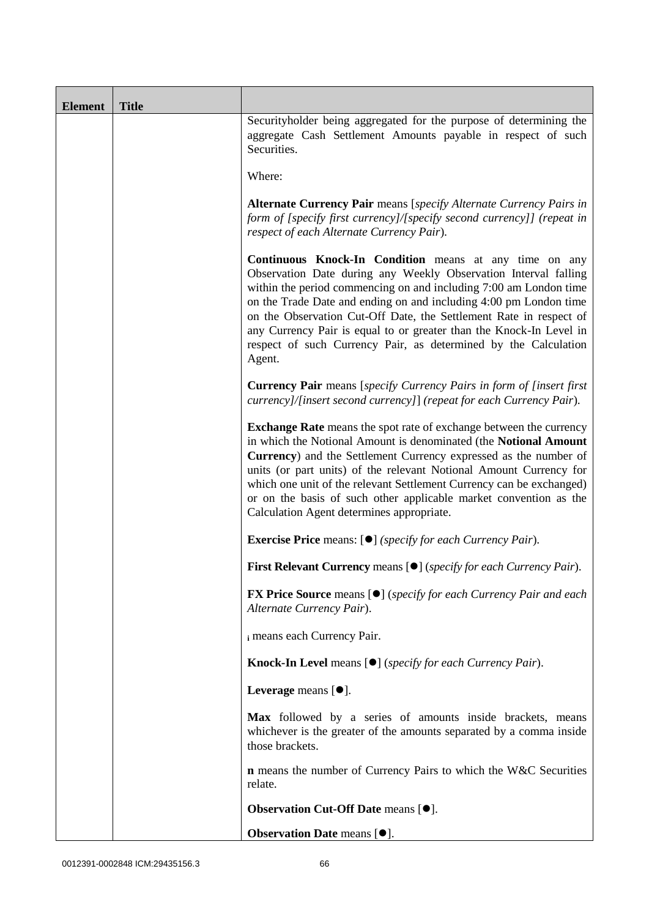| Element | Title | |
|---|---|---|
| | | Securityholder being aggregated for the purpose of determining the aggregate Cash Settlement Amounts payable in respect of such Securities.<br><br>Where:<br><br>**Alternate Currency Pair** means [*specify Alternate Currency Pairs in form of [specify first currency]/[specify second currency]] (repeat in respect of each Alternate Currency Pair*).<br><br>**Continuous Knock-In Condition** means at any time on any Observation Date during any Weekly Observation Interval falling within the period commencing on and including 7:00 am London time on the Trade Date and ending on and including 4:00 pm London time on the Observation Cut-Off Date, the Settlement Rate in respect of any Currency Pair is equal to or greater than the Knock-In Level in respect of such Currency Pair, as determined by the Calculation Agent.<br><br>**Currency Pair** means [*specify Currency Pairs in form of [insert first currency]/[insert second currency]*] (*repeat for each Currency Pair*).<br><br>**Exchange Rate** means the spot rate of exchange between the currency in which the Notional Amount is denominated (the **Notional Amount Currency**) and the Settlement Currency expressed as the number of units (or part units) of the relevant Notional Amount Currency for which one unit of the relevant Settlement Currency can be exchanged) or on the basis of such other applicable market convention as the Calculation Agent determines appropriate.<br><br>**Exercise Price** means: [●] *(specify for each Currency Pair*).<br><br>**First Relevant Currency** means [●] (*specify for each Currency Pair*).<br><br>**FX Price Source** means [●] (*specify for each Currency Pair and each Alternate Currency Pair*).<br><br>$_i$ means each Currency Pair.<br><br>**Knock-In Level** means [●] (*specify for each Currency Pair*).<br><br>**Leverage** means [●].<br><br>**Max** followed by a series of amounts inside brackets, means whichever is the greater of the amounts separated by a comma inside those brackets.<br><br>**n** means the number of Currency Pairs to which the W&C Securities relate.<br><br>**Observation Cut-Off Date** means [●].<br><br>**Observation Date** means [●]. |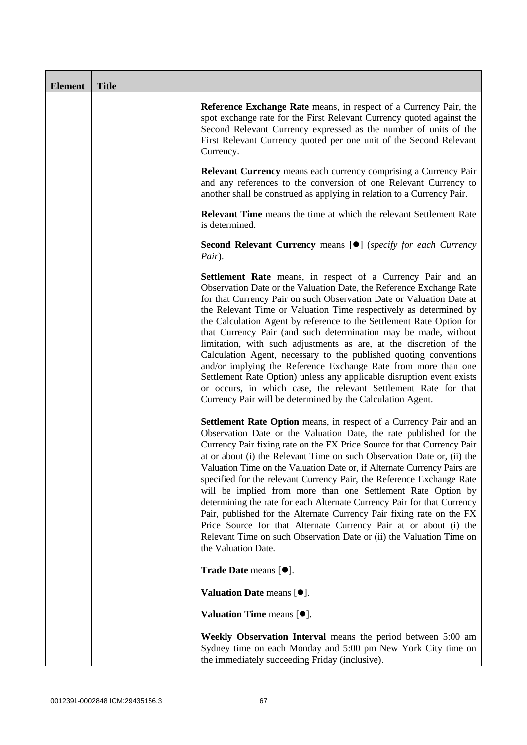| Element | Title | |
|---|---|---|
| | | **Reference Exchange Rate** means, in respect of a Currency Pair, the spot exchange rate for the First Relevant Currency quoted against the Second Relevant Currency expressed as the number of units of the First Relevant Currency quoted per one unit of the Second Relevant Currency.<br><br>**Relevant Currency** means each currency comprising a Currency Pair and any references to the conversion of one Relevant Currency to another shall be construed as applying in relation to a Currency Pair.<br><br>**Relevant Time** means the time at which the relevant Settlement Rate is determined.<br><br>**Second Relevant Currency** means [●] (*specify for each Currency Pair*).<br><br>**Settlement Rate** means, in respect of a Currency Pair and an Observation Date or the Valuation Date, the Reference Exchange Rate for that Currency Pair on such Observation Date or Valuation Date at the Relevant Time or Valuation Time respectively as determined by the Calculation Agent by reference to the Settlement Rate Option for that Currency Pair (and such determination may be made, without limitation, with such adjustments as are, at the discretion of the Calculation Agent, necessary to the published quoting conventions and/or implying the Reference Exchange Rate from more than one Settlement Rate Option) unless any applicable disruption event exists or occurs, in which case, the relevant Settlement Rate for that Currency Pair will be determined by the Calculation Agent.<br><br>**Settlement Rate Option** means, in respect of a Currency Pair and an Observation Date or the Valuation Date, the rate published for the Currency Pair fixing rate on the FX Price Source for that Currency Pair at or about (i) the Relevant Time on such Observation Date or, (ii) the Valuation Time on the Valuation Date or, if Alternate Currency Pairs are specified for the relevant Currency Pair, the Reference Exchange Rate will be implied from more than one Settlement Rate Option by determining the rate for each Alternate Currency Pair for that Currency Pair, published for the Alternate Currency Pair fixing rate on the FX Price Source for that Alternate Currency Pair at or about (i) the Relevant Time on such Observation Date or (ii) the Valuation Time on the Valuation Date.<br><br>**Trade Date** means [●].<br><br>**Valuation Date** means [●].<br><br>**Valuation Time** means [●].<br><br>**Weekly Observation Interval** means the period between 5:00 am Sydney time on each Monday and 5:00 pm New York City time on the immediately succeeding Friday (inclusive). |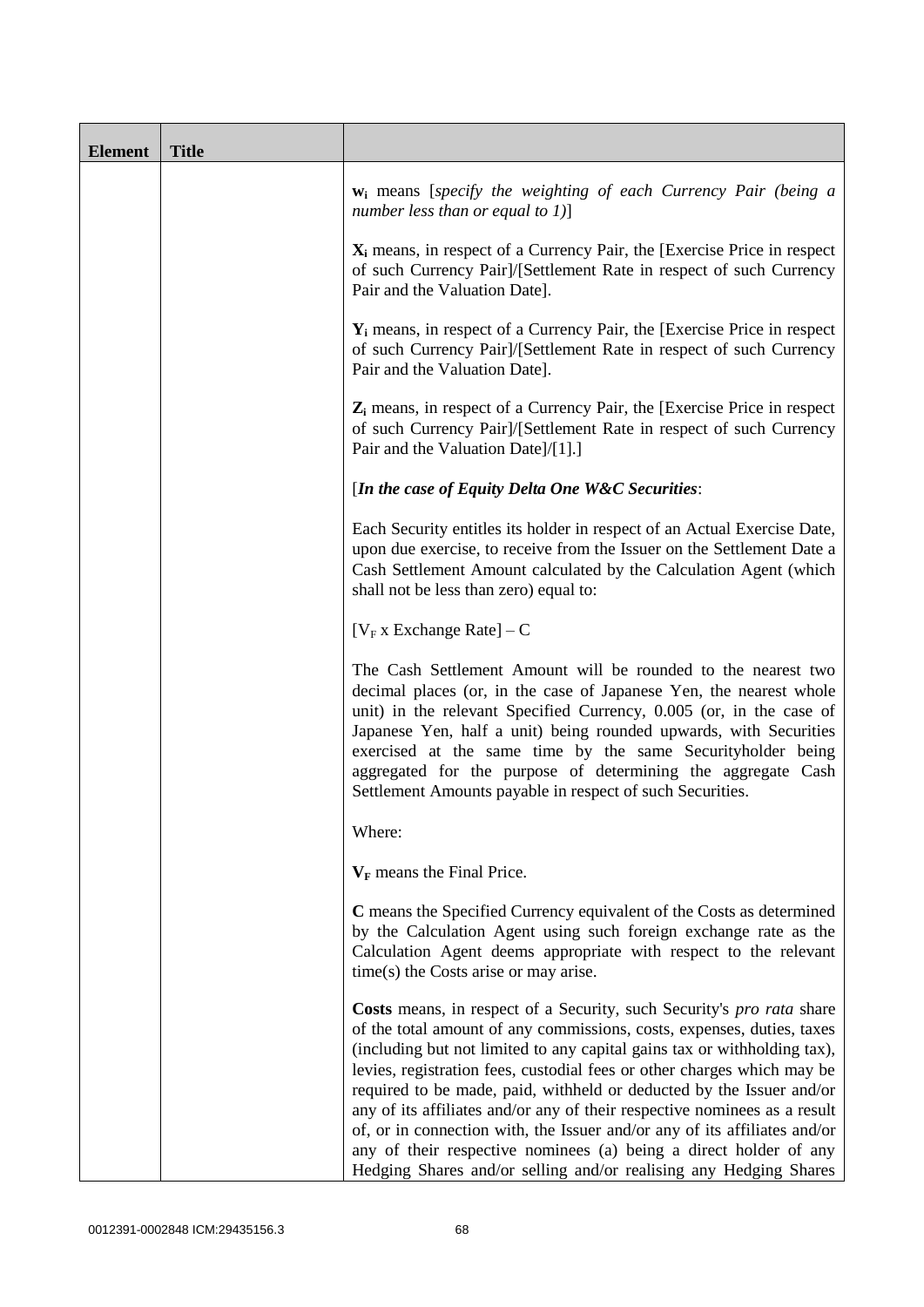| Element | Title | |
|---|---|---|
| | | $\mathbf{w_i}$ means [*specify the weighting of each Currency Pair (being a number less than or equal to 1)*]<br><br>$\mathbf{X_i}$ means, in respect of a Currency Pair, the [Exercise Price in respect of such Currency Pair]/[Settlement Rate in respect of such Currency Pair and the Valuation Date].<br><br>$\mathbf{Y_i}$ means, in respect of a Currency Pair, the [Exercise Price in respect of such Currency Pair]/[Settlement Rate in respect of such Currency Pair and the Valuation Date].<br><br>$\mathbf{Z_i}$ means, in respect of a Currency Pair, the [Exercise Price in respect of such Currency Pair]/[Settlement Rate in respect of such Currency Pair and the Valuation Date]/[1].]<br><br>[***In the case of Equity Delta One W&C Securities***:<br><br>Each Security entitles its holder in respect of an Actual Exercise Date, upon due exercise, to receive from the Issuer on the Settlement Date a Cash Settlement Amount calculated by the Calculation Agent (which shall not be less than zero) equal to:<br><br>$[V_F \text{ x Exchange Rate}] - C$<br><br>The Cash Settlement Amount will be rounded to the nearest two decimal places (or, in the case of Japanese Yen, the nearest whole unit) in the relevant Specified Currency, 0.005 (or, in the case of Japanese Yen, half a unit) being rounded upwards, with Securities exercised at the same time by the same Securityholder being aggregated for the purpose of determining the aggregate Cash Settlement Amounts payable in respect of such Securities.<br><br>Where:<br><br>$\mathbf{V_F}$ means the Final Price.<br><br>**C** means the Specified Currency equivalent of the Costs as determined by the Calculation Agent using such foreign exchange rate as the Calculation Agent deems appropriate with respect to the relevant time(s) the Costs arise or may arise.<br><br>**Costs** means, in respect of a Security, such Security's *pro rata* share of the total amount of any commissions, costs, expenses, duties, taxes (including but not limited to any capital gains tax or withholding tax), levies, registration fees, custodial fees or other charges which may be required to be made, paid, withheld or deducted by the Issuer and/or any of its affiliates and/or any of their respective nominees as a result of, or in connection with, the Issuer and/or any of its affiliates and/or any of their respective nominees (a) being a direct holder of any Hedging Shares and/or selling and/or realising any Hedging Shares |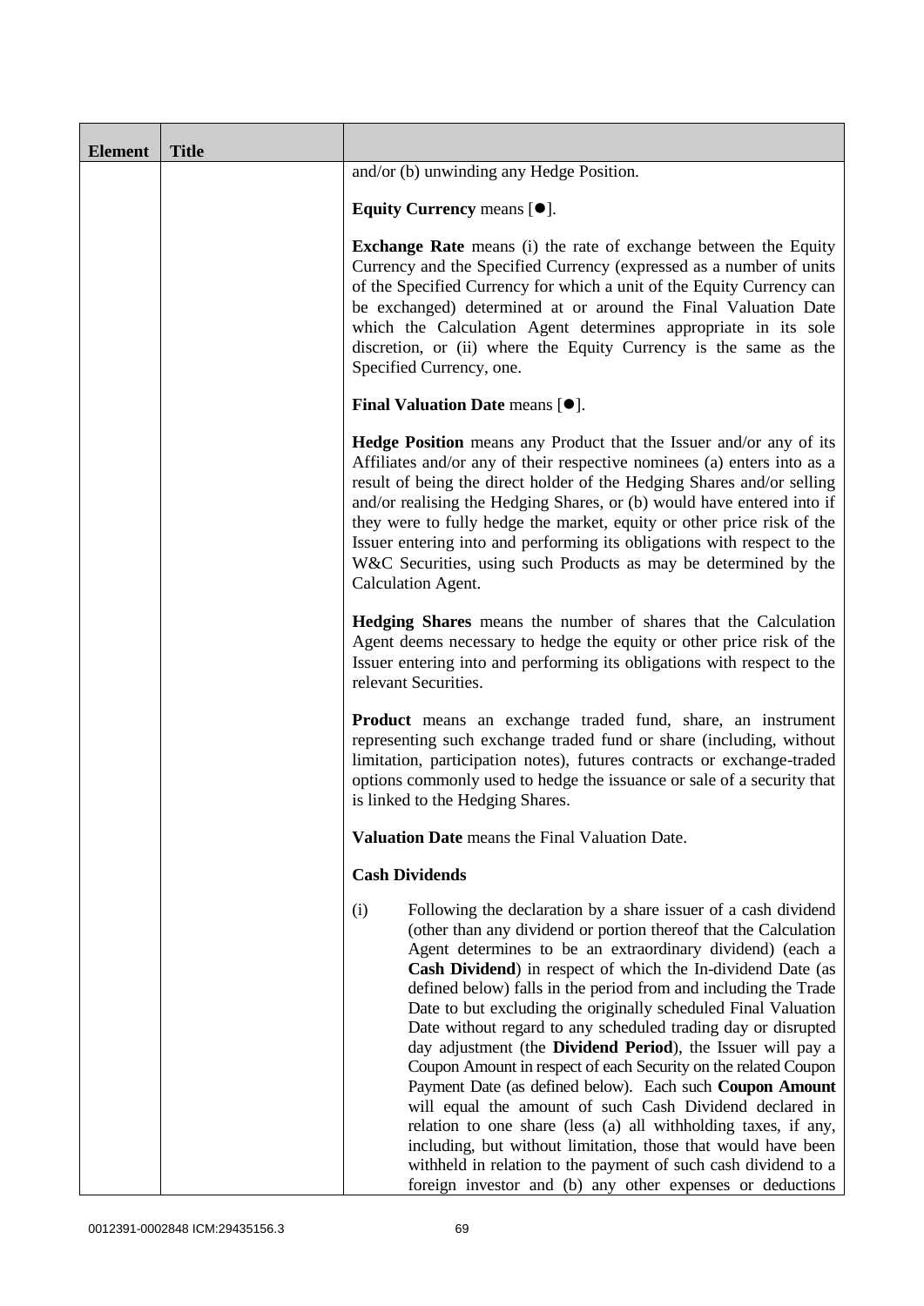| Element | Title | |
|---|---|---|
| | | and/or (b) unwinding any Hedge Position.<br><br>**Equity Currency** means [●].<br><br>**Exchange Rate** means (i) the rate of exchange between the Equity Currency and the Specified Currency (expressed as a number of units of the Specified Currency for which a unit of the Equity Currency can be exchanged) determined at or around the Final Valuation Date which the Calculation Agent determines appropriate in its sole discretion, or (ii) where the Equity Currency is the same as the Specified Currency, one.<br><br>**Final Valuation Date** means [●].<br><br>**Hedge Position** means any Product that the Issuer and/or any of its Affiliates and/or any of their respective nominees (a) enters into as a result of being the direct holder of the Hedging Shares and/or selling and/or realising the Hedging Shares, or (b) would have entered into if they were to fully hedge the market, equity or other price risk of the Issuer entering into and performing its obligations with respect to the W&C Securities, using such Products as may be determined by the Calculation Agent.<br><br>**Hedging Shares** means the number of shares that the Calculation Agent deems necessary to hedge the equity or other price risk of the Issuer entering into and performing its obligations with respect to the relevant Securities.<br><br>**Product** means an exchange traded fund, share, an instrument representing such exchange traded fund or share (including, without limitation, participation notes), futures contracts or exchange-traded options commonly used to hedge the issuance or sale of a security that is linked to the Hedging Shares.<br><br>**Valuation Date** means the Final Valuation Date.<br><br>**Cash Dividends**<br><br>(i) Following the declaration by a share issuer of a cash dividend (other than any dividend or portion thereof that the Calculation Agent determines to be an extraordinary dividend) (each a **Cash Dividend**) in respect of which the In-dividend Date (as defined below) falls in the period from and including the Trade Date to but excluding the originally scheduled Final Valuation Date without regard to any scheduled trading day or disrupted day adjustment (the **Dividend Period**), the Issuer will pay a Coupon Amount in respect of each Security on the related Coupon Payment Date (as defined below). Each such **Coupon Amount** will equal the amount of such Cash Dividend declared in relation to one share (less (a) all withholding taxes, if any, including, but without limitation, those that would have been withheld in relation to the payment of such cash dividend to a foreign investor and (b) any other expenses or deductions |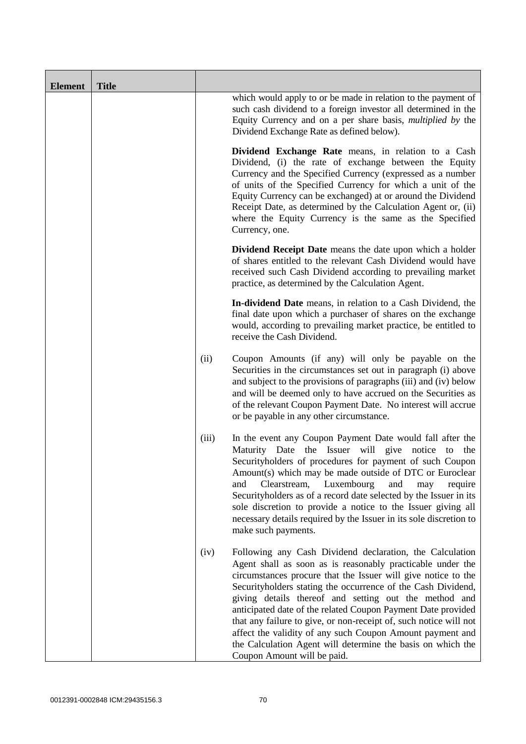| Element | Title | | |
|---|---|---|---|
| | | | which would apply to or be made in relation to the payment of such cash dividend to a foreign investor all determined in the Equity Currency and on a per share basis, *multiplied by* the Dividend Exchange Rate as defined below).<br><br>**Dividend Exchange Rate** means, in relation to a Cash Dividend, (i) the rate of exchange between the Equity Currency and the Specified Currency (expressed as a number of units of the Specified Currency for which a unit of the Equity Currency can be exchanged) at or around the Dividend Receipt Date, as determined by the Calculation Agent or, (ii) where the Equity Currency is the same as the Specified Currency, one.<br><br>**Dividend Receipt Date** means the date upon which a holder of shares entitled to the relevant Cash Dividend would have received such Cash Dividend according to prevailing market practice, as determined by the Calculation Agent.<br><br>**In-dividend Date** means, in relation to a Cash Dividend, the final date upon which a purchaser of shares on the exchange would, according to prevailing market practice, be entitled to receive the Cash Dividend. |
| | | (ii) | Coupon Amounts (if any) will only be payable on the Securities in the circumstances set out in paragraph (i) above and subject to the provisions of paragraphs (iii) and (iv) below and will be deemed only to have accrued on the Securities as of the relevant Coupon Payment Date. No interest will accrue or be payable in any other circumstance. |
| | | (iii) | In the event any Coupon Payment Date would fall after the Maturity Date the Issuer will give notice to the Securityholders of procedures for payment of such Coupon Amount(s) which may be made outside of DTC or Euroclear and Clearstream, Luxembourg and may require Securityholders as of a record date selected by the Issuer in its sole discretion to provide a notice to the Issuer giving all necessary details required by the Issuer in its sole discretion to make such payments. |
| | | (iv) | Following any Cash Dividend declaration, the Calculation Agent shall as soon as is reasonably practicable under the circumstances procure that the Issuer will give notice to the Securityholders stating the occurrence of the Cash Dividend, giving details thereof and setting out the method and anticipated date of the related Coupon Payment Date provided that any failure to give, or non-receipt of, such notice will not affect the validity of any such Coupon Amount payment and the Calculation Agent will determine the basis on which the Coupon Amount will be paid. |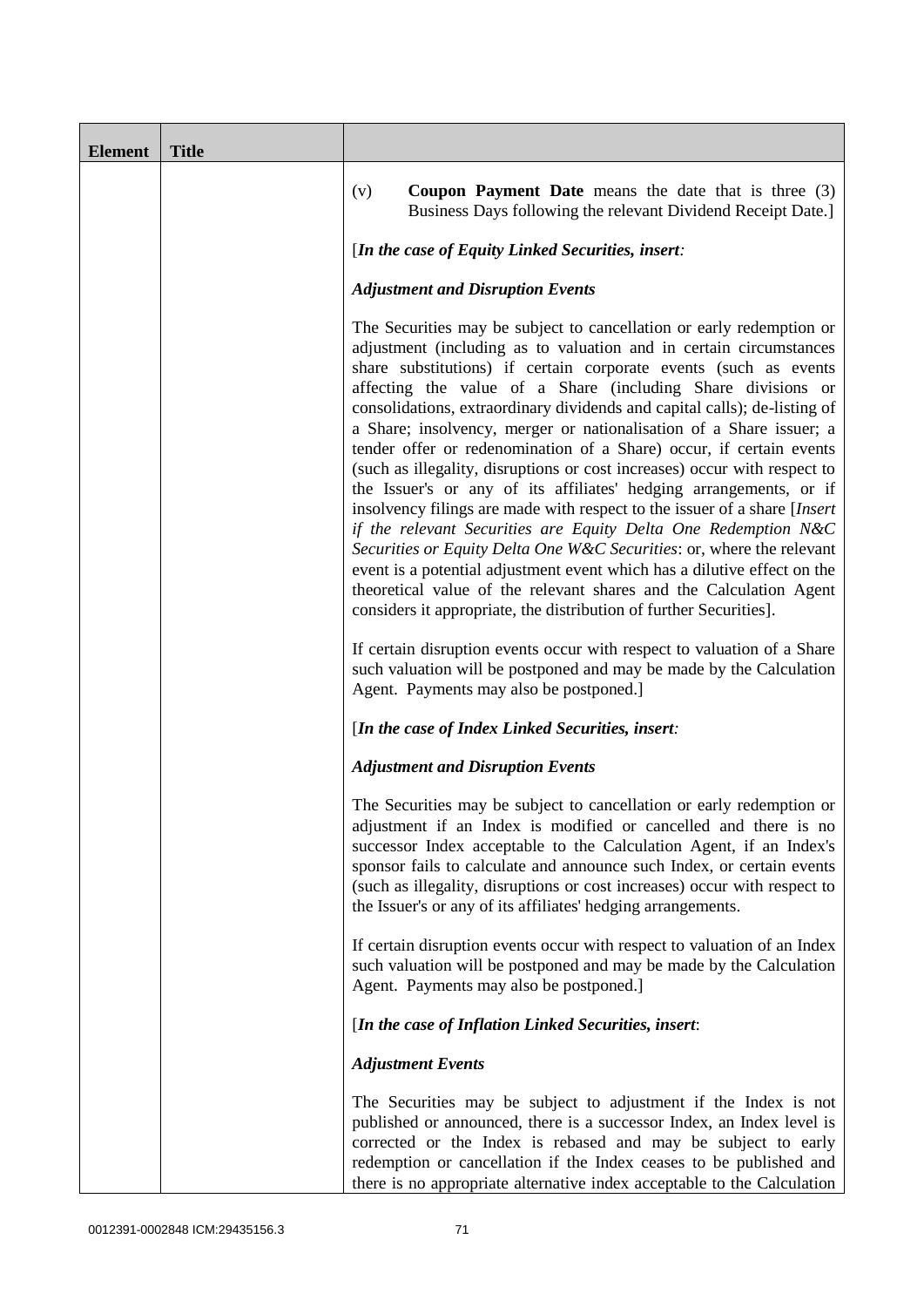| Element | Title | |
|---|---|---|
| | | (v) **Coupon Payment Date** means the date that is three (3) Business Days following the relevant Dividend Receipt Date.]<br><br>[***In the case of Equity Linked Securities, insert:***<br><br>***Adjustment and Disruption Events***<br><br>The Securities may be subject to cancellation or early redemption or adjustment (including as to valuation and in certain circumstances share substitutions) if certain corporate events (such as events affecting the value of a Share (including Share divisions or consolidations, extraordinary dividends and capital calls); de-listing of a Share; insolvency, merger or nationalisation of a Share issuer; a tender offer or redenomination of a Share) occur, if certain events (such as illegality, disruptions or cost increases) occur with respect to the Issuer's or any of its affiliates' hedging arrangements, or if insolvency filings are made with respect to the issuer of a share [*Insert if the relevant Securities are Equity Delta One Redemption N&C Securities or Equity Delta One W&C Securities*: or, where the relevant event is a potential adjustment event which has a dilutive effect on the theoretical value of the relevant shares and the Calculation Agent considers it appropriate, the distribution of further Securities].<br><br>If certain disruption events occur with respect to valuation of a Share such valuation will be postponed and may be made by the Calculation Agent. Payments may also be postponed.]<br><br>[***In the case of Index Linked Securities, insert:***<br><br>***Adjustment and Disruption Events***<br><br>The Securities may be subject to cancellation or early redemption or adjustment if an Index is modified or cancelled and there is no successor Index acceptable to the Calculation Agent, if an Index's sponsor fails to calculate and announce such Index, or certain events (such as illegality, disruptions or cost increases) occur with respect to the Issuer's or any of its affiliates' hedging arrangements.<br><br>If certain disruption events occur with respect to valuation of an Index such valuation will be postponed and may be made by the Calculation Agent. Payments may also be postponed.]<br><br>[***In the case of Inflation Linked Securities, insert***:<br><br>***Adjustment Events***<br><br>The Securities may be subject to adjustment if the Index is not published or announced, there is a successor Index, an Index level is corrected or the Index is rebased and may be subject to early redemption or cancellation if the Index ceases to be published and there is no appropriate alternative index acceptable to the Calculation |

0012391-0002848 ICM:29435156.3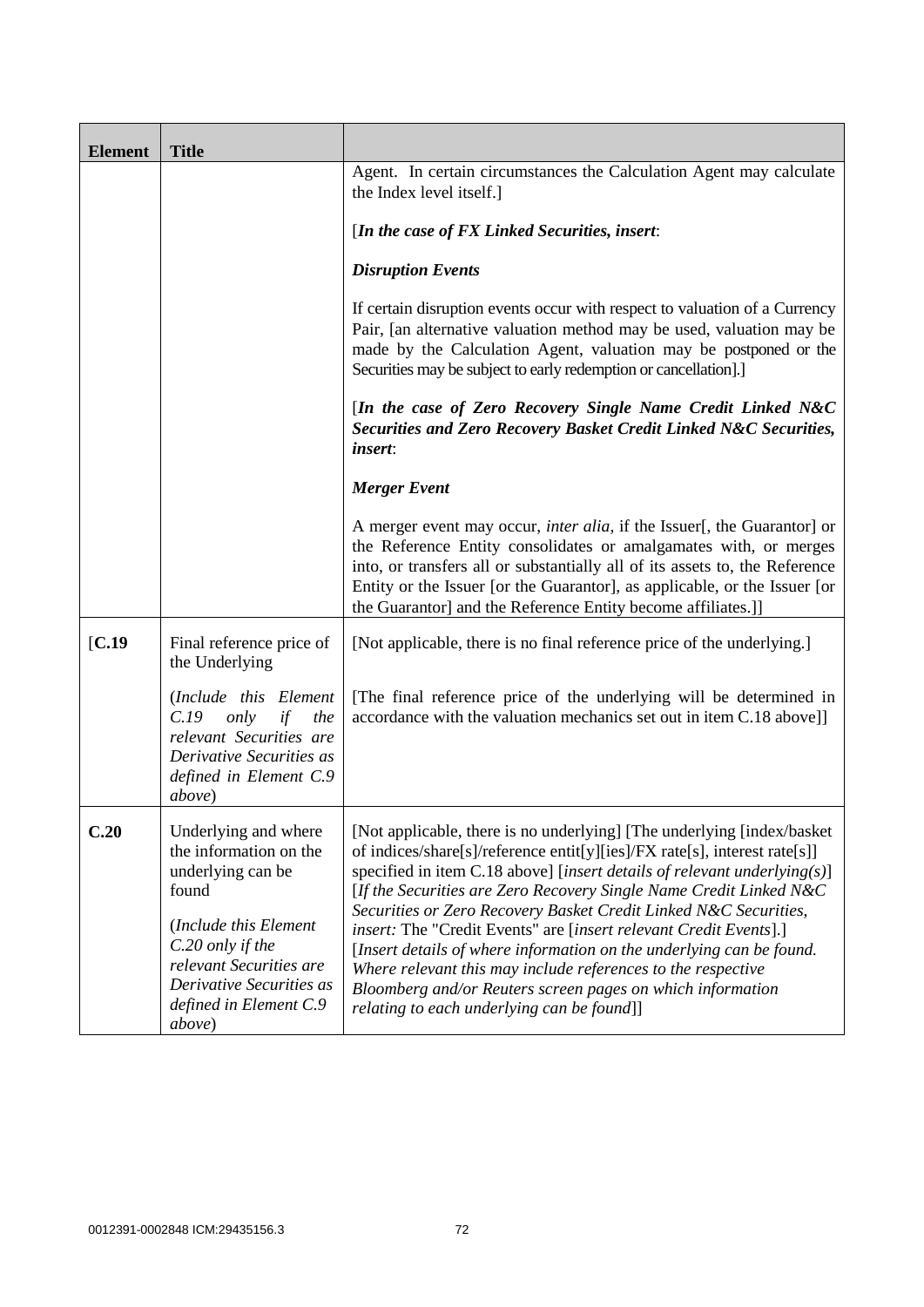| Element | Title | |
|---|---|---|
| | | Agent. In certain circumstances the Calculation Agent may calculate the Index level itself.]<br><br>[*In the case of FX Linked Securities, insert*:<br><br>***Disruption Events***<br><br>If certain disruption events occur with respect to valuation of a Currency Pair, [an alternative valuation method may be used, valuation may be made by the Calculation Agent, valuation may be postponed or the Securities may be subject to early redemption or cancellation].]<br><br>[*In the case of Zero Recovery Single Name Credit Linked N&C Securities and Zero Recovery Basket Credit Linked N&C Securities, insert*:<br><br>***Merger Event***<br><br>A merger event may occur, *inter alia*, if the Issuer[, the Guarantor] or the Reference Entity consolidates or amalgamates with, or merges into, or transfers all or substantially all of its assets to, the Reference Entity or the Issuer [or the Guarantor], as applicable, or the Issuer [or the Guarantor] and the Reference Entity become affiliates.]] |
| [**C.19** | Final reference price of the Underlying<br><br>(*Include this Element C.19 only if the relevant Securities are Derivative Securities as defined in Element C.9 above*) | [Not applicable, there is no final reference price of the underlying.]<br><br>[The final reference price of the underlying will be determined in accordance with the valuation mechanics set out in item C.18 above]] |
| **C.20** | Underlying and where the information on the underlying can be found<br><br>(*Include this Element C.20 only if the relevant Securities are Derivative Securities as defined in Element C.9 above*) | [Not applicable, there is no underlying] [The underlying [index/basket of indices/share[s]/reference entit[y][ies]/FX rate[s], interest rate[s]] specified in item C.18 above] [*insert details of relevant underlying(s)*] [*If the Securities are Zero Recovery Single Name Credit Linked N&C Securities or Zero Recovery Basket Credit Linked N&C Securities, insert:* The "Credit Events" are [*insert relevant Credit Events*].] [*Insert details of where information on the underlying can be found. Where relevant this may include references to the respective Bloomberg and/or Reuters screen pages on which information relating to each underlying can be found*]] |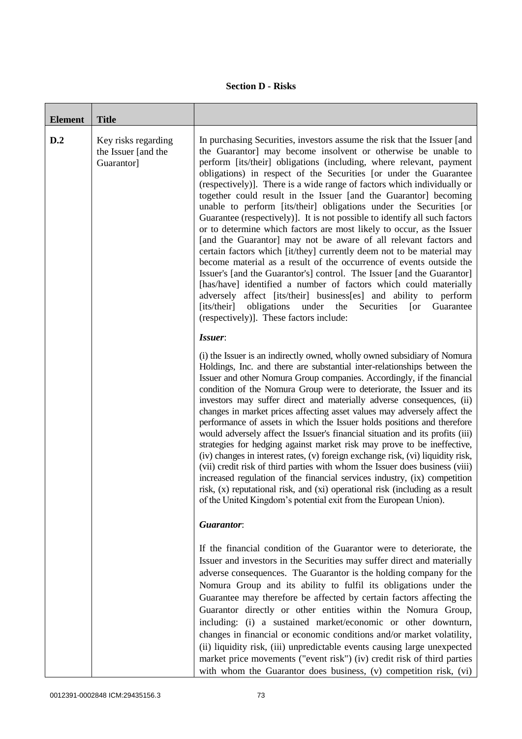**Section D - Risks**

| Element | Title | |
|---|---|---|
| D.2 | Key risks regarding the Issuer [and the Guarantor] | In purchasing Securities, investors assume the risk that the Issuer [and the Guarantor] may become insolvent or otherwise be unable to perform [its/their] obligations (including, where relevant, payment obligations) in respect of the Securities [or under the Guarantee (respectively)]. There is a wide range of factors which individually or together could result in the Issuer [and the Guarantor] becoming unable to perform [its/their] obligations under the Securities [or Guarantee (respectively)]. It is not possible to identify all such factors or to determine which factors are most likely to occur, as the Issuer [and the Guarantor] may not be aware of all relevant factors and certain factors which [it/they] currently deem not to be material may become material as a result of the occurrence of events outside the Issuer's [and the Guarantor's] control. The Issuer [and the Guarantor] [has/have] identified a number of factors which could materially adversely affect [its/their] business[es] and ability to perform [its/their] obligations under the Securities [or Guarantee (respectively)]. These factors include:<br><br>***Issuer***:<br><br>(i) the Issuer is an indirectly owned, wholly owned subsidiary of Nomura Holdings, Inc. and there are substantial inter-relationships between the Issuer and other Nomura Group companies. Accordingly, if the financial condition of the Nomura Group were to deteriorate, the Issuer and its investors may suffer direct and materially adverse consequences, (ii) changes in market prices affecting asset values may adversely affect the performance of assets in which the Issuer holds positions and therefore would adversely affect the Issuer's financial situation and its profits (iii) strategies for hedging against market risk may prove to be ineffective, (iv) changes in interest rates, (v) foreign exchange risk, (vi) liquidity risk, (vii) credit risk of third parties with whom the Issuer does business (viii) increased regulation of the financial services industry, (ix) competition risk, (x) reputational risk, and (xi) operational risk (including as a result of the United Kingdom's potential exit from the European Union).<br><br>***Guarantor***:<br><br>If the financial condition of the Guarantor were to deteriorate, the Issuer and investors in the Securities may suffer direct and materially adverse consequences. The Guarantor is the holding company for the Nomura Group and its ability to fulfil its obligations under the Guarantee may therefore be affected by certain factors affecting the Guarantor directly or other entities within the Nomura Group, including: (i) a sustained market/economic or other downturn, changes in financial or economic conditions and/or market volatility, (ii) liquidity risk, (iii) unpredictable events causing large unexpected market price movements ("event risk") (iv) credit risk of third parties with whom the Guarantor does business, (v) competition risk, (vi) |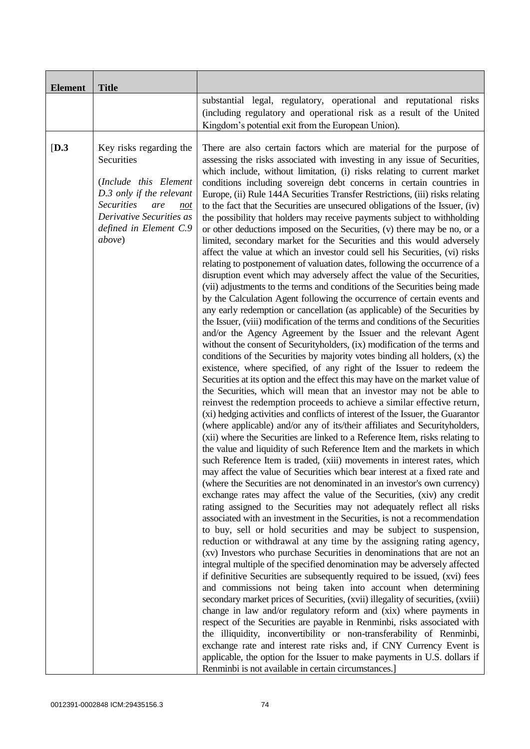| Element | Title | |
|---|---|---|
| | | substantial legal, regulatory, operational and reputational risks (including regulatory and operational risk as a result of the United Kingdom's potential exit from the European Union). |
| [D.3 | Key risks regarding the Securities<br><br>(*Include this Element D.3 only if the relevant Securities are <u>not</u> Derivative Securities as defined in Element C.9 above*) | There are also certain factors which are material for the purpose of assessing the risks associated with investing in any issue of Securities, which include, without limitation, (i) risks relating to current market conditions including sovereign debt concerns in certain countries in Europe, (ii) Rule 144A Securities Transfer Restrictions, (iii) risks relating to the fact that the Securities are unsecured obligations of the Issuer, (iv) the possibility that holders may receive payments subject to withholding or other deductions imposed on the Securities, (v) there may be no, or a limited, secondary market for the Securities and this would adversely affect the value at which an investor could sell his Securities, (vi) risks relating to postponement of valuation dates, following the occurrence of a disruption event which may adversely affect the value of the Securities, (vii) adjustments to the terms and conditions of the Securities being made by the Calculation Agent following the occurrence of certain events and any early redemption or cancellation (as applicable) of the Securities by the Issuer, (viii) modification of the terms and conditions of the Securities and/or the Agency Agreement by the Issuer and the relevant Agent without the consent of Securityholders, (ix) modification of the terms and conditions of the Securities by majority votes binding all holders, (x) the existence, where specified, of any right of the Issuer to redeem the Securities at its option and the effect this may have on the market value of the Securities, which will mean that an investor may not be able to reinvest the redemption proceeds to achieve a similar effective return, (xi) hedging activities and conflicts of interest of the Issuer, the Guarantor (where applicable) and/or any of its/their affiliates and Securityholders, (xii) where the Securities are linked to a Reference Item, risks relating to the value and liquidity of such Reference Item and the markets in which such Reference Item is traded, (xiii) movements in interest rates, which may affect the value of Securities which bear interest at a fixed rate and (where the Securities are not denominated in an investor's own currency) exchange rates may affect the value of the Securities, (xiv) any credit rating assigned to the Securities may not adequately reflect all risks associated with an investment in the Securities, is not a recommendation to buy, sell or hold securities and may be subject to suspension, reduction or withdrawal at any time by the assigning rating agency, (xv) Investors who purchase Securities in denominations that are not an integral multiple of the specified denomination may be adversely affected if definitive Securities are subsequently required to be issued, (xvi) fees and commissions not being taken into account when determining secondary market prices of Securities, (xvii) illegality of securities, (xviii) change in law and/or regulatory reform and (xix) where payments in respect of the Securities are payable in Renminbi, risks associated with the illiquidity, inconvertibility or non-transferability of Renminbi, exchange rate and interest rate risks and, if CNY Currency Event is applicable, the option for the Issuer to make payments in U.S. dollars if Renminbi is not available in certain circumstances.] |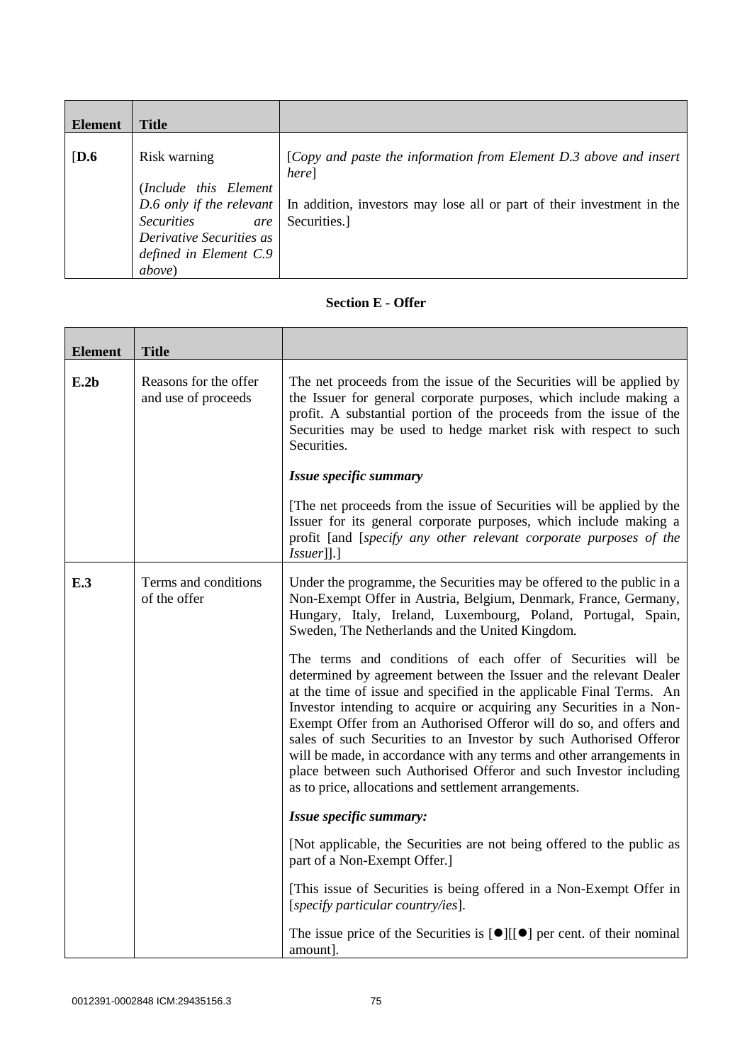| Element | Title | |
|---|---|---|
| [D.6 | Risk warning<br><br>(*Include this Element D.6 only if the relevant Securities are Derivative Securities as defined in Element C.9 above*) | [*Copy and paste the information from Element D.3 above and insert here*]<br><br>In addition, investors may lose all or part of their investment in the Securities.] |

**Section E - Offer**

| Element | Title | |
|---|---|---|
| E.2b | Reasons for the offer and use of proceeds | The net proceeds from the issue of the Securities will be applied by the Issuer for general corporate purposes, which include making a profit. A substantial portion of the proceeds from the issue of the Securities may be used to hedge market risk with respect to such Securities.<br><br>***Issue specific summary***<br><br>[The net proceeds from the issue of Securities will be applied by the Issuer for its general corporate purposes, which include making a profit [and [*specify any other relevant corporate purposes of the Issuer*]].] |
| E.3 | Terms and conditions of the offer | Under the programme, the Securities may be offered to the public in a Non-Exempt Offer in Austria, Belgium, Denmark, France, Germany, Hungary, Italy, Ireland, Luxembourg, Poland, Portugal, Spain, Sweden, The Netherlands and the United Kingdom.<br><br>The terms and conditions of each offer of Securities will be determined by agreement between the Issuer and the relevant Dealer at the time of issue and specified in the applicable Final Terms. An Investor intending to acquire or acquiring any Securities in a Non-Exempt Offer from an Authorised Offeror will do so, and offers and sales of such Securities to an Investor by such Authorised Offeror will be made, in accordance with any terms and other arrangements in place between such Authorised Offeror and such Investor including as to price, allocations and settlement arrangements.<br><br>***Issue specific summary:***<br><br>[Not applicable, the Securities are not being offered to the public as part of a Non-Exempt Offer.]<br><br>[This issue of Securities is being offered in a Non-Exempt Offer in [*specify particular country/ies*].<br><br>The issue price of the Securities is [●][[●] per cent. of their nominal amount]. |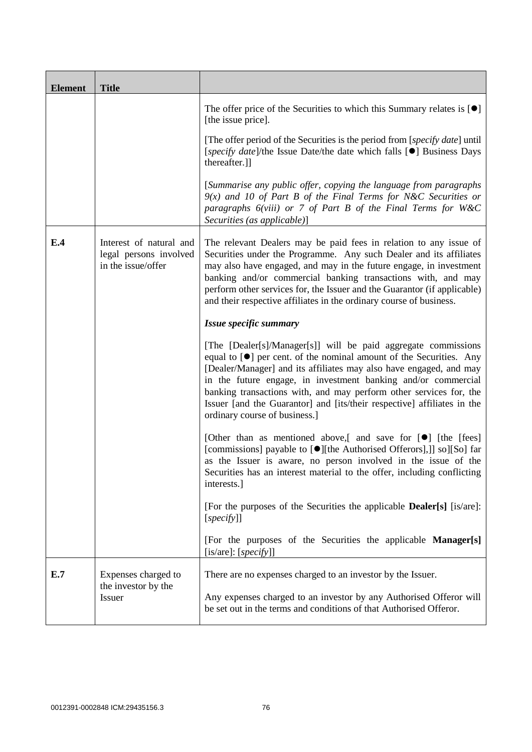| Element | Title | |
|---|---|---|
| | | The offer price of the Securities to which this Summary relates is [●] [the issue price].<br><br>[The offer period of the Securities is the period from [*specify date*] until [*specify date*]/the Issue Date/the date which falls [●] Business Days thereafter.]]<br><br>[*Summarise any public offer, copying the language from paragraphs 9(x) and 10 of Part B of the Final Terms for N&C Securities or paragraphs 6(viii) or 7 of Part B of the Final Terms for W&C Securities (as applicable)*] |
| **E.4** | Interest of natural and legal persons involved in the issue/offer | The relevant Dealers may be paid fees in relation to any issue of Securities under the Programme. Any such Dealer and its affiliates may also have engaged, and may in the future engage, in investment banking and/or commercial banking transactions with, and may perform other services for, the Issuer and the Guarantor (if applicable) and their respective affiliates in the ordinary course of business.<br><br>***Issue specific summary***<br><br>[The [Dealer[s]/Manager[s]] will be paid aggregate commissions equal to [●] per cent. of the nominal amount of the Securities. Any [Dealer/Manager] and its affiliates may also have engaged, and may in the future engage, in investment banking and/or commercial banking transactions with, and may perform other services for, the Issuer [and the Guarantor] and [its/their respective] affiliates in the ordinary course of business.]<br><br>[Other than as mentioned above,[ and save for [●] [the [fees] [commissions] payable to [●][the Authorised Offerors],]] so][So] far as the Issuer is aware, no person involved in the issue of the Securities has an interest material to the offer, including conflicting interests.]<br><br>[For the purposes of the Securities the applicable **Dealer[s]** [is/are]: [*specify*]]<br><br>[For the purposes of the Securities the applicable **Manager[s]** [is/are]: [*specify*]] |
| **E.7** | Expenses charged to the investor by the Issuer | There are no expenses charged to an investor by the Issuer.<br><br>Any expenses charged to an investor by any Authorised Offeror will be set out in the terms and conditions of that Authorised Offeror. |